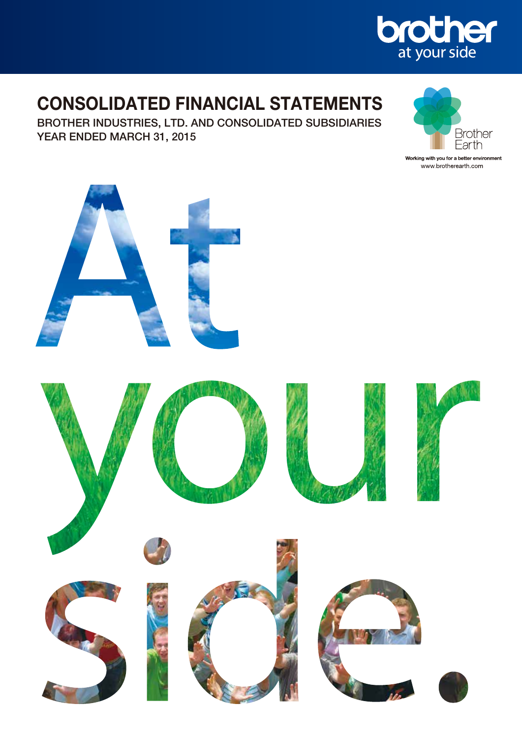brother
at your side

# CONSOLIDATED FINANCIAL STATEMENTS

**BROTHER INDUSTRIES, LTD. AND CONSOLIDATED SUBSIDIARIES**
**YEAR ENDED MARCH 31, 2015**

Brother Earth

Working with you for a better environment
www.brotherearth.com

At your side.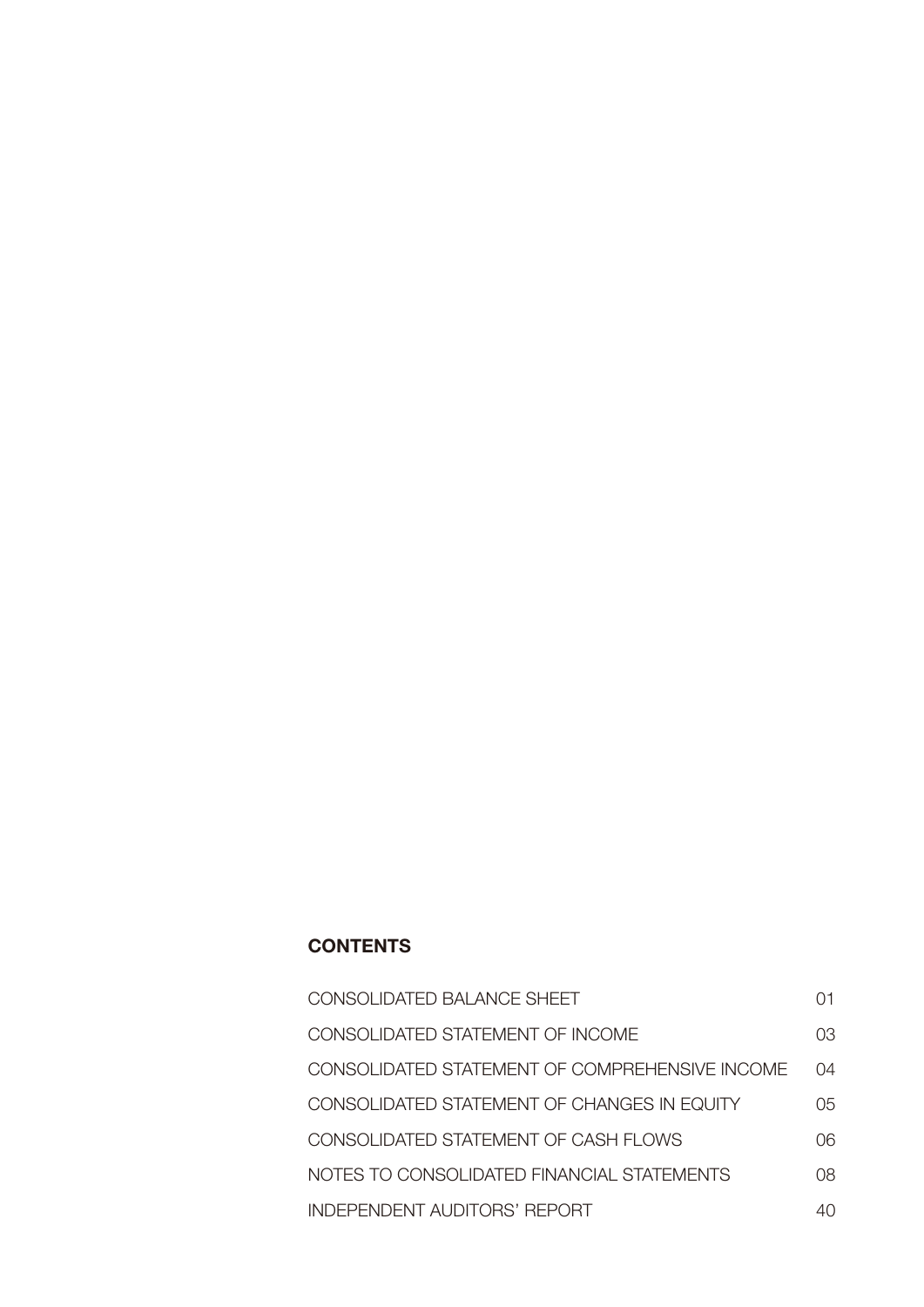## CONTENTS

| | |
|---|---|
| CONSOLIDATED BALANCE SHEET | 01 |
| CONSOLIDATED STATEMENT OF INCOME | 03 |
| CONSOLIDATED STATEMENT OF COMPREHENSIVE INCOME | 04 |
| CONSOLIDATED STATEMENT OF CHANGES IN EQUITY | 05 |
| CONSOLIDATED STATEMENT OF CASH FLOWS | 06 |
| NOTES TO CONSOLIDATED FINANCIAL STATEMENTS | 08 |
| INDEPENDENT AUDITORS' REPORT | 40 |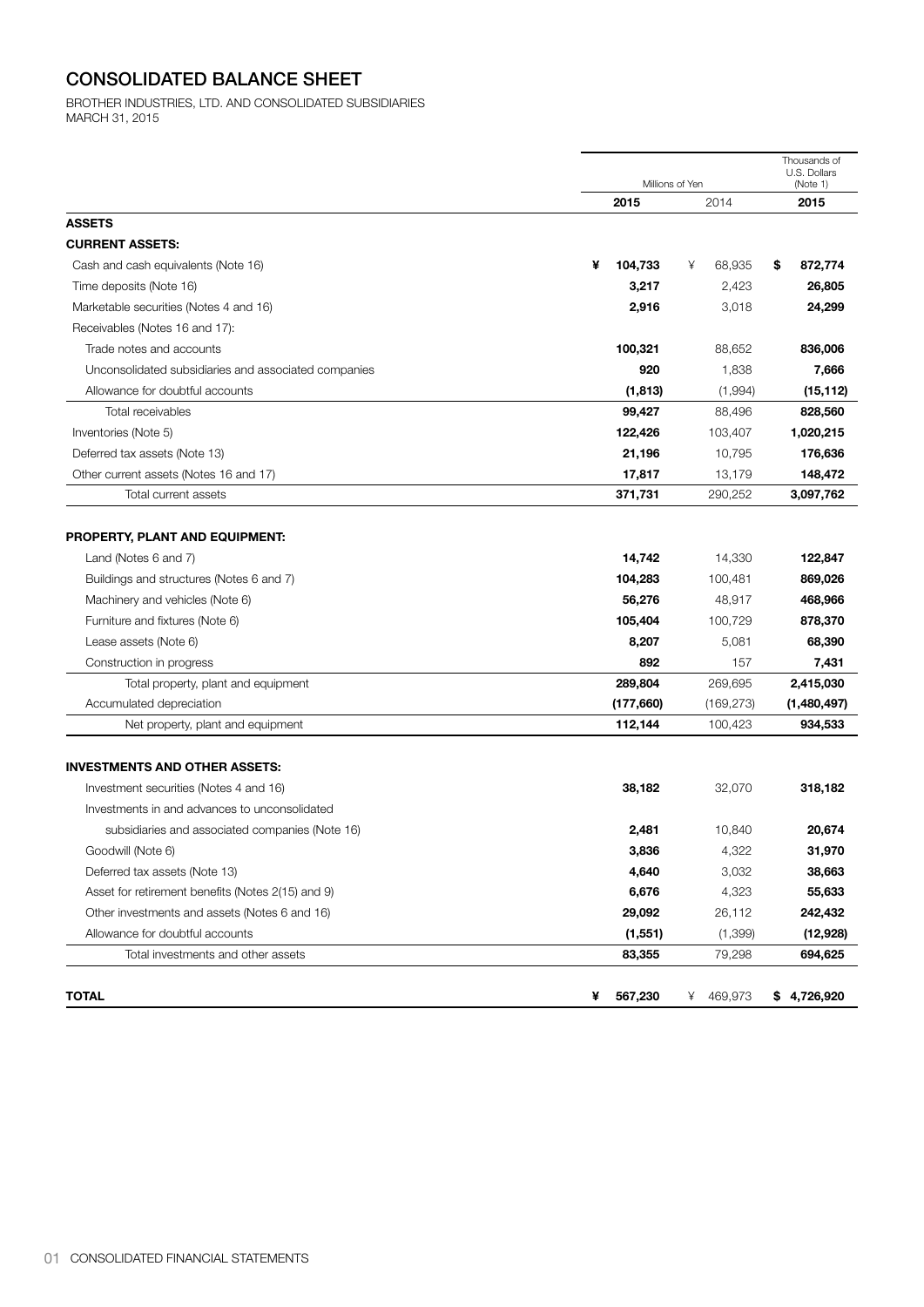# CONSOLIDATED BALANCE SHEET

BROTHER INDUSTRIES, LTD. AND CONSOLIDATED SUBSIDIARIES
MARCH 31, 2015

| | Millions of Yen | | Thousands of U.S. Dollars (Note 1) |
|---|---|---|---|
| | **2015** | 2014 | **2015** |
| **ASSETS** | | | |
| **CURRENT ASSETS:** | | | |
| Cash and cash equivalents (Note 16) | **¥ 104,733** | ¥ 68,935 | **$ 872,774** |
| Time deposits (Note 16) | **3,217** | 2,423 | **26,805** |
| Marketable securities (Notes 4 and 16) | **2,916** | 3,018 | **24,299** |
| Receivables (Notes 16 and 17): | | | |
| Trade notes and accounts | **100,321** | 88,652 | **836,006** |
| Unconsolidated subsidiaries and associated companies | **920** | 1,838 | **7,666** |
| Allowance for doubtful accounts | **(1,813)** | (1,994) | **(15,112)** |
| Total receivables | **99,427** | 88,496 | **828,560** |
| Inventories (Note 5) | **122,426** | 103,407 | **1,020,215** |
| Deferred tax assets (Note 13) | **21,196** | 10,795 | **176,636** |
| Other current assets (Notes 16 and 17) | **17,817** | 13,179 | **148,472** |
| Total current assets | **371,731** | 290,252 | **3,097,762** |
| **PROPERTY, PLANT AND EQUIPMENT:** | | | |
| Land (Notes 6 and 7) | **14,742** | 14,330 | **122,847** |
| Buildings and structures (Notes 6 and 7) | **104,283** | 100,481 | **869,026** |
| Machinery and vehicles (Note 6) | **56,276** | 48,917 | **468,966** |
| Furniture and fixtures (Note 6) | **105,404** | 100,729 | **878,370** |
| Lease assets (Note 6) | **8,207** | 5,081 | **68,390** |
| Construction in progress | **892** | 157 | **7,431** |
| Total property, plant and equipment | **289,804** | 269,695 | **2,415,030** |
| Accumulated depreciation | **(177,660)** | (169,273) | **(1,480,497)** |
| Net property, plant and equipment | **112,144** | 100,423 | **934,533** |
| **INVESTMENTS AND OTHER ASSETS:** | | | |
| Investment securities (Notes 4 and 16) | **38,182** | 32,070 | **318,182** |
| Investments in and advances to unconsolidated subsidiaries and associated companies (Note 16) | **2,481** | 10,840 | **20,674** |
| Goodwill (Note 6) | **3,836** | 4,322 | **31,970** |
| Deferred tax assets (Note 13) | **4,640** | 3,032 | **38,663** |
| Asset for retirement benefits (Notes 2(15) and 9) | **6,676** | 4,323 | **55,633** |
| Other investments and assets (Notes 6 and 16) | **29,092** | 26,112 | **242,432** |
| Allowance for doubtful accounts | **(1,551)** | (1,399) | **(12,928)** |
| Total investments and other assets | **83,355** | 79,298 | **694,625** |
| **TOTAL** | **¥ 567,230** | ¥ 469,973 | **$ 4,726,920** |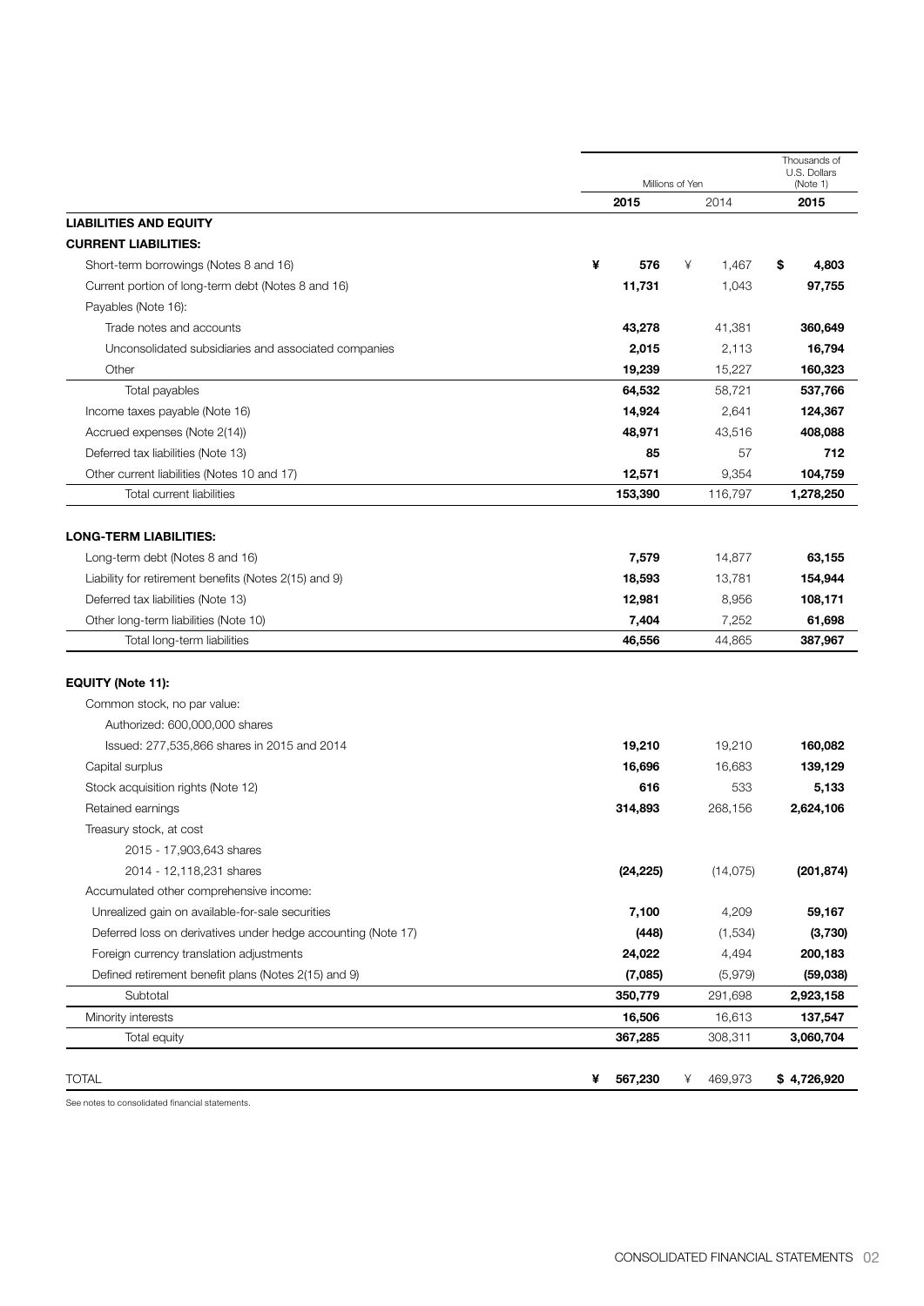| | Millions of Yen | | Thousands of U.S. Dollars (Note 1) |
|---|---|---|---|
| | **2015** | 2014 | **2015** |
| **LIABILITIES AND EQUITY** | | | |
| **CURRENT LIABILITIES:** | | | |
| Short-term borrowings (Notes 8 and 16) | **¥ 576** | ¥ 1,467 | **$ 4,803** |
| Current portion of long-term debt (Notes 8 and 16) | **11,731** | 1,043 | **97,755** |
| Payables (Note 16): | | | |
| Trade notes and accounts | **43,278** | 41,381 | **360,649** |
| Unconsolidated subsidiaries and associated companies | **2,015** | 2,113 | **16,794** |
| Other | **19,239** | 15,227 | **160,323** |
| Total payables | **64,532** | 58,721 | **537,766** |
| Income taxes payable (Note 16) | **14,924** | 2,641 | **124,367** |
| Accrued expenses (Note 2(14)) | **48,971** | 43,516 | **408,088** |
| Deferred tax liabilities (Note 13) | **85** | 57 | **712** |
| Other current liabilities (Notes 10 and 17) | **12,571** | 9,354 | **104,759** |
| Total current liabilities | **153,390** | 116,797 | **1,278,250** |
| **LONG-TERM LIABILITIES:** | | | |
| Long-term debt (Notes 8 and 16) | **7,579** | 14,877 | **63,155** |
| Liability for retirement benefits (Notes 2(15) and 9) | **18,593** | 13,781 | **154,944** |
| Deferred tax liabilities (Note 13) | **12,981** | 8,956 | **108,171** |
| Other long-term liabilities (Note 10) | **7,404** | 7,252 | **61,698** |
| Total long-term liabilities | **46,556** | 44,865 | **387,967** |
| **EQUITY (Note 11):** | | | |
| Common stock, no par value: | | | |
| Authorized: 600,000,000 shares | | | |
| Issued: 277,535,866 shares in 2015 and 2014 | **19,210** | 19,210 | **160,082** |
| Capital surplus | **16,696** | 16,683 | **139,129** |
| Stock acquisition rights (Note 12) | **616** | 533 | **5,133** |
| Retained earnings | **314,893** | 268,156 | **2,624,106** |
| Treasury stock, at cost | | | |
| 2015 - 17,903,643 shares | | | |
| 2014 - 12,118,231 shares | **(24,225)** | (14,075) | **(201,874)** |
| Accumulated other comprehensive income: | | | |
| Unrealized gain on available-for-sale securities | **7,100** | 4,209 | **59,167** |
| Deferred loss on derivatives under hedge accounting (Note 17) | **(448)** | (1,534) | **(3,730)** |
| Foreign currency translation adjustments | **24,022** | 4,494 | **200,183** |
| Defined retirement benefit plans (Notes 2(15) and 9) | **(7,085)** | (5,979) | **(59,038)** |
| Subtotal | **350,779** | 291,698 | **2,923,158** |
| Minority interests | **16,506** | 16,613 | **137,547** |
| Total equity | **367,285** | 308,311 | **3,060,704** |
| TOTAL | **¥ 567,230** | ¥ 469,973 | **$ 4,726,920** |

See notes to consolidated financial statements.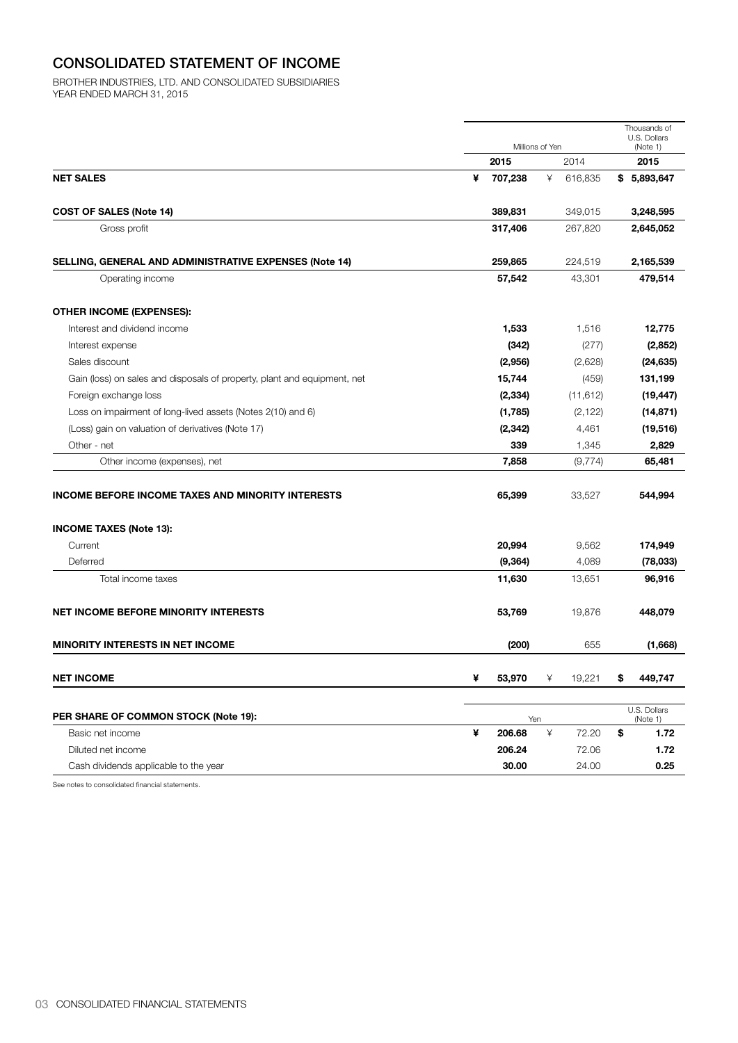# CONSOLIDATED STATEMENT OF INCOME

BROTHER INDUSTRIES, LTD. AND CONSOLIDATED SUBSIDIARIES
YEAR ENDED MARCH 31, 2015

| | Millions of Yen | | Thousands of U.S. Dollars (Note 1) |
|---|---|---|---|
| | **2015** | 2014 | **2015** |
| **NET SALES** | **¥ 707,238** | ¥ 616,835 | **$ 5,893,647** |
| **COST OF SALES (Note 14)** | **389,831** | 349,015 | **3,248,595** |
| Gross profit | **317,406** | 267,820 | **2,645,052** |
| **SELLING, GENERAL AND ADMINISTRATIVE EXPENSES (Note 14)** | **259,865** | 224,519 | **2,165,539** |
| Operating income | **57,542** | 43,301 | **479,514** |
| **OTHER INCOME (EXPENSES):** | | | |
| Interest and dividend income | **1,533** | 1,516 | **12,775** |
| Interest expense | **(342)** | (277) | **(2,852)** |
| Sales discount | **(2,956)** | (2,628) | **(24,635)** |
| Gain (loss) on sales and disposals of property, plant and equipment, net | **15,744** | (459) | **131,199** |
| Foreign exchange loss | **(2,334)** | (11,612) | **(19,447)** |
| Loss on impairment of long-lived assets (Notes 2(10) and 6) | **(1,785)** | (2,122) | **(14,871)** |
| (Loss) gain on valuation of derivatives (Note 17) | **(2,342)** | 4,461 | **(19,516)** |
| Other - net | **339** | 1,345 | **2,829** |
| Other income (expenses), net | **7,858** | (9,774) | **65,481** |
| **INCOME BEFORE INCOME TAXES AND MINORITY INTERESTS** | **65,399** | 33,527 | **544,994** |
| **INCOME TAXES (Note 13):** | | | |
| Current | **20,994** | 9,562 | **174,949** |
| Deferred | **(9,364)** | 4,089 | **(78,033)** |
| Total income taxes | **11,630** | 13,651 | **96,916** |
| **NET INCOME BEFORE MINORITY INTERESTS** | **53,769** | 19,876 | **448,079** |
| **MINORITY INTERESTS IN NET INCOME** | **(200)** | 655 | **(1,668)** |
| **NET INCOME** | **¥ 53,970** | ¥ 19,221 | **$ 449,747** |

| **PER SHARE OF COMMON STOCK (Note 19):** | Yen | | U.S. Dollars (Note 1) |
|---|---|---|---|
| Basic net income | **¥ 206.68** | ¥ 72.20 | **$ 1.72** |
| Diluted net income | **206.24** | 72.06 | **1.72** |
| Cash dividends applicable to the year | **30.00** | 24.00 | **0.25** |

See notes to consolidated financial statements.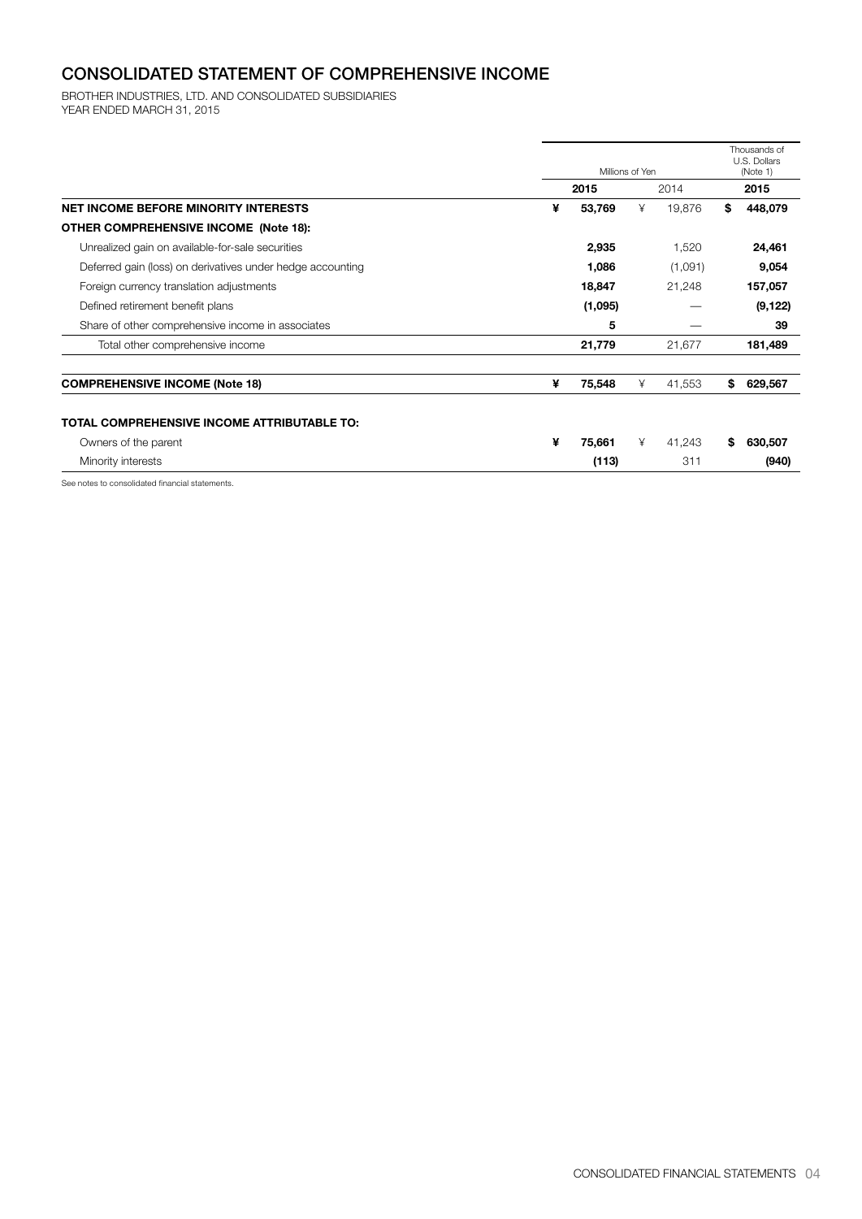# CONSOLIDATED STATEMENT OF COMPREHENSIVE INCOME

BROTHER INDUSTRIES, LTD. AND CONSOLIDATED SUBSIDIARIES
YEAR ENDED MARCH 31, 2015

| | Millions of Yen | | Thousands of U.S. Dollars (Note 1) |
|---|---|---|---|
| | **2015** | 2014 | **2015** |
| **NET INCOME BEFORE MINORITY INTERESTS** | **¥ 53,769** | ¥ 19,876 | **$ 448,079** |
| **OTHER COMPREHENSIVE INCOME (Note 18):** | | | |
| Unrealized gain on available-for-sale securities | **2,935** | 1,520 | **24,461** |
| Deferred gain (loss) on derivatives under hedge accounting | **1,086** | (1,091) | **9,054** |
| Foreign currency translation adjustments | **18,847** | 21,248 | **157,057** |
| Defined retirement benefit plans | **(1,095)** | — | **(9,122)** |
| Share of other comprehensive income in associates | **5** | — | **39** |
| Total other comprehensive income | **21,779** | 21,677 | **181,489** |
| **COMPREHENSIVE INCOME (Note 18)** | **¥ 75,548** | ¥ 41,553 | **$ 629,567** |
| **TOTAL COMPREHENSIVE INCOME ATTRIBUTABLE TO:** | | | |
| Owners of the parent | **¥ 75,661** | ¥ 41,243 | **$ 630,507** |
| Minority interests | **(113)** | 311 | **(940)** |

See notes to consolidated financial statements.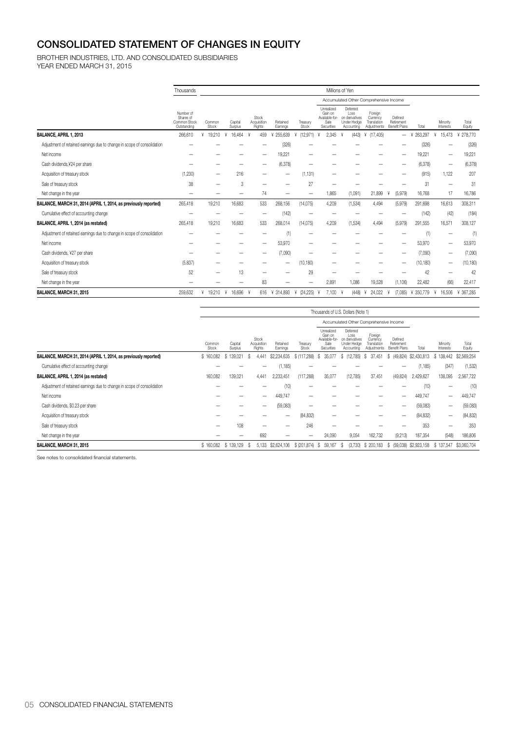# CONSOLIDATED STATEMENT OF CHANGES IN EQUITY

BROTHER INDUSTRIES, LTD. AND CONSOLIDATED SUBSIDIARIES
YEAR ENDED MARCH 31, 2015

| | Thousands | Millions of Yen | | | | | | | | | | | |
|---|---|---|---|---|---|---|---|---|---|---|---|---|---|
| | | | | | | | Accumulated Other Comprehensive Income | | | | | | |
| | Number of Shares of Common Stock Outstanding | Common Stock | Capital Surplus | Stock Acquisition Rights | Retained Earnings | Treasury Stock | Unrealized Gain on Available-for-Sale Securities | Deferred Loss on derivatives Under Hedge Accounting | Foreign Currency Translation Adjustments | Defined Retirement Benefit Plans | Total | Minority Interests | Total Equity |
| **BALANCE, APRIL 1, 2013** | 266,610 | ¥ 19,210 | ¥ 16,464 | ¥ 459 | ¥ 255,639 | ¥ (12,971) | ¥ 2,345 | ¥ (443) | ¥ (17,405) | — | ¥ 263,297 | ¥ 15,473 | ¥ 278,770 |
| Adjustment of retained earnings due to change in scope of consolidation | — | — | — | — | (326) | — | — | — | — | — | (326) | — | (326) |
| Net income | — | — | — | — | 19,221 | — | — | — | — | — | 19,221 | — | 19,221 |
| Cash dividends,¥24 per share | — | — | — | — | (6,378) | — | — | — | — | — | (6,378) | — | (6,378) |
| Acquisition of treasury stock | (1,230) | — | 216 | — | — | (1,131) | — | — | — | — | (915) | 1,122 | 207 |
| Sale of treasury stock | 38 | — | 3 | — | — | 27 | — | — | — | — | 31 | — | 31 |
| Net change in the year | — | — | — | 74 | — | — | 1,865 | (1,091) | 21,899 | ¥ (5,979) | 16,768 | 17 | 16,786 |
| **BALANCE, MARCH 31, 2014 (APRIL 1, 2014, as previously reported)** | 265,418 | 19,210 | 16,683 | 533 | 268,156 | (14,075) | 4,209 | (1,534) | 4,494 | (5,979) | 291,698 | 16,613 | 308,311 |
| Cumulative effect of accounting change | — | — | — | — | (142) | — | — | — | — | — | (142) | (42) | (184) |
| **BALANCE, APRIL 1, 2014 (as restated)** | 265,418 | 19,210 | 16,683 | 533 | 268,014 | (14,075) | 4,209 | (1,534) | 4,494 | (5,979) | 291,555 | 16,571 | 308,127 |
| Adjustment of retained earnings due to change in scope of consolidation | — | — | — | — | (1) | — | — | — | — | — | (1) | — | (1) |
| Net income | — | — | — | — | 53,970 | — | — | — | — | — | 53,970 | — | 53,970 |
| Cash dividends, ¥27 per share | — | — | — | — | (7,090) | — | — | — | — | — | (7,090) | — | (7,090) |
| Acquisition of treasury stock | (5,837) | — | — | — | — | (10,180) | — | — | — | — | (10,180) | — | (10,180) |
| Sale of treasury stock | 52 | — | 13 | — | — | 29 | — | — | — | — | 42 | — | 42 |
| Net change in the year | — | — | — | 83 | — | — | 2,891 | 1,086 | 19,528 | (1,106) | 22,482 | (66) | 22,417 |
| **BALANCE, MARCH 31, 2015** | 259,632 | ¥ 19,210 | ¥ 16,696 | ¥ 616 | ¥ 314,893 | ¥ (24,225) | ¥ 7,100 | ¥ (448) | ¥ 24,022 | ¥ (7,085) | ¥ 350,779 | ¥ 16,506 | ¥ 367,285 |

| | Thousands of U.S. Dollars (Note 1) | | | | | | | | | | | |
|---|---|---|---|---|---|---|---|---|---|---|---|---|
| | | | | | | Accumulated Other Comprehensive Income | | | | | | |
| | Common Stock | Capital Surplus | Stock Acquisition Rights | Retained Earnings | Treasury Stock | Unrealized Gain on Available-for-Sale Securities | Deferred Loss on derivatives Under Hedge Accounting | Foreign Currency Translation Adjustments | Defined Retirement Benefit Plans | Total | Minority Interests | Total Equity |
| **BALANCE, MARCH 31, 2014 (APRIL 1, 2014, as previously reported)** | $ 160,082 | $ 139,021 | $ 4,441 | $2,234,635 | $ (117,288) | $ 35,077 | $ (12,785) | $ 37,451 | $ (49,824) | $2,430,813 | $ 138,442 | $2,569,254 |
| Cumulative effect of accounting change | — | — | — | (1,185) | — | — | — | — | — | (1,185) | (347) | (1,532) |
| **BALANCE, APRIL 1, 2014 (as restated)** | 160,082 | 139,021 | 4,441 | 2,233,451 | (117,288) | 35,077 | (12,785) | 37,451 | (49,824) | 2,429,627 | 138,095 | 2,567,722 |
| Adjustment of retained earnings due to change in scope of consolidation | — | — | — | (10) | — | — | — | — | — | (10) | — | (10) |
| Net income | — | — | — | 449,747 | — | — | — | — | — | 449,747 | — | 449,747 |
| Cash dividends, $0.23 per share | — | — | — | (59,083) | — | — | — | — | — | (59,083) | — | (59,083) |
| Acquisition of treasury stock | — | — | — | — | (84,832) | — | — | — | — | (84,832) | — | (84,832) |
| Sale of treasury stock | — | 108 | — | — | 246 | — | — | — | — | 353 | — | 353 |
| Net change in the year | — | — | 692 | — | — | 24,090 | 9,054 | 162,732 | (9,213) | 187,354 | (548) | 186,806 |
| **BALANCE, MARCH 31, 2015** | $ 160,082 | $ 139,129 | $ 5,133 | $2,624,106 | $ (201,874) | $ 59,167 | $ (3,730) | $ 200,183 | $ (59,038) | $2,923,158 | $ 137,547 | $3,060,704 |

See notes to consolidated financial statements.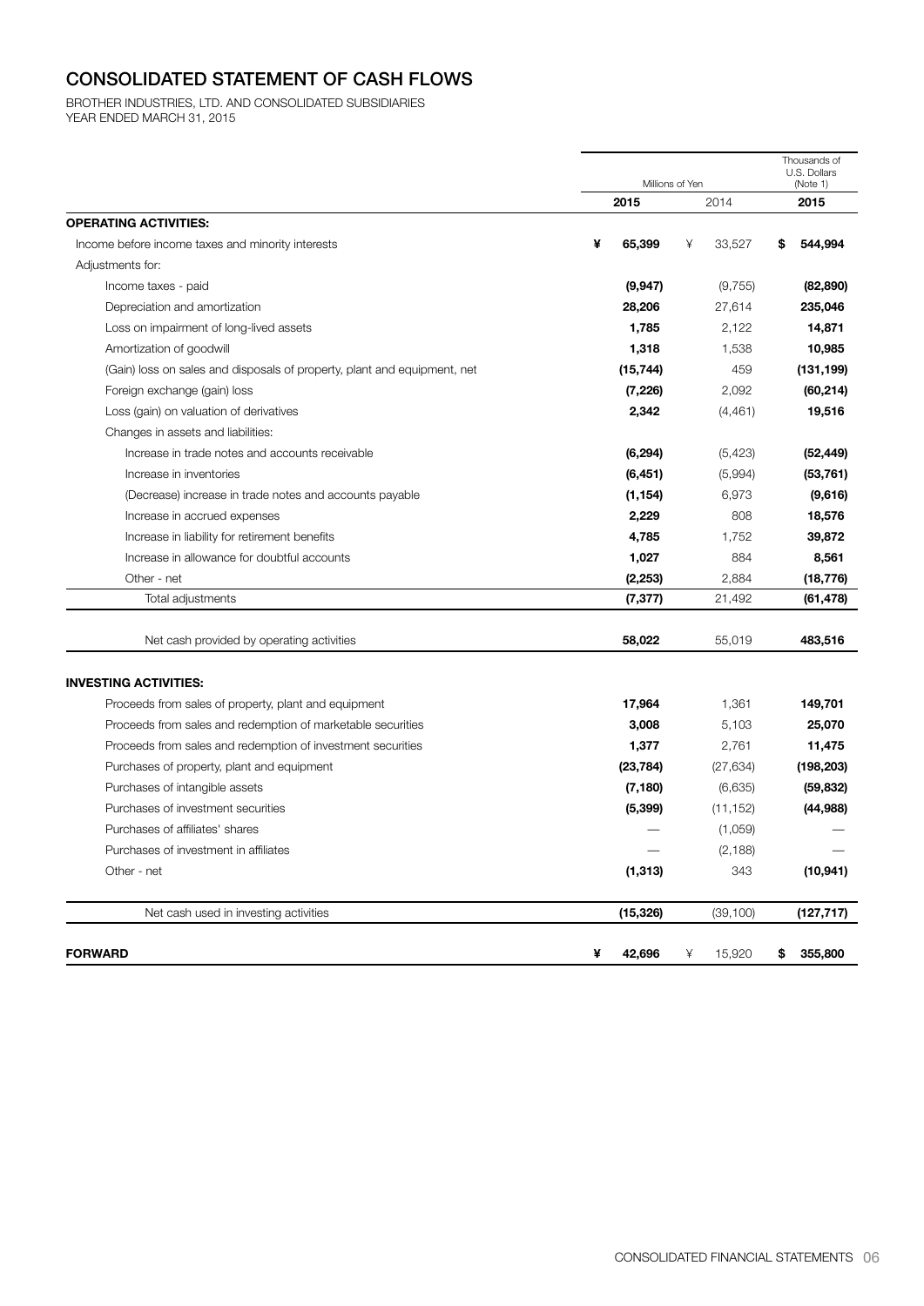# CONSOLIDATED STATEMENT OF CASH FLOWS

BROTHER INDUSTRIES, LTD. AND CONSOLIDATED SUBSIDIARIES
YEAR ENDED MARCH 31, 2015

| | Millions of Yen | | Thousands of U.S. Dollars (Note 1) |
|---|---|---|---|
| | **2015** | 2014 | **2015** |
| **OPERATING ACTIVITIES:** | | | |
| Income before income taxes and minority interests | **¥ 65,399** | ¥ 33,527 | **$ 544,994** |
| Adjustments for: | | | |
| Income taxes - paid | **(9,947)** | (9,755) | **(82,890)** |
| Depreciation and amortization | **28,206** | 27,614 | **235,046** |
| Loss on impairment of long-lived assets | **1,785** | 2,122 | **14,871** |
| Amortization of goodwill | **1,318** | 1,538 | **10,985** |
| (Gain) loss on sales and disposals of property, plant and equipment, net | **(15,744)** | 459 | **(131,199)** |
| Foreign exchange (gain) loss | **(7,226)** | 2,092 | **(60,214)** |
| Loss (gain) on valuation of derivatives | **2,342** | (4,461) | **19,516** |
| Changes in assets and liabilities: | | | |
| Increase in trade notes and accounts receivable | **(6,294)** | (5,423) | **(52,449)** |
| Increase in inventories | **(6,451)** | (5,994) | **(53,761)** |
| (Decrease) increase in trade notes and accounts payable | **(1,154)** | 6,973 | **(9,616)** |
| Increase in accrued expenses | **2,229** | 808 | **18,576** |
| Increase in liability for retirement benefits | **4,785** | 1,752 | **39,872** |
| Increase in allowance for doubtful accounts | **1,027** | 884 | **8,561** |
| Other - net | **(2,253)** | 2,884 | **(18,776)** |
| Total adjustments | **(7,377)** | 21,492 | **(61,478)** |
| Net cash provided by operating activities | **58,022** | 55,019 | **483,516** |
| **INVESTING ACTIVITIES:** | | | |
| Proceeds from sales of property, plant and equipment | **17,964** | 1,361 | **149,701** |
| Proceeds from sales and redemption of marketable securities | **3,008** | 5,103 | **25,070** |
| Proceeds from sales and redemption of investment securities | **1,377** | 2,761 | **11,475** |
| Purchases of property, plant and equipment | **(23,784)** | (27,634) | **(198,203)** |
| Purchases of intangible assets | **(7,180)** | (6,635) | **(59,832)** |
| Purchases of investment securities | **(5,399)** | (11,152) | **(44,988)** |
| Purchases of affiliates' shares | **—** | (1,059) | **—** |
| Purchases of investment in affiliates | **—** | (2,188) | **—** |
| Other - net | **(1,313)** | 343 | **(10,941)** |
| Net cash used in investing activities | **(15,326)** | (39,100) | **(127,717)** |
| **FORWARD** | **¥ 42,696** | ¥ 15,920 | **$ 355,800** |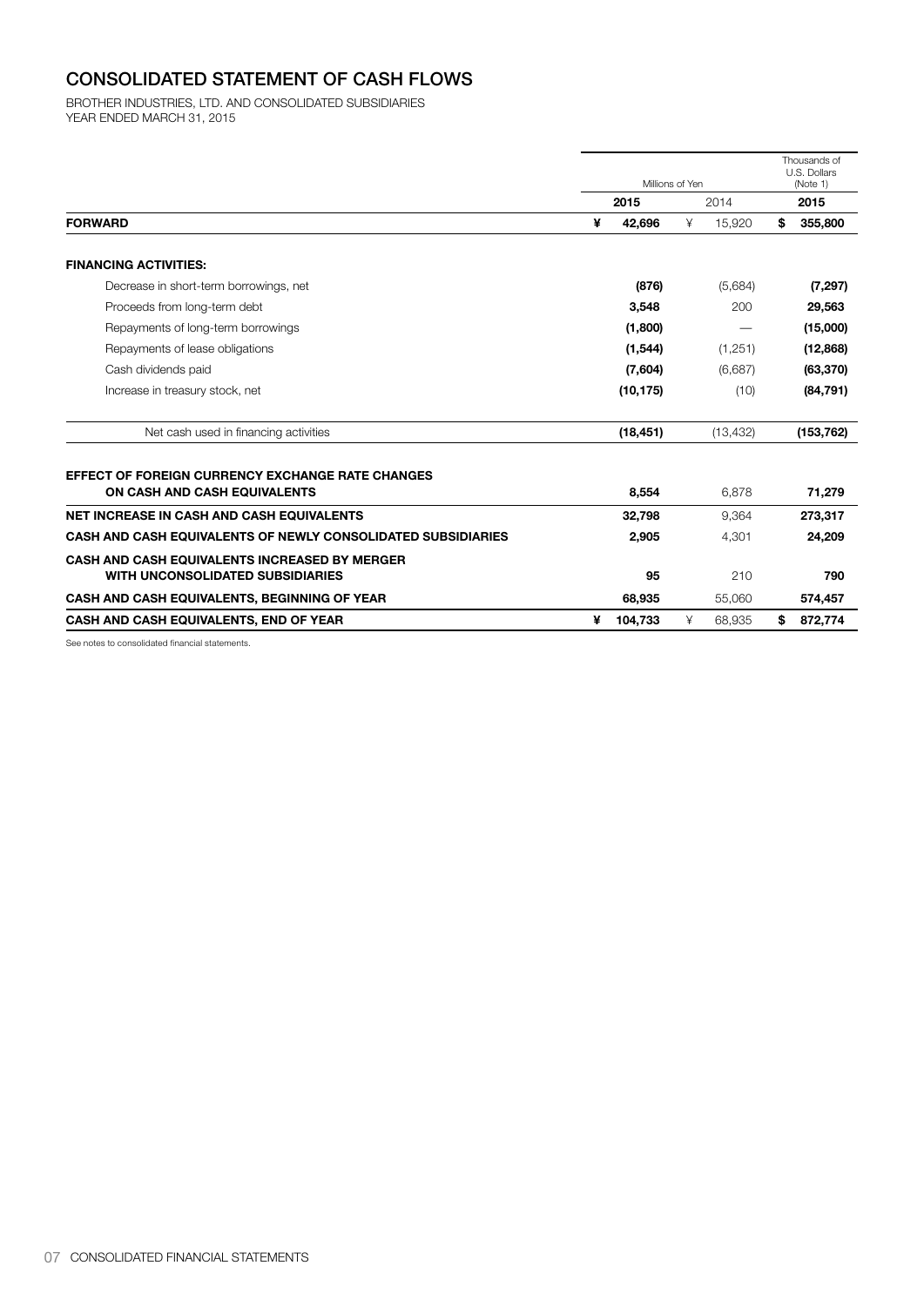# CONSOLIDATED STATEMENT OF CASH FLOWS

BROTHER INDUSTRIES, LTD. AND CONSOLIDATED SUBSIDIARIES
YEAR ENDED MARCH 31, 2015

| | Millions of Yen | | Thousands of U.S. Dollars (Note 1) |
|---|---|---|---|
| | **2015** | 2014 | **2015** |
| **FORWARD** | **¥ 42,696** | ¥ 15,920 | **$ 355,800** |
| **FINANCING ACTIVITIES:** | | | |
| Decrease in short-term borrowings, net | **(876)** | (5,684) | **(7,297)** |
| Proceeds from long-term debt | **3,548** | 200 | **29,563** |
| Repayments of long-term borrowings | **(1,800)** | — | **(15,000)** |
| Repayments of lease obligations | **(1,544)** | (1,251) | **(12,868)** |
| Cash dividends paid | **(7,604)** | (6,687) | **(63,370)** |
| Increase in treasury stock, net | **(10,175)** | (10) | **(84,791)** |
| Net cash used in financing activities | **(18,451)** | (13,432) | **(153,762)** |
| **EFFECT OF FOREIGN CURRENCY EXCHANGE RATE CHANGES ON CASH AND CASH EQUIVALENTS** | **8,554** | 6,878 | **71,279** |
| **NET INCREASE IN CASH AND CASH EQUIVALENTS** | **32,798** | 9,364 | **273,317** |
| **CASH AND CASH EQUIVALENTS OF NEWLY CONSOLIDATED SUBSIDIARIES** | **2,905** | 4,301 | **24,209** |
| **CASH AND CASH EQUIVALENTS INCREASED BY MERGER WITH UNCONSOLIDATED SUBSIDIARIES** | **95** | 210 | **790** |
| **CASH AND CASH EQUIVALENTS, BEGINNING OF YEAR** | **68,935** | 55,060 | **574,457** |
| **CASH AND CASH EQUIVALENTS, END OF YEAR** | **¥ 104,733** | ¥ 68,935 | **$ 872,774** |

See notes to consolidated financial statements.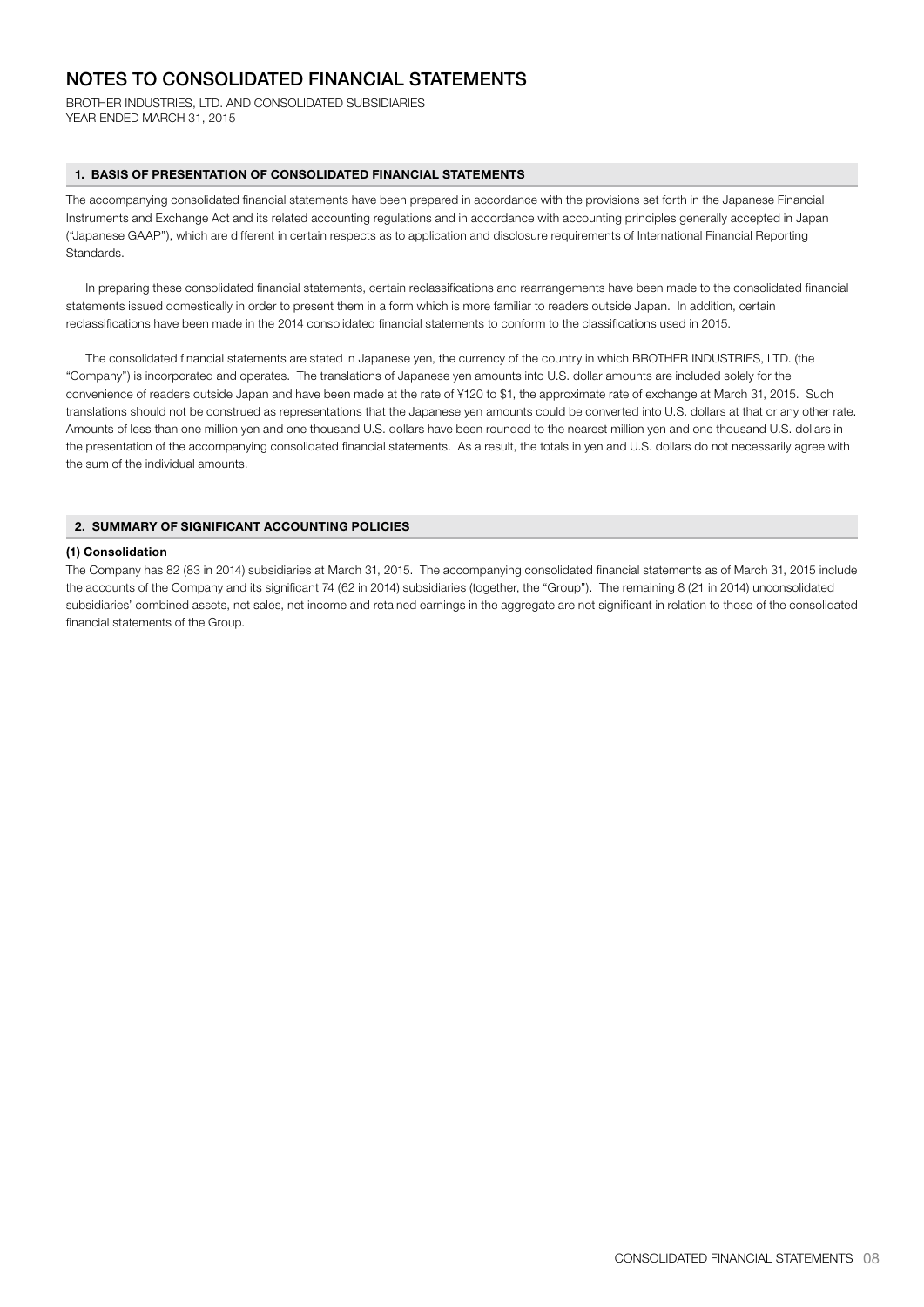# NOTES TO CONSOLIDATED FINANCIAL STATEMENTS

BROTHER INDUSTRIES, LTD. AND CONSOLIDATED SUBSIDIARIES
YEAR ENDED MARCH 31, 2015

## 1. BASIS OF PRESENTATION OF CONSOLIDATED FINANCIAL STATEMENTS

The accompanying consolidated financial statements have been prepared in accordance with the provisions set forth in the Japanese Financial Instruments and Exchange Act and its related accounting regulations and in accordance with accounting principles generally accepted in Japan ("Japanese GAAP"), which are different in certain respects as to application and disclosure requirements of International Financial Reporting Standards.

In preparing these consolidated financial statements, certain reclassifications and rearrangements have been made to the consolidated financial statements issued domestically in order to present them in a form which is more familiar to readers outside Japan. In addition, certain reclassifications have been made in the 2014 consolidated financial statements to conform to the classifications used in 2015.

The consolidated financial statements are stated in Japanese yen, the currency of the country in which BROTHER INDUSTRIES, LTD. (the "Company") is incorporated and operates. The translations of Japanese yen amounts into U.S. dollar amounts are included solely for the convenience of readers outside Japan and have been made at the rate of ¥120 to $1, the approximate rate of exchange at March 31, 2015. Such translations should not be construed as representations that the Japanese yen amounts could be converted into U.S. dollars at that or any other rate. Amounts of less than one million yen and one thousand U.S. dollars have been rounded to the nearest million yen and one thousand U.S. dollars in the presentation of the accompanying consolidated financial statements. As a result, the totals in yen and U.S. dollars do not necessarily agree with the sum of the individual amounts.

## 2. SUMMARY OF SIGNIFICANT ACCOUNTING POLICIES

**(1) Consolidation**

The Company has 82 (83 in 2014) subsidiaries at March 31, 2015. The accompanying consolidated financial statements as of March 31, 2015 include the accounts of the Company and its significant 74 (62 in 2014) subsidiaries (together, the "Group"). The remaining 8 (21 in 2014) unconsolidated subsidiaries' combined assets, net sales, net income and retained earnings in the aggregate are not significant in relation to those of the consolidated financial statements of the Group.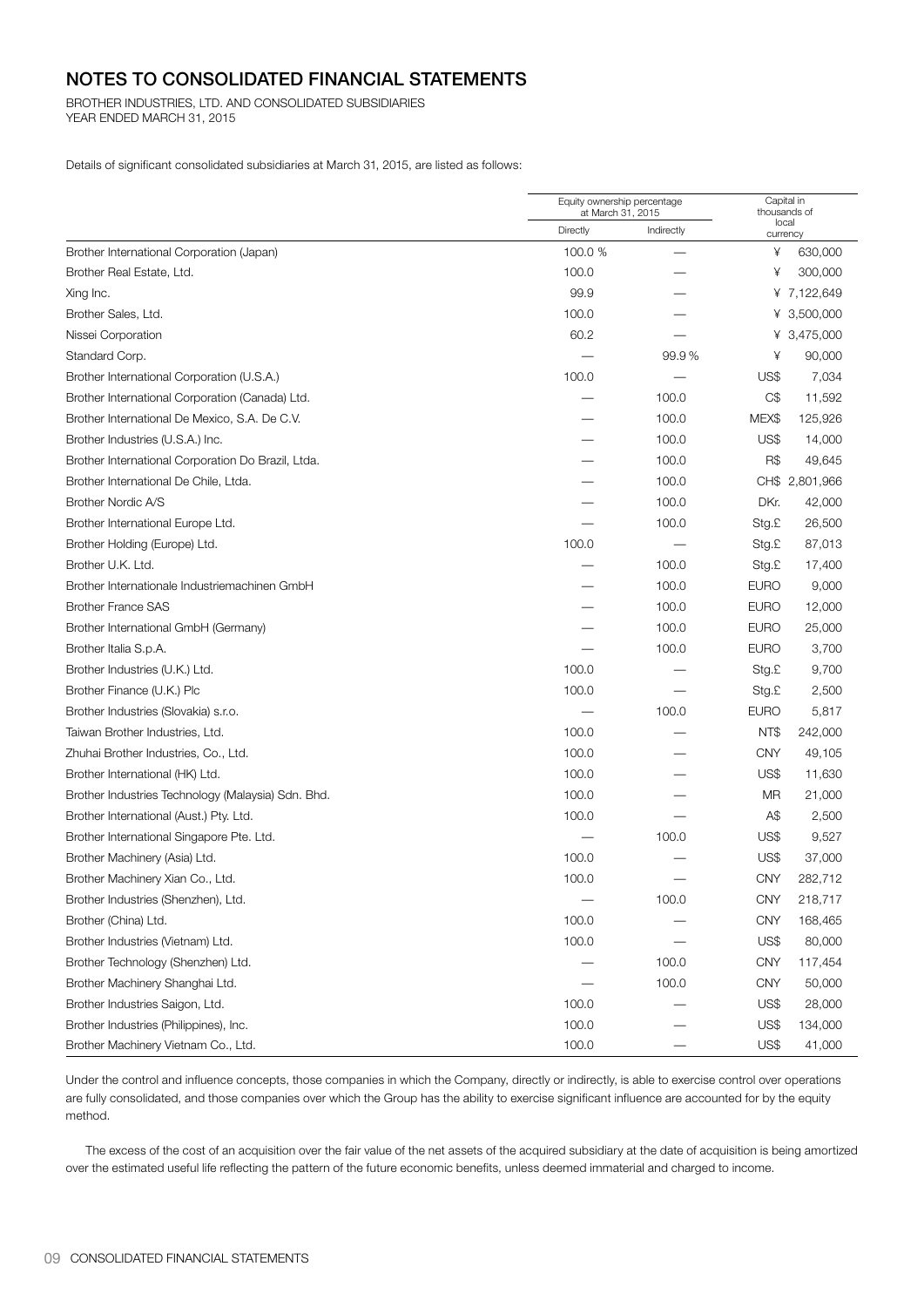# NOTES TO CONSOLIDATED FINANCIAL STATEMENTS

BROTHER INDUSTRIES, LTD. AND CONSOLIDATED SUBSIDIARIES
YEAR ENDED MARCH 31, 2015

Details of significant consolidated subsidiaries at March 31, 2015, are listed as follows:

| | Equity ownership percentage at March 31, 2015 | | Capital in thousands of local currency | |
|---|---|---|---|---|
| | Directly | Indirectly | | |
| Brother International Corporation (Japan) | 100.0 % | — | ¥ | 630,000 |
| Brother Real Estate, Ltd. | 100.0 | — | ¥ | 300,000 |
| Xing Inc. | 99.9 | — | ¥ | 7,122,649 |
| Brother Sales, Ltd. | 100.0 | — | ¥ | 3,500,000 |
| Nissei Corporation | 60.2 | — | ¥ | 3,475,000 |
| Standard Corp. | — | 99.9 % | ¥ | 90,000 |
| Brother International Corporation (U.S.A.) | 100.0 | — | US$ | 7,034 |
| Brother International Corporation (Canada) Ltd. | — | 100.0 | C$ | 11,592 |
| Brother International De Mexico, S.A. De C.V. | — | 100.0 | MEX$ | 125,926 |
| Brother Industries (U.S.A.) Inc. | — | 100.0 | US$ | 14,000 |
| Brother International Corporation Do Brazil, Ltda. | — | 100.0 | R$ | 49,645 |
| Brother International De Chile, Ltda. | — | 100.0 | CH$ | 2,801,966 |
| Brother Nordic A/S | — | 100.0 | DKr. | 42,000 |
| Brother International Europe Ltd. | — | 100.0 | Stg.£ | 26,500 |
| Brother Holding (Europe) Ltd. | 100.0 | — | Stg.£ | 87,013 |
| Brother U.K. Ltd. | — | 100.0 | Stg.£ | 17,400 |
| Brother Internationale Industriemachinen GmbH | — | 100.0 | EURO | 9,000 |
| Brother France SAS | — | 100.0 | EURO | 12,000 |
| Brother International GmbH (Germany) | — | 100.0 | EURO | 25,000 |
| Brother Italia S.p.A. | — | 100.0 | EURO | 3,700 |
| Brother Industries (U.K.) Ltd. | 100.0 | — | Stg.£ | 9,700 |
| Brother Finance (U.K.) Plc | 100.0 | — | Stg.£ | 2,500 |
| Brother Industries (Slovakia) s.r.o. | — | 100.0 | EURO | 5,817 |
| Taiwan Brother Industries, Ltd. | 100.0 | — | NT$ | 242,000 |
| Zhuhai Brother Industries, Co., Ltd. | 100.0 | — | CNY | 49,105 |
| Brother International (HK) Ltd. | 100.0 | — | US$ | 11,630 |
| Brother Industries Technology (Malaysia) Sdn. Bhd. | 100.0 | — | MR | 21,000 |
| Brother International (Aust.) Pty. Ltd. | 100.0 | — | A$ | 2,500 |
| Brother International Singapore Pte. Ltd. | — | 100.0 | US$ | 9,527 |
| Brother Machinery (Asia) Ltd. | 100.0 | — | US$ | 37,000 |
| Brother Machinery Xian Co., Ltd. | 100.0 | — | CNY | 282,712 |
| Brother Industries (Shenzhen), Ltd. | — | 100.0 | CNY | 218,717 |
| Brother (China) Ltd. | 100.0 | — | CNY | 168,465 |
| Brother Industries (Vietnam) Ltd. | 100.0 | — | US$ | 80,000 |
| Brother Technology (Shenzhen) Ltd. | — | 100.0 | CNY | 117,454 |
| Brother Machinery Shanghai Ltd. | — | 100.0 | CNY | 50,000 |
| Brother Industries Saigon, Ltd. | 100.0 | — | US$ | 28,000 |
| Brother Industries (Philippines), Inc. | 100.0 | — | US$ | 134,000 |
| Brother Machinery Vietnam Co., Ltd. | 100.0 | — | US$ | 41,000 |

Under the control and influence concepts, those companies in which the Company, directly or indirectly, is able to exercise control over operations are fully consolidated, and those companies over which the Group has the ability to exercise significant influence are accounted for by the equity method.

The excess of the cost of an acquisition over the fair value of the net assets of the acquired subsidiary at the date of acquisition is being amortized over the estimated useful life reflecting the pattern of the future economic benefits, unless deemed immaterial and charged to income.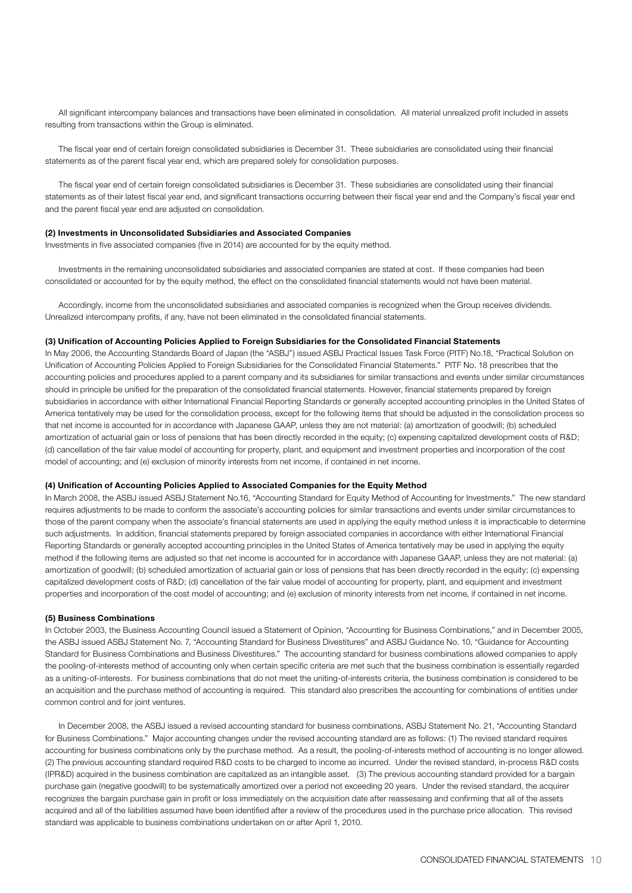All significant intercompany balances and transactions have been eliminated in consolidation. All material unrealized profit included in assets resulting from transactions within the Group is eliminated.

The fiscal year end of certain foreign consolidated subsidiaries is December 31. These subsidiaries are consolidated using their financial statements as of the parent fiscal year end, which are prepared solely for consolidation purposes.

The fiscal year end of certain foreign consolidated subsidiaries is December 31. These subsidiaries are consolidated using their financial statements as of their latest fiscal year end, and significant transactions occurring between their fiscal year end and the Company's fiscal year end and the parent fiscal year end are adjusted on consolidation.

**(2) Investments in Unconsolidated Subsidiaries and Associated Companies**

Investments in five associated companies (five in 2014) are accounted for by the equity method.

Investments in the remaining unconsolidated subsidiaries and associated companies are stated at cost. If these companies had been consolidated or accounted for by the equity method, the effect on the consolidated financial statements would not have been material.

Accordingly, income from the unconsolidated subsidiaries and associated companies is recognized when the Group receives dividends. Unrealized intercompany profits, if any, have not been eliminated in the consolidated financial statements.

**(3) Unification of Accounting Policies Applied to Foreign Subsidiaries for the Consolidated Financial Statements**

In May 2006, the Accounting Standards Board of Japan (the "ASBJ") issued ASBJ Practical Issues Task Force (PITF) No.18, "Practical Solution on Unification of Accounting Policies Applied to Foreign Subsidiaries for the Consolidated Financial Statements." PITF No. 18 prescribes that the accounting policies and procedures applied to a parent company and its subsidiaries for similar transactions and events under similar circumstances should in principle be unified for the preparation of the consolidated financial statements. However, financial statements prepared by foreign subsidiaries in accordance with either International Financial Reporting Standards or generally accepted accounting principles in the United States of America tentatively may be used for the consolidation process, except for the following items that should be adjusted in the consolidation process so that net income is accounted for in accordance with Japanese GAAP, unless they are not material: (a) amortization of goodwill; (b) scheduled amortization of actuarial gain or loss of pensions that has been directly recorded in the equity; (c) expensing capitalized development costs of R&D; (d) cancellation of the fair value model of accounting for property, plant, and equipment and investment properties and incorporation of the cost model of accounting; and (e) exclusion of minority interests from net income, if contained in net income.

**(4) Unification of Accounting Policies Applied to Associated Companies for the Equity Method**

In March 2008, the ASBJ issued ASBJ Statement No.16, "Accounting Standard for Equity Method of Accounting for Investments." The new standard requires adjustments to be made to conform the associate's accounting policies for similar transactions and events under similar circumstances to those of the parent company when the associate's financial statements are used in applying the equity method unless it is impracticable to determine such adjustments. In addition, financial statements prepared by foreign associated companies in accordance with either International Financial Reporting Standards or generally accepted accounting principles in the United States of America tentatively may be used in applying the equity method if the following items are adjusted so that net income is accounted for in accordance with Japanese GAAP, unless they are not material: (a) amortization of goodwill; (b) scheduled amortization of actuarial gain or loss of pensions that has been directly recorded in the equity; (c) expensing capitalized development costs of R&D; (d) cancellation of the fair value model of accounting for property, plant, and equipment and investment properties and incorporation of the cost model of accounting; and (e) exclusion of minority interests from net income, if contained in net income.

**(5) Business Combinations**

In October 2003, the Business Accounting Council issued a Statement of Opinion, "Accounting for Business Combinations," and in December 2005, the ASBJ issued ASBJ Statement No. 7, "Accounting Standard for Business Divestitures" and ASBJ Guidance No. 10, "Guidance for Accounting Standard for Business Combinations and Business Divestitures." The accounting standard for business combinations allowed companies to apply the pooling-of-interests method of accounting only when certain specific criteria are met such that the business combination is essentially regarded as a uniting-of-interests. For business combinations that do not meet the uniting-of-interests criteria, the business combination is considered to be an acquisition and the purchase method of accounting is required. This standard also prescribes the accounting for combinations of entities under common control and for joint ventures.

In December 2008, the ASBJ issued a revised accounting standard for business combinations, ASBJ Statement No. 21, "Accounting Standard for Business Combinations." Major accounting changes under the revised accounting standard are as follows: (1) The revised standard requires accounting for business combinations only by the purchase method. As a result, the pooling-of-interests method of accounting is no longer allowed. (2) The previous accounting standard required R&D costs to be charged to income as incurred. Under the revised standard, in-process R&D costs (IPR&D) acquired in the business combination are capitalized as an intangible asset. (3) The previous accounting standard provided for a bargain purchase gain (negative goodwill) to be systematically amortized over a period not exceeding 20 years. Under the revised standard, the acquirer recognizes the bargain purchase gain in profit or loss immediately on the acquisition date after reassessing and confirming that all of the assets acquired and all of the liabilities assumed have been identified after a review of the procedures used in the purchase price allocation. This revised standard was applicable to business combinations undertaken on or after April 1, 2010.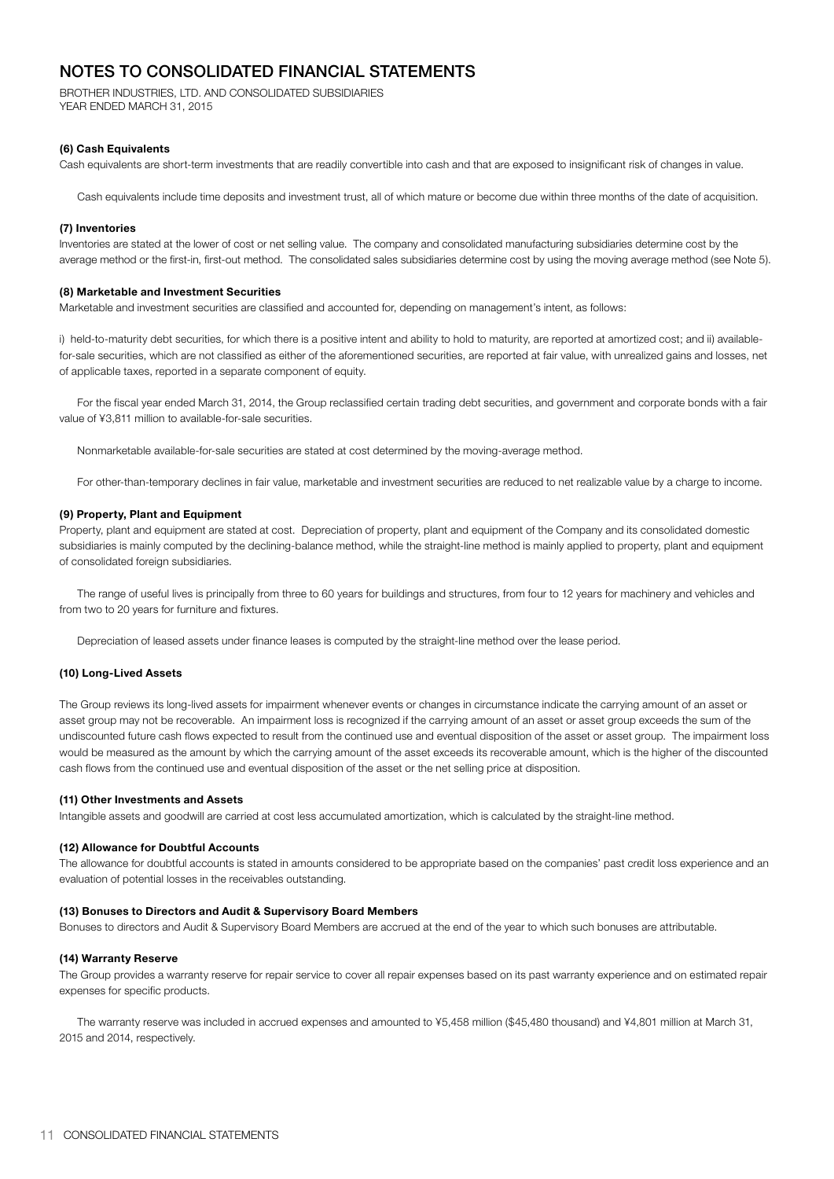# NOTES TO CONSOLIDATED FINANCIAL STATEMENTS

BROTHER INDUSTRIES, LTD. AND CONSOLIDATED SUBSIDIARIES
YEAR ENDED MARCH 31, 2015

**(6) Cash Equivalents**

Cash equivalents are short-term investments that are readily convertible into cash and that are exposed to insignificant risk of changes in value.

Cash equivalents include time deposits and investment trust, all of which mature or become due within three months of the date of acquisition.

**(7) Inventories**

Inventories are stated at the lower of cost or net selling value. The company and consolidated manufacturing subsidiaries determine cost by the average method or the first-in, first-out method. The consolidated sales subsidiaries determine cost by using the moving average method (see Note 5).

**(8) Marketable and Investment Securities**

Marketable and investment securities are classified and accounted for, depending on management's intent, as follows:

i) held-to-maturity debt securities, for which there is a positive intent and ability to hold to maturity, are reported at amortized cost; and ii) available-for-sale securities, which are not classified as either of the aforementioned securities, are reported at fair value, with unrealized gains and losses, net of applicable taxes, reported in a separate component of equity.

For the fiscal year ended March 31, 2014, the Group reclassified certain trading debt securities, and government and corporate bonds with a fair value of ¥3,811 million to available-for-sale securities.

Nonmarketable available-for-sale securities are stated at cost determined by the moving-average method.

For other-than-temporary declines in fair value, marketable and investment securities are reduced to net realizable value by a charge to income.

**(9) Property, Plant and Equipment**

Property, plant and equipment are stated at cost. Depreciation of property, plant and equipment of the Company and its consolidated domestic subsidiaries is mainly computed by the declining-balance method, while the straight-line method is mainly applied to property, plant and equipment of consolidated foreign subsidiaries.

The range of useful lives is principally from three to 60 years for buildings and structures, from four to 12 years for machinery and vehicles and from two to 20 years for furniture and fixtures.

Depreciation of leased assets under finance leases is computed by the straight-line method over the lease period.

**(10) Long-Lived Assets**

The Group reviews its long-lived assets for impairment whenever events or changes in circumstance indicate the carrying amount of an asset or asset group may not be recoverable. An impairment loss is recognized if the carrying amount of an asset or asset group exceeds the sum of the undiscounted future cash flows expected to result from the continued use and eventual disposition of the asset or asset group. The impairment loss would be measured as the amount by which the carrying amount of the asset exceeds its recoverable amount, which is the higher of the discounted cash flows from the continued use and eventual disposition of the asset or the net selling price at disposition.

**(11) Other Investments and Assets**

Intangible assets and goodwill are carried at cost less accumulated amortization, which is calculated by the straight-line method.

**(12) Allowance for Doubtful Accounts**

The allowance for doubtful accounts is stated in amounts considered to be appropriate based on the companies' past credit loss experience and an evaluation of potential losses in the receivables outstanding.

**(13) Bonuses to Directors and Audit & Supervisory Board Members**

Bonuses to directors and Audit & Supervisory Board Members are accrued at the end of the year to which such bonuses are attributable.

**(14) Warranty Reserve**

The Group provides a warranty reserve for repair service to cover all repair expenses based on its past warranty experience and on estimated repair expenses for specific products.

The warranty reserve was included in accrued expenses and amounted to ¥5,458 million ($45,480 thousand) and ¥4,801 million at March 31, 2015 and 2014, respectively.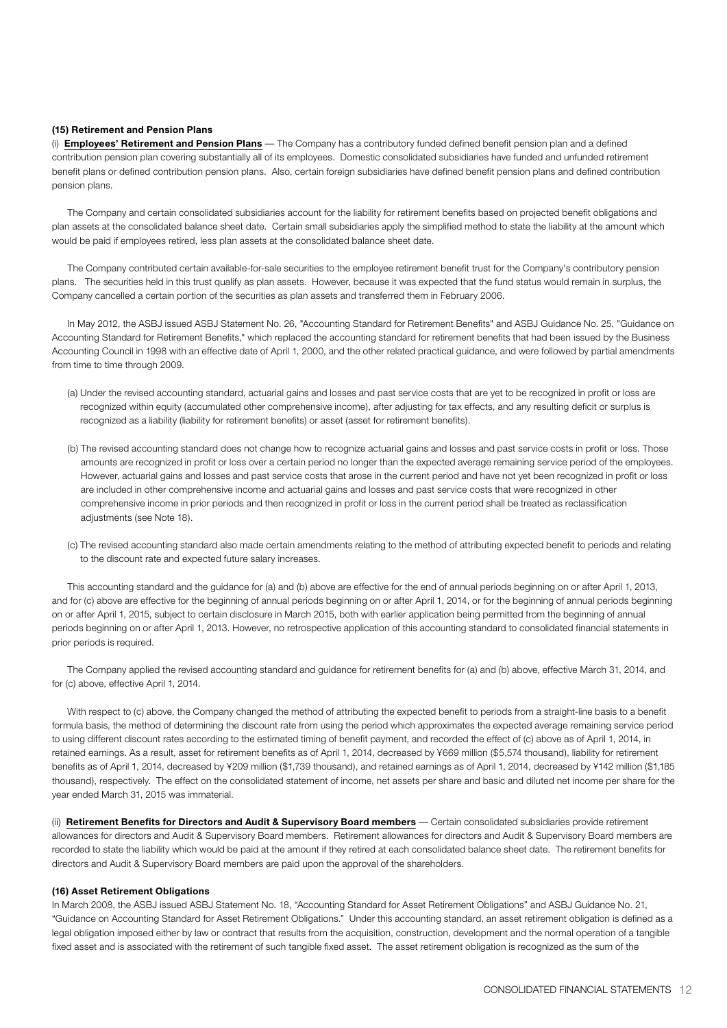#### (15) Retirement and Pension Plans

(i) **Employees' Retirement and Pension Plans** — The Company has a contributory funded defined benefit pension plan and a defined contribution pension plan covering substantially all of its employees. Domestic consolidated subsidiaries have funded and unfunded retirement benefit plans or defined contribution pension plans. Also, certain foreign subsidiaries have defined benefit pension plans and defined contribution pension plans.

The Company and certain consolidated subsidiaries account for the liability for retirement benefits based on projected benefit obligations and plan assets at the consolidated balance sheet date. Certain small subsidiaries apply the simplified method to state the liability at the amount which would be paid if employees retired, less plan assets at the consolidated balance sheet date.

The Company contributed certain available-for-sale securities to the employee retirement benefit trust for the Company's contributory pension plans. The securities held in this trust qualify as plan assets. However, because it was expected that the fund status would remain in surplus, the Company cancelled a certain portion of the securities as plan assets and transferred them in February 2006.

In May 2012, the ASBJ issued ASBJ Statement No. 26, "Accounting Standard for Retirement Benefits" and ASBJ Guidance No. 25, "Guidance on Accounting Standard for Retirement Benefits," which replaced the accounting standard for retirement benefits that had been issued by the Business Accounting Council in 1998 with an effective date of April 1, 2000, and the other related practical guidance, and were followed by partial amendments from time to time through 2009.

(a) Under the revised accounting standard, actuarial gains and losses and past service costs that are yet to be recognized in profit or loss are recognized within equity (accumulated other comprehensive income), after adjusting for tax effects, and any resulting deficit or surplus is recognized as a liability (liability for retirement benefits) or asset (asset for retirement benefits).

(b) The revised accounting standard does not change how to recognize actuarial gains and losses and past service costs in profit or loss. Those amounts are recognized in profit or loss over a certain period no longer than the expected average remaining service period of the employees. However, actuarial gains and losses and past service costs that arose in the current period and have not yet been recognized in profit or loss are included in other comprehensive income and actuarial gains and losses and past service costs that were recognized in other comprehensive income in prior periods and then recognized in profit or loss in the current period shall be treated as reclassification adjustments (see Note 18).

(c) The revised accounting standard also made certain amendments relating to the method of attributing expected benefit to periods and relating to the discount rate and expected future salary increases.

This accounting standard and the guidance for (a) and (b) above are effective for the end of annual periods beginning on or after April 1, 2013, and for (c) above are effective for the beginning of annual periods beginning on or after April 1, 2014, or for the beginning of annual periods beginning on or after April 1, 2015, subject to certain disclosure in March 2015, both with earlier application being permitted from the beginning of annual periods beginning on or after April 1, 2013. However, no retrospective application of this accounting standard to consolidated financial statements in prior periods is required.

The Company applied the revised accounting standard and guidance for retirement benefits for (a) and (b) above, effective March 31, 2014, and for (c) above, effective April 1, 2014.

With respect to (c) above, the Company changed the method of attributing the expected benefit to periods from a straight-line basis to a benefit formula basis, the method of determining the discount rate from using the period which approximates the expected average remaining service period to using different discount rates according to the estimated timing of benefit payment, and recorded the effect of (c) above as of April 1, 2014, in retained earnings. As a result, asset for retirement benefits as of April 1, 2014, decreased by ¥669 million ($5,574 thousand), liability for retirement benefits as of April 1, 2014, decreased by ¥209 million ($1,739 thousand), and retained earnings as of April 1, 2014, decreased by ¥142 million ($1,185 thousand), respectively. The effect on the consolidated statement of income, net assets per share and basic and diluted net income per share for the year ended March 31, 2015 was immaterial.

(ii) **Retirement Benefits for Directors and Audit & Supervisory Board members** — Certain consolidated subsidiaries provide retirement allowances for directors and Audit & Supervisory Board members. Retirement allowances for directors and Audit & Supervisory Board members are recorded to state the liability which would be paid at the amount if they retired at each consolidated balance sheet date. The retirement benefits for directors and Audit & Supervisory Board members are paid upon the approval of the shareholders.

#### (16) Asset Retirement Obligations

In March 2008, the ASBJ issued ASBJ Statement No. 18, "Accounting Standard for Asset Retirement Obligations" and ASBJ Guidance No. 21, "Guidance on Accounting Standard for Asset Retirement Obligations." Under this accounting standard, an asset retirement obligation is defined as a legal obligation imposed either by law or contract that results from the acquisition, construction, development and the normal operation of a tangible fixed asset and is associated with the retirement of such tangible fixed asset. The asset retirement obligation is recognized as the sum of the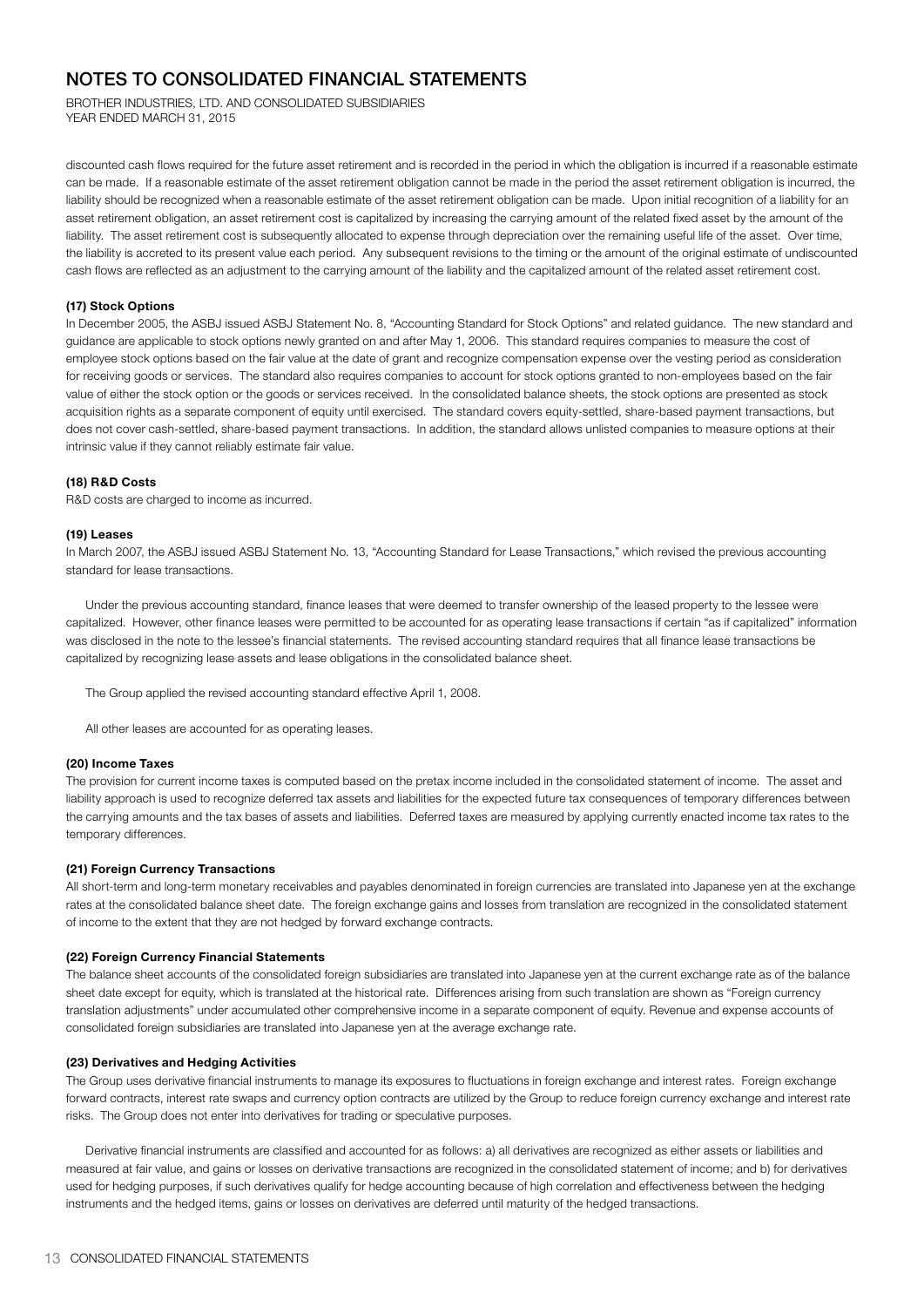discounted cash flows required for the future asset retirement and is recorded in the period in which the obligation is incurred if a reasonable estimate can be made. If a reasonable estimate of the asset retirement obligation cannot be made in the period the asset retirement obligation is incurred, the liability should be recognized when a reasonable estimate of the asset retirement obligation can be made. Upon initial recognition of a liability for an asset retirement obligation, an asset retirement cost is capitalized by increasing the carrying amount of the related fixed asset by the amount of the liability. The asset retirement cost is subsequently allocated to expense through depreciation over the remaining useful life of the asset. Over time, the liability is accreted to its present value each period. Any subsequent revisions to the timing or the amount of the original estimate of undiscounted cash flows are reflected as an adjustment to the carrying amount of the liability and the capitalized amount of the related asset retirement cost.

**(17) Stock Options**

In December 2005, the ASBJ issued ASBJ Statement No. 8, "Accounting Standard for Stock Options" and related guidance. The new standard and guidance are applicable to stock options newly granted on and after May 1, 2006. This standard requires companies to measure the cost of employee stock options based on the fair value at the date of grant and recognize compensation expense over the vesting period as consideration for receiving goods or services. The standard also requires companies to account for stock options granted to non-employees based on the fair value of either the stock option or the goods or services received. In the consolidated balance sheets, the stock options are presented as stock acquisition rights as a separate component of equity until exercised. The standard covers equity-settled, share-based payment transactions, but does not cover cash-settled, share-based payment transactions. In addition, the standard allows unlisted companies to measure options at their intrinsic value if they cannot reliably estimate fair value.

**(18) R&D Costs**

R&D costs are charged to income as incurred.

**(19) Leases**

In March 2007, the ASBJ issued ASBJ Statement No. 13, "Accounting Standard for Lease Transactions," which revised the previous accounting standard for lease transactions.

Under the previous accounting standard, finance leases that were deemed to transfer ownership of the leased property to the lessee were capitalized. However, other finance leases were permitted to be accounted for as operating lease transactions if certain "as if capitalized" information was disclosed in the note to the lessee's financial statements. The revised accounting standard requires that all finance lease transactions be capitalized by recognizing lease assets and lease obligations in the consolidated balance sheet.

The Group applied the revised accounting standard effective April 1, 2008.

All other leases are accounted for as operating leases.

**(20) Income Taxes**

The provision for current income taxes is computed based on the pretax income included in the consolidated statement of income. The asset and liability approach is used to recognize deferred tax assets and liabilities for the expected future tax consequences of temporary differences between the carrying amounts and the tax bases of assets and liabilities. Deferred taxes are measured by applying currently enacted income tax rates to the temporary differences.

**(21) Foreign Currency Transactions**

All short-term and long-term monetary receivables and payables denominated in foreign currencies are translated into Japanese yen at the exchange rates at the consolidated balance sheet date. The foreign exchange gains and losses from translation are recognized in the consolidated statement of income to the extent that they are not hedged by forward exchange contracts.

**(22) Foreign Currency Financial Statements**

The balance sheet accounts of the consolidated foreign subsidiaries are translated into Japanese yen at the current exchange rate as of the balance sheet date except for equity, which is translated at the historical rate. Differences arising from such translation are shown as "Foreign currency translation adjustments" under accumulated other comprehensive income in a separate component of equity. Revenue and expense accounts of consolidated foreign subsidiaries are translated into Japanese yen at the average exchange rate.

**(23) Derivatives and Hedging Activities**

The Group uses derivative financial instruments to manage its exposures to fluctuations in foreign exchange and interest rates. Foreign exchange forward contracts, interest rate swaps and currency option contracts are utilized by the Group to reduce foreign currency exchange and interest rate risks. The Group does not enter into derivatives for trading or speculative purposes.

Derivative financial instruments are classified and accounted for as follows: a) all derivatives are recognized as either assets or liabilities and measured at fair value, and gains or losses on derivative transactions are recognized in the consolidated statement of income; and b) for derivatives used for hedging purposes, if such derivatives qualify for hedge accounting because of high correlation and effectiveness between the hedging instruments and the hedged items, gains or losses on derivatives are deferred until maturity of the hedged transactions.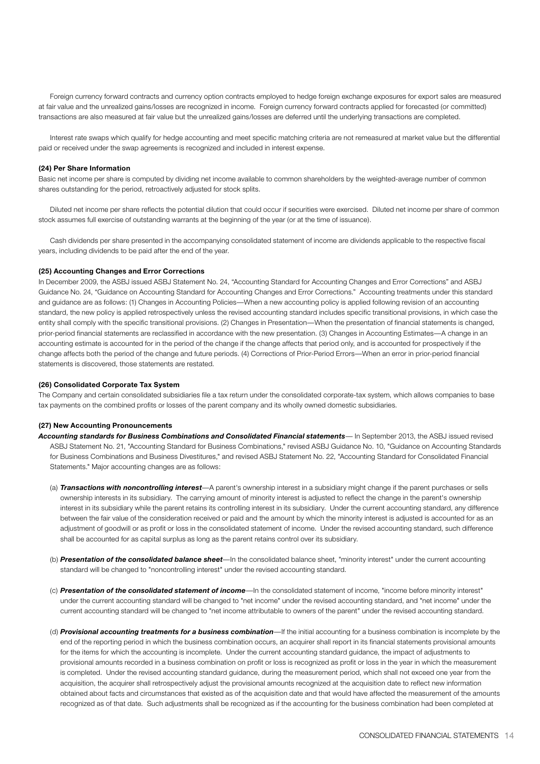Foreign currency forward contracts and currency option contracts employed to hedge foreign exchange exposures for export sales are measured at fair value and the unrealized gains/losses are recognized in income. Foreign currency forward contracts applied for forecasted (or committed) transactions are also measured at fair value but the unrealized gains/losses are deferred until the underlying transactions are completed.

Interest rate swaps which qualify for hedge accounting and meet specific matching criteria are not remeasured at market value but the differential paid or received under the swap agreements is recognized and included in interest expense.

**(24) Per Share Information**

Basic net income per share is computed by dividing net income available to common shareholders by the weighted-average number of common shares outstanding for the period, retroactively adjusted for stock splits.

Diluted net income per share reflects the potential dilution that could occur if securities were exercised. Diluted net income per share of common stock assumes full exercise of outstanding warrants at the beginning of the year (or at the time of issuance).

Cash dividends per share presented in the accompanying consolidated statement of income are dividends applicable to the respective fiscal years, including dividends to be paid after the end of the year.

**(25) Accounting Changes and Error Corrections**

In December 2009, the ASBJ issued ASBJ Statement No. 24, "Accounting Standard for Accounting Changes and Error Corrections" and ASBJ Guidance No. 24, "Guidance on Accounting Standard for Accounting Changes and Error Corrections." Accounting treatments under this standard and guidance are as follows: (1) Changes in Accounting Policies—When a new accounting policy is applied following revision of an accounting standard, the new policy is applied retrospectively unless the revised accounting standard includes specific transitional provisions, in which case the entity shall comply with the specific transitional provisions. (2) Changes in Presentation—When the presentation of financial statements is changed, prior-period financial statements are reclassified in accordance with the new presentation. (3) Changes in Accounting Estimates—A change in an accounting estimate is accounted for in the period of the change if the change affects that period only, and is accounted for prospectively if the change affects both the period of the change and future periods. (4) Corrections of Prior-Period Errors—When an error in prior-period financial statements is discovered, those statements are restated.

**(26) Consolidated Corporate Tax System**

The Company and certain consolidated subsidiaries file a tax return under the consolidated corporate-tax system, which allows companies to base tax payments on the combined profits or losses of the parent company and its wholly owned domestic subsidiaries.

**(27) New Accounting Pronouncements**

***Accounting standards for Business Combinations and Consolidated Financial statements***— In September 2013, the ASBJ issued revised ASBJ Statement No. 21, "Accounting Standard for Business Combinations," revised ASBJ Guidance No. 10, "Guidance on Accounting Standards for Business Combinations and Business Divestitures," and revised ASBJ Statement No. 22, "Accounting Standard for Consolidated Financial Statements." Major accounting changes are as follows:

(a) ***Transactions with noncontrolling interest***—A parent's ownership interest in a subsidiary might change if the parent purchases or sells ownership interests in its subsidiary. The carrying amount of minority interest is adjusted to reflect the change in the parent's ownership interest in its subsidiary while the parent retains its controlling interest in its subsidiary. Under the current accounting standard, any difference between the fair value of the consideration received or paid and the amount by which the minority interest is adjusted is accounted for as an adjustment of goodwill or as profit or loss in the consolidated statement of income. Under the revised accounting standard, such difference shall be accounted for as capital surplus as long as the parent retains control over its subsidiary.

(b) ***Presentation of the consolidated balance sheet***—In the consolidated balance sheet, "minority interest" under the current accounting standard will be changed to "noncontrolling interest" under the revised accounting standard.

(c) ***Presentation of the consolidated statement of income***—In the consolidated statement of income, "income before minority interest" under the current accounting standard will be changed to "net income" under the revised accounting standard, and "net income" under the current accounting standard will be changed to "net income attributable to owners of the parent" under the revised accounting standard.

(d) ***Provisional accounting treatments for a business combination***—If the initial accounting for a business combination is incomplete by the end of the reporting period in which the business combination occurs, an acquirer shall report in its financial statements provisional amounts for the items for which the accounting is incomplete. Under the current accounting standard guidance, the impact of adjustments to provisional amounts recorded in a business combination on profit or loss is recognized as profit or loss in the year in which the measurement is completed. Under the revised accounting standard guidance, during the measurement period, which shall not exceed one year from the acquisition, the acquirer shall retrospectively adjust the provisional amounts recognized at the acquisition date to reflect new information obtained about facts and circumstances that existed as of the acquisition date and that would have affected the measurement of the amounts recognized as of that date. Such adjustments shall be recognized as if the accounting for the business combination had been completed at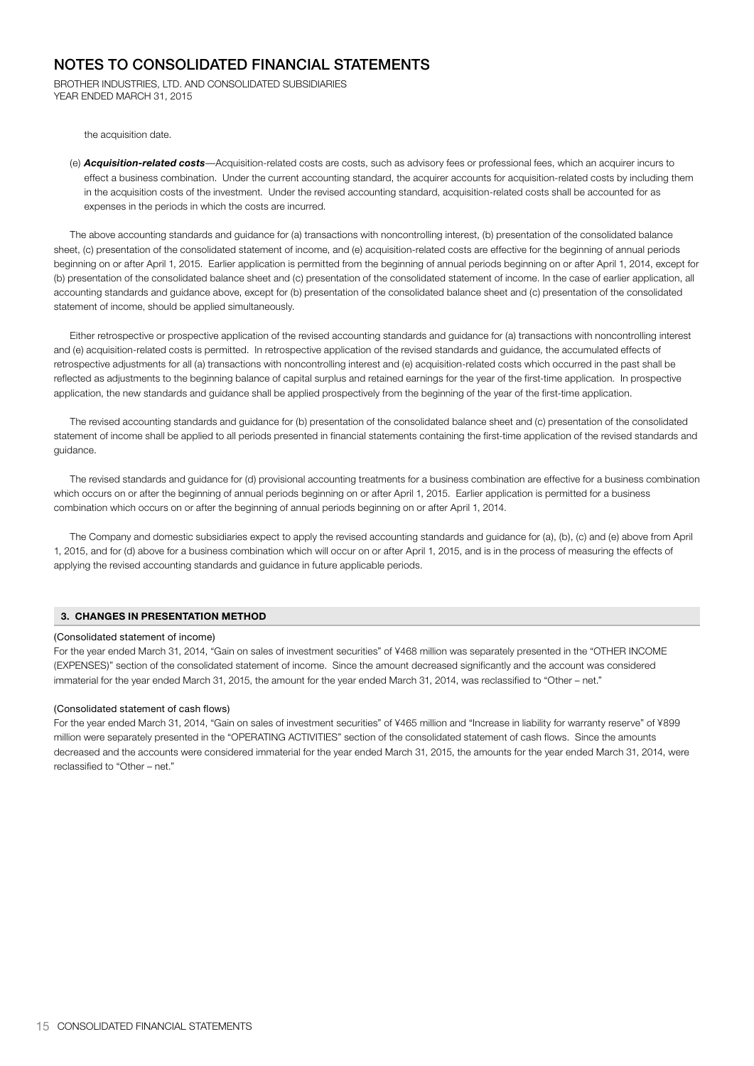the acquisition date.

(e) ***Acquisition-related costs***—Acquisition-related costs are costs, such as advisory fees or professional fees, which an acquirer incurs to effect a business combination. Under the current accounting standard, the acquirer accounts for acquisition-related costs by including them in the acquisition costs of the investment. Under the revised accounting standard, acquisition-related costs shall be accounted for as expenses in the periods in which the costs are incurred.

The above accounting standards and guidance for (a) transactions with noncontrolling interest, (b) presentation of the consolidated balance sheet, (c) presentation of the consolidated statement of income, and (e) acquisition-related costs are effective for the beginning of annual periods beginning on or after April 1, 2015. Earlier application is permitted from the beginning of annual periods beginning on or after April 1, 2014, except for (b) presentation of the consolidated balance sheet and (c) presentation of the consolidated statement of income. In the case of earlier application, all accounting standards and guidance above, except for (b) presentation of the consolidated balance sheet and (c) presentation of the consolidated statement of income, should be applied simultaneously.

Either retrospective or prospective application of the revised accounting standards and guidance for (a) transactions with noncontrolling interest and (e) acquisition-related costs is permitted. In retrospective application of the revised standards and guidance, the accumulated effects of retrospective adjustments for all (a) transactions with noncontrolling interest and (e) acquisition-related costs which occurred in the past shall be reflected as adjustments to the beginning balance of capital surplus and retained earnings for the year of the first-time application. In prospective application, the new standards and guidance shall be applied prospectively from the beginning of the year of the first-time application.

The revised accounting standards and guidance for (b) presentation of the consolidated balance sheet and (c) presentation of the consolidated statement of income shall be applied to all periods presented in financial statements containing the first-time application of the revised standards and guidance.

The revised standards and guidance for (d) provisional accounting treatments for a business combination are effective for a business combination which occurs on or after the beginning of annual periods beginning on or after April 1, 2015. Earlier application is permitted for a business combination which occurs on or after the beginning of annual periods beginning on or after April 1, 2014.

The Company and domestic subsidiaries expect to apply the revised accounting standards and guidance for (a), (b), (c) and (e) above from April 1, 2015, and for (d) above for a business combination which will occur on or after April 1, 2015, and is in the process of measuring the effects of applying the revised accounting standards and guidance in future applicable periods.

## 3. CHANGES IN PRESENTATION METHOD

(Consolidated statement of income)

For the year ended March 31, 2014, "Gain on sales of investment securities" of ¥468 million was separately presented in the "OTHER INCOME (EXPENSES)" section of the consolidated statement of income. Since the amount decreased significantly and the account was considered immaterial for the year ended March 31, 2015, the amount for the year ended March 31, 2014, was reclassified to "Other – net."

(Consolidated statement of cash flows)

For the year ended March 31, 2014, "Gain on sales of investment securities" of ¥465 million and "Increase in liability for warranty reserve" of ¥899 million were separately presented in the "OPERATING ACTIVITIES" section of the consolidated statement of cash flows. Since the amounts decreased and the accounts were considered immaterial for the year ended March 31, 2015, the amounts for the year ended March 31, 2014, were reclassified to "Other – net."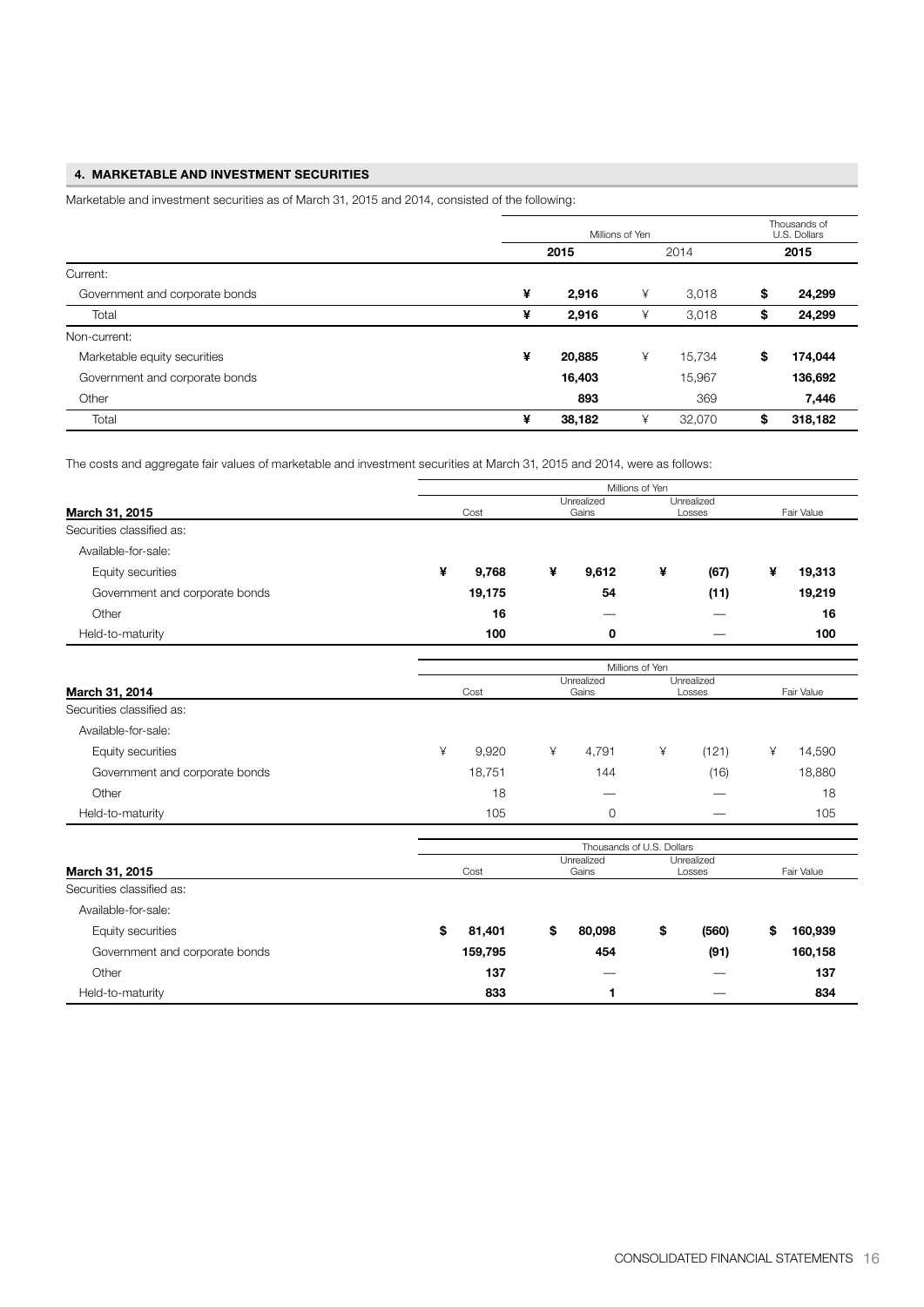## 4. MARKETABLE AND INVESTMENT SECURITIES

Marketable and investment securities as of March 31, 2015 and 2014, consisted of the following:

| | Millions of Yen | | Thousands of U.S. Dollars |
|---|---|---|---|
| | **2015** | 2014 | **2015** |
| Current: | | | |
| Government and corporate bonds | **¥ 2,916** | ¥ 3,018 | **$ 24,299** |
| Total | **¥ 2,916** | ¥ 3,018 | **$ 24,299** |
| Non-current: | | | |
| Marketable equity securities | **¥ 20,885** | ¥ 15,734 | **$ 174,044** |
| Government and corporate bonds | **16,403** | 15,967 | **136,692** |
| Other | **893** | 369 | **7,446** |
| Total | **¥ 38,182** | ¥ 32,070 | **$ 318,182** |

The costs and aggregate fair values of marketable and investment securities at March 31, 2015 and 2014, were as follows:

| | Millions of Yen | | | |
|---|---|---|---|---|
| **March 31, 2015** | Cost | Unrealized Gains | Unrealized Losses | Fair Value |
| Securities classified as: | | | | |
| Available-for-sale: | | | | |
| Equity securities | **¥ 9,768** | **¥ 9,612** | **¥ (67)** | **¥ 19,313** |
| Government and corporate bonds | **19,175** | **54** | **(11)** | **19,219** |
| Other | **16** | **—** | **—** | **16** |
| Held-to-maturity | **100** | **0** | **—** | **100** |

| | Millions of Yen | | | |
|---|---|---|---|---|
| **March 31, 2014** | Cost | Unrealized Gains | Unrealized Losses | Fair Value |
| Securities classified as: | | | | |
| Available-for-sale: | | | | |
| Equity securities | ¥ 9,920 | ¥ 4,791 | ¥ (121) | ¥ 14,590 |
| Government and corporate bonds | 18,751 | 144 | (16) | 18,880 |
| Other | 18 | — | — | 18 |
| Held-to-maturity | 105 | 0 | — | 105 |

| | Thousands of U.S. Dollars | | | |
|---|---|---|---|---|
| **March 31, 2015** | Cost | Unrealized Gains | Unrealized Losses | Fair Value |
| Securities classified as: | | | | |
| Available-for-sale: | | | | |
| Equity securities | **$ 81,401** | **$ 80,098** | **$ (560)** | **$ 160,939** |
| Government and corporate bonds | **159,795** | **454** | **(91)** | **160,158** |
| Other | **137** | **—** | **—** | **137** |
| Held-to-maturity | **833** | **1** | **—** | **834** |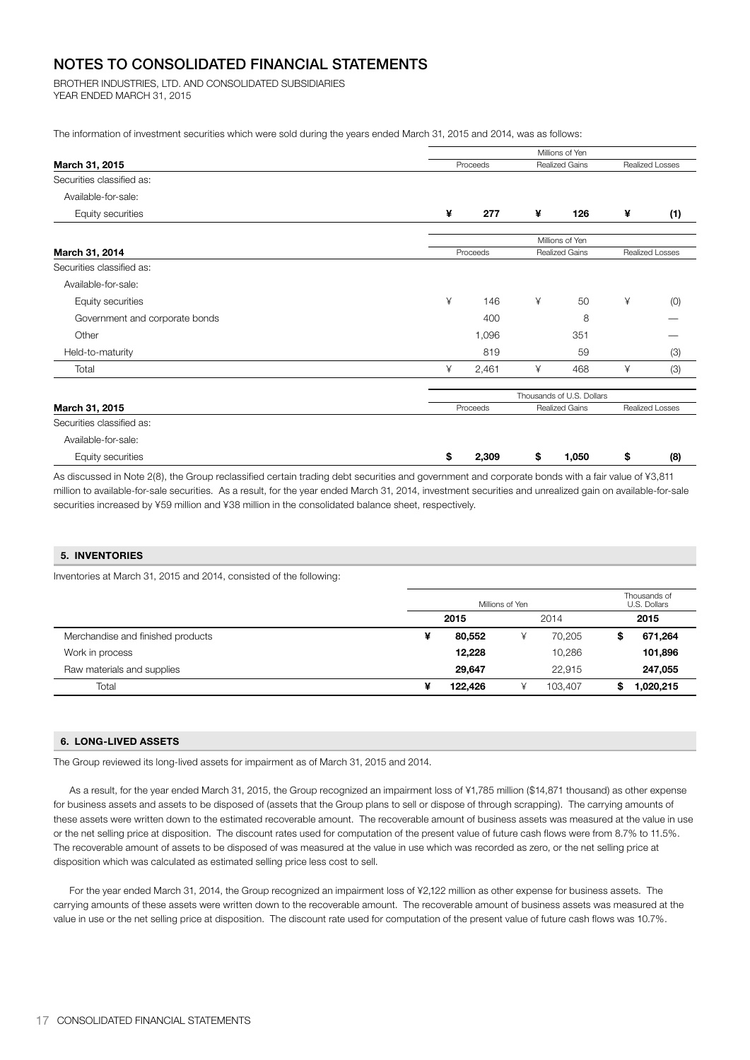# NOTES TO CONSOLIDATED FINANCIAL STATEMENTS

BROTHER INDUSTRIES, LTD. AND CONSOLIDATED SUBSIDIARIES
YEAR ENDED MARCH 31, 2015

The information of investment securities which were sold during the years ended March 31, 2015 and 2014, was as follows:

| | Millions of Yen | | |
|---|---|---|---|
| **March 31, 2015** | Proceeds | Realized Gains | Realized Losses |
| Securities classified as: | | | |
| Available-for-sale: | | | |
| Equity securities | **¥ 277** | **¥ 126** | **¥ (1)** |

| | Millions of Yen | | |
|---|---|---|---|
| **March 31, 2014** | Proceeds | Realized Gains | Realized Losses |
| Securities classified as: | | | |
| Available-for-sale: | | | |
| Equity securities | ¥ 146 | ¥ 50 | ¥ (0) |
| Government and corporate bonds | 400 | 8 | — |
| Other | 1,096 | 351 | — |
| Held-to-maturity | 819 | 59 | (3) |
| Total | ¥ 2,461 | ¥ 468 | ¥ (3) |

| | Thousands of U.S. Dollars | | |
|---|---|---|---|
| **March 31, 2015** | Proceeds | Realized Gains | Realized Losses |
| Securities classified as: | | | |
| Available-for-sale: | | | |
| Equity securities | **$ 2,309** | **$ 1,050** | **$ (8)** |

As discussed in Note 2(8), the Group reclassified certain trading debt securities and government and corporate bonds with a fair value of ¥3,811 million to available-for-sale securities. As a result, for the year ended March 31, 2014, investment securities and unrealized gain on available-for-sale securities increased by ¥59 million and ¥38 million in the consolidated balance sheet, respectively.

## 5. INVENTORIES

Inventories at March 31, 2015 and 2014, consisted of the following:

| | Millions of Yen | | Thousands of U.S. Dollars |
|---|---|---|---|
| | **2015** | 2014 | **2015** |
| Merchandise and finished products | **¥ 80,552** | ¥ 70,205 | **$ 671,264** |
| Work in process | **12,228** | 10,286 | **101,896** |
| Raw materials and supplies | **29,647** | 22,915 | **247,055** |
| Total | **¥ 122,426** | ¥ 103,407 | **$ 1,020,215** |

## 6. LONG-LIVED ASSETS

The Group reviewed its long-lived assets for impairment as of March 31, 2015 and 2014.

As a result, for the year ended March 31, 2015, the Group recognized an impairment loss of ¥1,785 million ($14,871 thousand) as other expense for business assets and assets to be disposed of (assets that the Group plans to sell or dispose of through scrapping). The carrying amounts of these assets were written down to the estimated recoverable amount. The recoverable amount of business assets was measured at the value in use or the net selling price at disposition. The discount rates used for computation of the present value of future cash flows were from 8.7% to 11.5%. The recoverable amount of assets to be disposed of was measured at the value in use which was recorded as zero, or the net selling price at disposition which was calculated as estimated selling price less cost to sell.

For the year ended March 31, 2014, the Group recognized an impairment loss of ¥2,122 million as other expense for business assets. The carrying amounts of these assets were written down to the recoverable amount. The recoverable amount of business assets was measured at the value in use or the net selling price at disposition. The discount rate used for computation of the present value of future cash flows was 10.7%.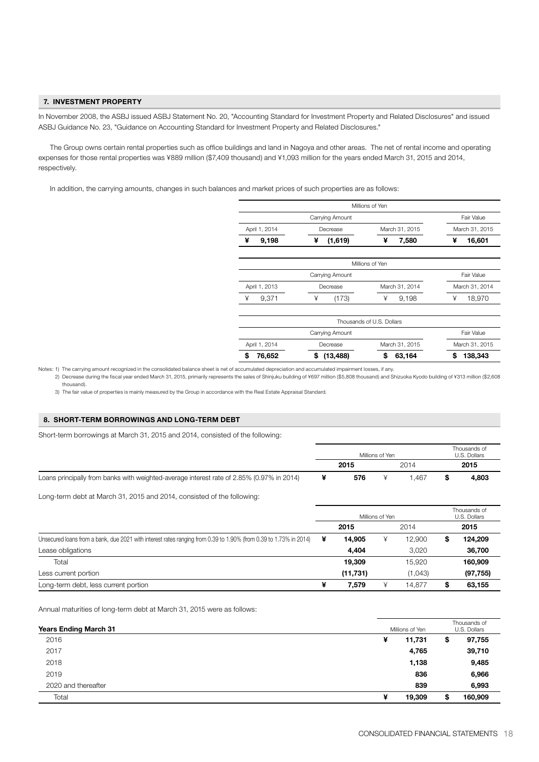## 7. INVESTMENT PROPERTY

In November 2008, the ASBJ issued ASBJ Statement No. 20, "Accounting Standard for Investment Property and Related Disclosures" and issued ASBJ Guidance No. 23, "Guidance on Accounting Standard for Investment Property and Related Disclosures."

The Group owns certain rental properties such as office buildings and land in Nagoya and other areas. The net of rental income and operating expenses for those rental properties was ¥889 million ($7,409 thousand) and ¥1,093 million for the years ended March 31, 2015 and 2014, respectively.

In addition, the carrying amounts, changes in such balances and market prices of such properties are as follows:

| Millions of Yen | | | |
|---|---|---|---|
| Carrying Amount | | | Fair Value |
| April 1, 2014 | Decrease | March 31, 2015 | March 31, 2015 |
| **¥ 9,198** | **¥ (1,619)** | **¥ 7,580** | **¥ 16,601** |

| Millions of Yen | | | |
|---|---|---|---|
| Carrying Amount | | | Fair Value |
| April 1, 2013 | Decrease | March 31, 2014 | March 31, 2014 |
| ¥ 9,371 | ¥ (173) | ¥ 9,198 | ¥ 18,970 |

| Thousands of U.S. Dollars | | | |
|---|---|---|---|
| Carrying Amount | | | Fair Value |
| April 1, 2014 | Decrease | March 31, 2015 | March 31, 2015 |
| **$ 76,652** | **$ (13,488)** | **$ 63,164** | **$ 138,343** |

Notes: 1) The carrying amount recognized in the consolidated balance sheet is net of accumulated depreciation and accumulated impairment losses, if any.
2) Decrease during the fiscal year ended March 31, 2015, primarily represents the sales of Shinjuku building of ¥697 million ($5,808 thousand) and Shizuoka Kyodo building of ¥313 million ($2,608 thousand).
3) The fair value of properties is mainly measured by the Group in accordance with the Real Estate Appraisal Standard.

## 8. SHORT-TERM BORROWINGS AND LONG-TERM DEBT

Short-term borrowings at March 31, 2015 and 2014, consisted of the following:

| | Millions of Yen | | Thousands of U.S. Dollars |
|---|---|---|---|
| | **2015** | 2014 | **2015** |
| Loans principally from banks with weighted-average interest rate of 2.85% (0.97% in 2014) | **¥ 576** | ¥ 1,467 | **$ 4,803** |

Long-term debt at March 31, 2015 and 2014, consisted of the following:

| | Millions of Yen | | Thousands of U.S. Dollars |
|---|---|---|---|
| | **2015** | 2014 | **2015** |
| Unsecured loans from a bank, due 2021 with interest rates ranging from 0.39 to 1.90% (from 0.39 to 1.73% in 2014) | **¥ 14,905** | ¥ 12,900 | **$ 124,209** |
| Lease obligations | **4,404** | 3,020 | **36,700** |
| Total | **19,309** | 15,920 | **160,909** |
| Less current portion | **(11,731)** | (1,043) | **(97,755)** |
| Long-term debt, less current portion | **¥ 7,579** | ¥ 14,877 | **$ 63,155** |

Annual maturities of long-term debt at March 31, 2015 were as follows:

| **Years Ending March 31** | Millions of Yen | Thousands of U.S. Dollars |
|---|---|---|
| 2016 | **¥ 11,731** | **$ 97,755** |
| 2017 | **4,765** | **39,710** |
| 2018 | **1,138** | **9,485** |
| 2019 | **836** | **6,966** |
| 2020 and thereafter | **839** | **6,993** |
| Total | **¥ 19,309** | **$ 160,909** |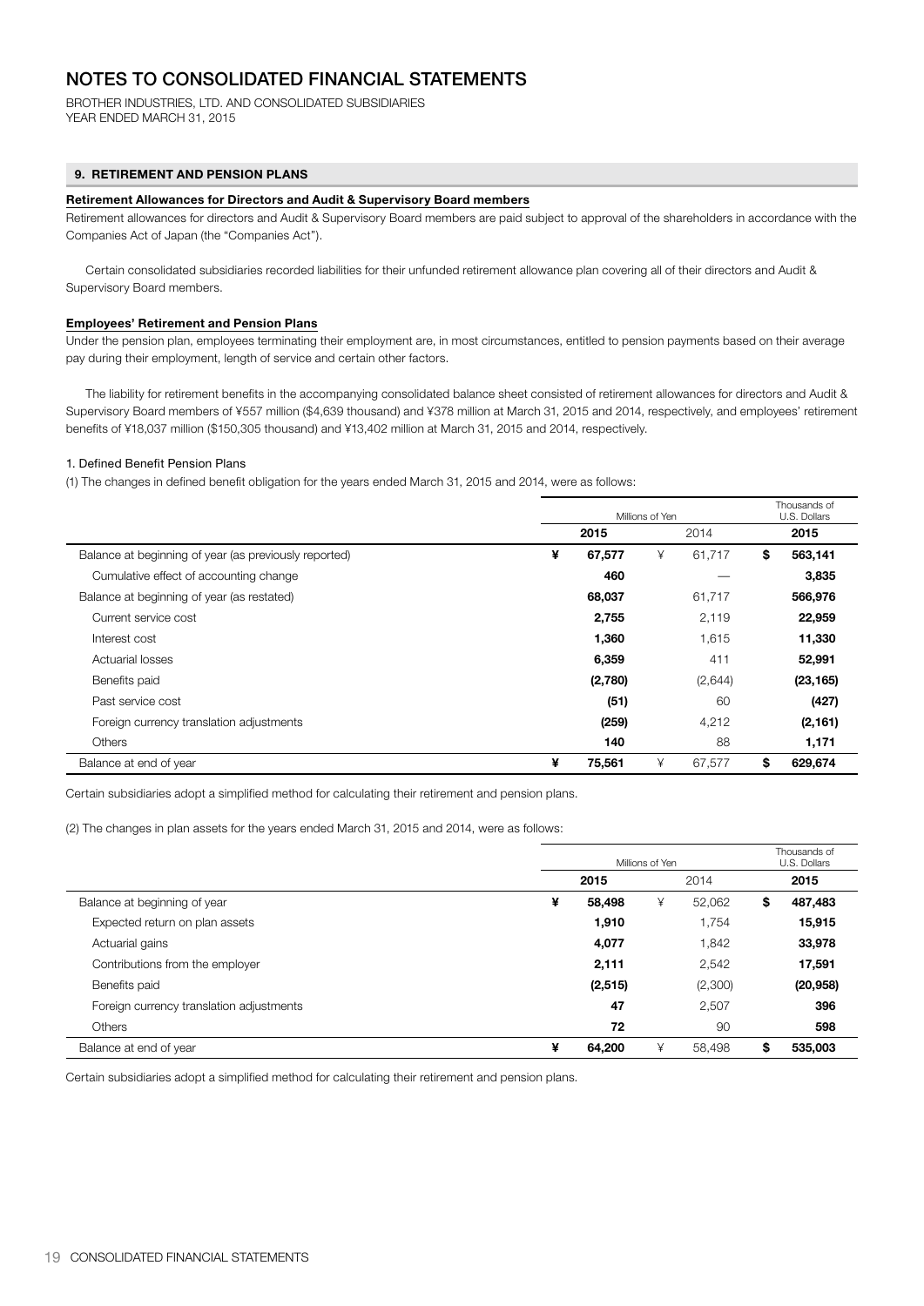# NOTES TO CONSOLIDATED FINANCIAL STATEMENTS

BROTHER INDUSTRIES, LTD. AND CONSOLIDATED SUBSIDIARIES
YEAR ENDED MARCH 31, 2015

## 9. RETIREMENT AND PENSION PLANS

### Retirement Allowances for Directors and Audit & Supervisory Board members

Retirement allowances for directors and Audit & Supervisory Board members are paid subject to approval of the shareholders in accordance with the Companies Act of Japan (the "Companies Act").

Certain consolidated subsidiaries recorded liabilities for their unfunded retirement allowance plan covering all of their directors and Audit & Supervisory Board members.

### Employees' Retirement and Pension Plans

Under the pension plan, employees terminating their employment are, in most circumstances, entitled to pension payments based on their average pay during their employment, length of service and certain other factors.

The liability for retirement benefits in the accompanying consolidated balance sheet consisted of retirement allowances for directors and Audit & Supervisory Board members of ¥557 million ($4,639 thousand) and ¥378 million at March 31, 2015 and 2014, respectively, and employees' retirement benefits of ¥18,037 million ($150,305 thousand) and ¥13,402 million at March 31, 2015 and 2014, respectively.

1. Defined Benefit Pension Plans

(1) The changes in defined benefit obligation for the years ended March 31, 2015 and 2014, were as follows:

| | Millions of Yen | | Thousands of U.S. Dollars |
|---|---|---|---|
| | **2015** | 2014 | **2015** |
| Balance at beginning of year (as previously reported) | **¥ 67,577** | ¥ 61,717 | **$ 563,141** |
| Cumulative effect of accounting change | **460** | — | **3,835** |
| Balance at beginning of year (as restated) | **68,037** | 61,717 | **566,976** |
| Current service cost | **2,755** | 2,119 | **22,959** |
| Interest cost | **1,360** | 1,615 | **11,330** |
| Actuarial losses | **6,359** | 411 | **52,991** |
| Benefits paid | **(2,780)** | (2,644) | **(23,165)** |
| Past service cost | **(51)** | 60 | **(427)** |
| Foreign currency translation adjustments | **(259)** | 4,212 | **(2,161)** |
| Others | **140** | 88 | **1,171** |
| Balance at end of year | **¥ 75,561** | ¥ 67,577 | **$ 629,674** |

Certain subsidiaries adopt a simplified method for calculating their retirement and pension plans.

(2) The changes in plan assets for the years ended March 31, 2015 and 2014, were as follows:

| | Millions of Yen | | Thousands of U.S. Dollars |
|---|---|---|---|
| | **2015** | 2014 | **2015** |
| Balance at beginning of year | **¥ 58,498** | ¥ 52,062 | **$ 487,483** |
| Expected return on plan assets | **1,910** | 1,754 | **15,915** |
| Actuarial gains | **4,077** | 1,842 | **33,978** |
| Contributions from the employer | **2,111** | 2,542 | **17,591** |
| Benefits paid | **(2,515)** | (2,300) | **(20,958)** |
| Foreign currency translation adjustments | **47** | 2,507 | **396** |
| Others | **72** | 90 | **598** |
| Balance at end of year | **¥ 64,200** | ¥ 58,498 | **$ 535,003** |

Certain subsidiaries adopt a simplified method for calculating their retirement and pension plans.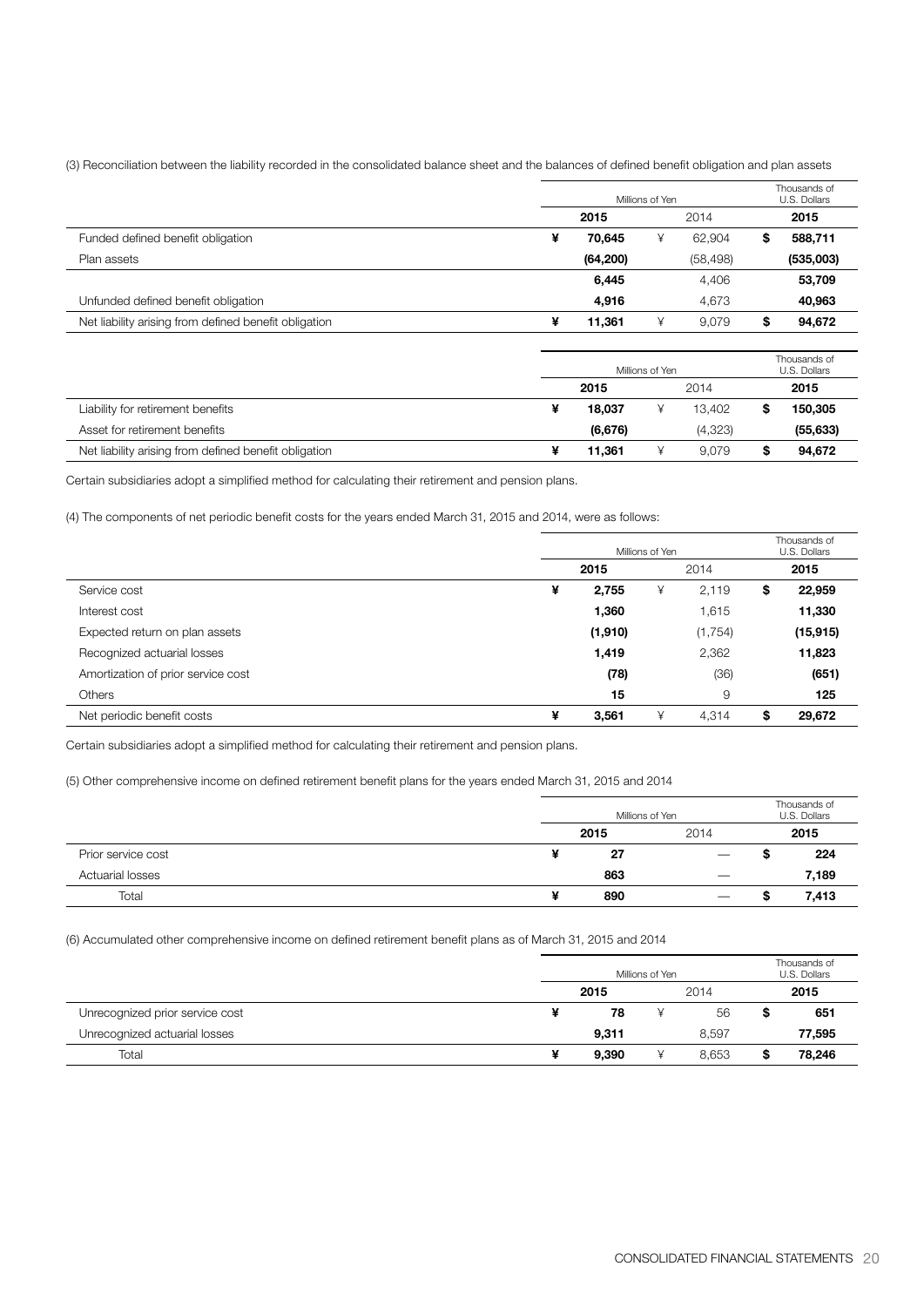(3) Reconciliation between the liability recorded in the consolidated balance sheet and the balances of defined benefit obligation and plan assets

| | Millions of Yen | | Thousands of U.S. Dollars |
|---|---|---|---|
| | **2015** | 2014 | **2015** |
| Funded defined benefit obligation | **¥ 70,645** | ¥ 62,904 | **$ 588,711** |
| Plan assets | **(64,200)** | (58,498) | **(535,003)** |
| | **6,445** | 4,406 | **53,709** |
| Unfunded defined benefit obligation | **4,916** | 4,673 | **40,963** |
| Net liability arising from defined benefit obligation | **¥ 11,361** | ¥ 9,079 | **$ 94,672** |

| | Millions of Yen | | Thousands of U.S. Dollars |
|---|---|---|---|
| | **2015** | 2014 | **2015** |
| Liability for retirement benefits | **¥ 18,037** | ¥ 13,402 | **$ 150,305** |
| Asset for retirement benefits | **(6,676)** | (4,323) | **(55,633)** |
| Net liability arising from defined benefit obligation | **¥ 11,361** | ¥ 9,079 | **$ 94,672** |

Certain subsidiaries adopt a simplified method for calculating their retirement and pension plans.

(4) The components of net periodic benefit costs for the years ended March 31, 2015 and 2014, were as follows:

| | Millions of Yen | | Thousands of U.S. Dollars |
|---|---|---|---|
| | **2015** | 2014 | **2015** |
| Service cost | **¥ 2,755** | ¥ 2,119 | **$ 22,959** |
| Interest cost | **1,360** | 1,615 | **11,330** |
| Expected return on plan assets | **(1,910)** | (1,754) | **(15,915)** |
| Recognized actuarial losses | **1,419** | 2,362 | **11,823** |
| Amortization of prior service cost | **(78)** | (36) | **(651)** |
| Others | **15** | 9 | **125** |
| Net periodic benefit costs | **¥ 3,561** | ¥ 4,314 | **$ 29,672** |

Certain subsidiaries adopt a simplified method for calculating their retirement and pension plans.

(5) Other comprehensive income on defined retirement benefit plans for the years ended March 31, 2015 and 2014

| | Millions of Yen | | Thousands of U.S. Dollars |
|---|---|---|---|
| | **2015** | 2014 | **2015** |
| Prior service cost | **¥ 27** | — | **$ 224** |
| Actuarial losses | **863** | — | **7,189** |
| Total | **¥ 890** | — | **$ 7,413** |

(6) Accumulated other comprehensive income on defined retirement benefit plans as of March 31, 2015 and 2014

| | Millions of Yen | | Thousands of U.S. Dollars |
|---|---|---|---|
| | **2015** | 2014 | **2015** |
| Unrecognized prior service cost | **¥ 78** | ¥ 56 | **$ 651** |
| Unrecognized actuarial losses | **9,311** | 8,597 | **77,595** |
| Total | **¥ 9,390** | ¥ 8,653 | **$ 78,246** |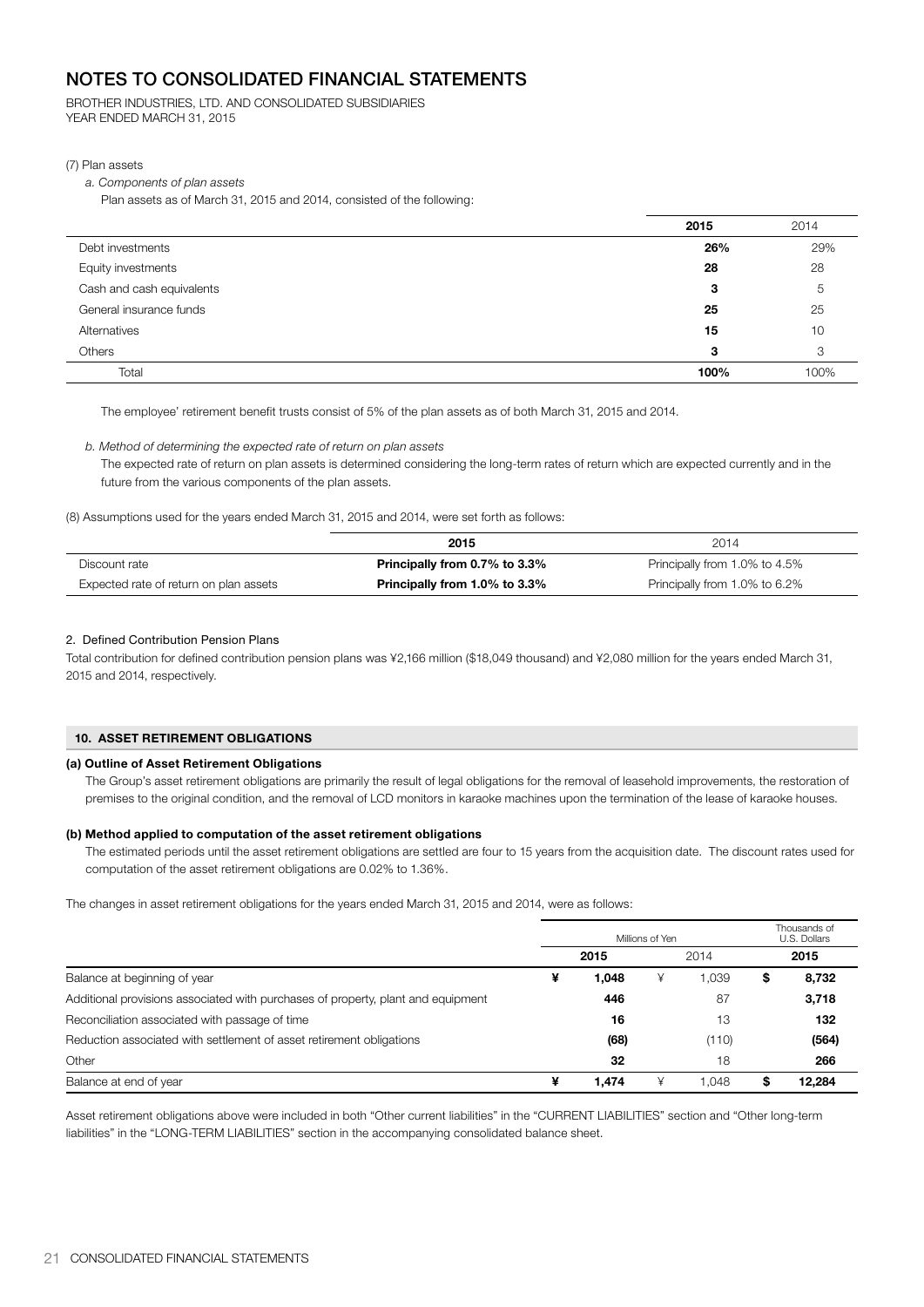# NOTES TO CONSOLIDATED FINANCIAL STATEMENTS

BROTHER INDUSTRIES, LTD. AND CONSOLIDATED SUBSIDIARIES
YEAR ENDED MARCH 31, 2015

(7) Plan assets

*a. Components of plan assets*

Plan assets as of March 31, 2015 and 2014, consisted of the following:

| | 2015 | 2014 |
|---|---|---|
| Debt investments | **26%** | 29% |
| Equity investments | **28** | 28 |
| Cash and cash equivalents | **3** | 5 |
| General insurance funds | **25** | 25 |
| Alternatives | **15** | 10 |
| Others | **3** | 3 |
| Total | **100%** | 100% |

The employee' retirement benefit trusts consist of 5% of the plan assets as of both March 31, 2015 and 2014.

*b. Method of determining the expected rate of return on plan assets*

The expected rate of return on plan assets is determined considering the long-term rates of return which are expected currently and in the future from the various components of the plan assets.

(8) Assumptions used for the years ended March 31, 2015 and 2014, were set forth as follows:

| | 2015 | 2014 |
|---|---|---|
| Discount rate | **Principally from 0.7% to 3.3%** | Principally from 1.0% to 4.5% |
| Expected rate of return on plan assets | **Principally from 1.0% to 3.3%** | Principally from 1.0% to 6.2% |

2. Defined Contribution Pension Plans

Total contribution for defined contribution pension plans was ¥2,166 million ($18,049 thousand) and ¥2,080 million for the years ended March 31, 2015 and 2014, respectively.

## 10. ASSET RETIREMENT OBLIGATIONS

**(a) Outline of Asset Retirement Obligations**

The Group's asset retirement obligations are primarily the result of legal obligations for the removal of leasehold improvements, the restoration of premises to the original condition, and the removal of LCD monitors in karaoke machines upon the termination of the lease of karaoke houses.

**(b) Method applied to computation of the asset retirement obligations**

The estimated periods until the asset retirement obligations are settled are four to 15 years from the acquisition date. The discount rates used for computation of the asset retirement obligations are 0.02% to 1.36%.

The changes in asset retirement obligations for the years ended March 31, 2015 and 2014, were as follows:

| | Millions of Yen | | Thousands of U.S. Dollars |
|---|---|---|---|
| | 2015 | 2014 | 2015 |
| Balance at beginning of year | **¥ 1,048** | ¥ 1,039 | **$ 8,732** |
| Additional provisions associated with purchases of property, plant and equipment | **446** | 87 | **3,718** |
| Reconciliation associated with passage of time | **16** | 13 | **132** |
| Reduction associated with settlement of asset retirement obligations | **(68)** | (110) | **(564)** |
| Other | **32** | 18 | **266** |
| Balance at end of year | **¥ 1,474** | ¥ 1,048 | **$ 12,284** |

Asset retirement obligations above were included in both "Other current liabilities" in the "CURRENT LIABILITIES" section and "Other long-term liabilities" in the "LONG-TERM LIABILITIES" section in the accompanying consolidated balance sheet.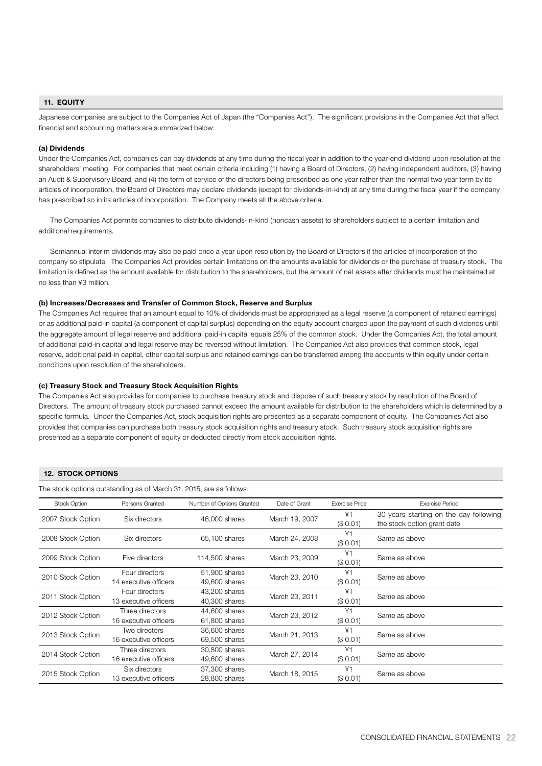## 11. EQUITY

Japanese companies are subject to the Companies Act of Japan (the "Companies Act"). The significant provisions in the Companies Act that affect financial and accounting matters are summarized below:

### (a) Dividends

Under the Companies Act, companies can pay dividends at any time during the fiscal year in addition to the year-end dividend upon resolution at the shareholders' meeting. For companies that meet certain criteria including (1) having a Board of Directors, (2) having independent auditors, (3) having an Audit & Supervisory Board, and (4) the term of service of the directors being prescribed as one year rather than the normal two year term by its articles of incorporation, the Board of Directors may declare dividends (except for dividends-in-kind) at any time during the fiscal year if the company has prescribed so in its articles of incorporation. The Company meets all the above criteria.

The Companies Act permits companies to distribute dividends-in-kind (noncash assets) to shareholders subject to a certain limitation and additional requirements.

Semiannual interim dividends may also be paid once a year upon resolution by the Board of Directors if the articles of incorporation of the company so stipulate. The Companies Act provides certain limitations on the amounts available for dividends or the purchase of treasury stock. The limitation is defined as the amount available for distribution to the shareholders, but the amount of net assets after dividends must be maintained at no less than ¥3 million.

### (b) Increases/Decreases and Transfer of Common Stock, Reserve and Surplus

The Companies Act requires that an amount equal to 10% of dividends must be appropriated as a legal reserve (a component of retained earnings) or as additional paid-in capital (a component of capital surplus) depending on the equity account charged upon the payment of such dividends until the aggregate amount of legal reserve and additional paid-in capital equals 25% of the common stock. Under the Companies Act, the total amount of additional paid-in capital and legal reserve may be reversed without limitation. The Companies Act also provides that common stock, legal reserve, additional paid-in capital, other capital surplus and retained earnings can be transferred among the accounts within equity under certain conditions upon resolution of the shareholders.

### (c) Treasury Stock and Treasury Stock Acquisition Rights

The Companies Act also provides for companies to purchase treasury stock and dispose of such treasury stock by resolution of the Board of Directors. The amount of treasury stock purchased cannot exceed the amount available for distribution to the shareholders which is determined by a specific formula. Under the Companies Act, stock acquisition rights are presented as a separate component of equity. The Companies Act also provides that companies can purchase both treasury stock acquisition rights and treasury stock. Such treasury stock acquisition rights are presented as a separate component of equity or deducted directly from stock acquisition rights.

## 12. STOCK OPTIONS

The stock options outstanding as of March 31, 2015, are as follows:

| Stock Option | Persons Granted | Number of Options Granted | Date of Grant | Exercise Price | Exercise Period |
|---|---|---|---|---|---|
| 2007 Stock Option | Six directors | 46,000 shares | March 19, 2007 | ¥1 ($ 0.01) | 30 years starting on the day following the stock option grant date |
| 2008 Stock Option | Six directors | 65,100 shares | March 24, 2008 | ¥1 ($ 0.01) | Same as above |
| 2009 Stock Option | Five directors | 114,500 shares | March 23, 2009 | ¥1 ($ 0.01) | Same as above |
| 2010 Stock Option | Four directors<br>14 executive officers | 51,900 shares<br>49,600 shares | March 23, 2010 | ¥1 ($ 0.01) | Same as above |
| 2011 Stock Option | Four directors<br>13 executive officers | 43,200 shares<br>40,300 shares | March 23, 2011 | ¥1 ($ 0.01) | Same as above |
| 2012 Stock Option | Three directors<br>16 executive officers | 44,600 shares<br>61,800 shares | March 23, 2012 | ¥1 ($ 0.01) | Same as above |
| 2013 Stock Option | Two directors<br>16 executive officers | 36,600 shares<br>69,500 shares | March 21, 2013 | ¥1 ($ 0.01) | Same as above |
| 2014 Stock Option | Three directors<br>16 executive officers | 30,800 shares<br>49,600 shares | March 27, 2014 | ¥1 ($ 0.01) | Same as above |
| 2015 Stock Option | Six directors<br>13 executive officers | 37,300 shares<br>28,800 shares | March 18, 2015 | ¥1 ($ 0.01) | Same as above |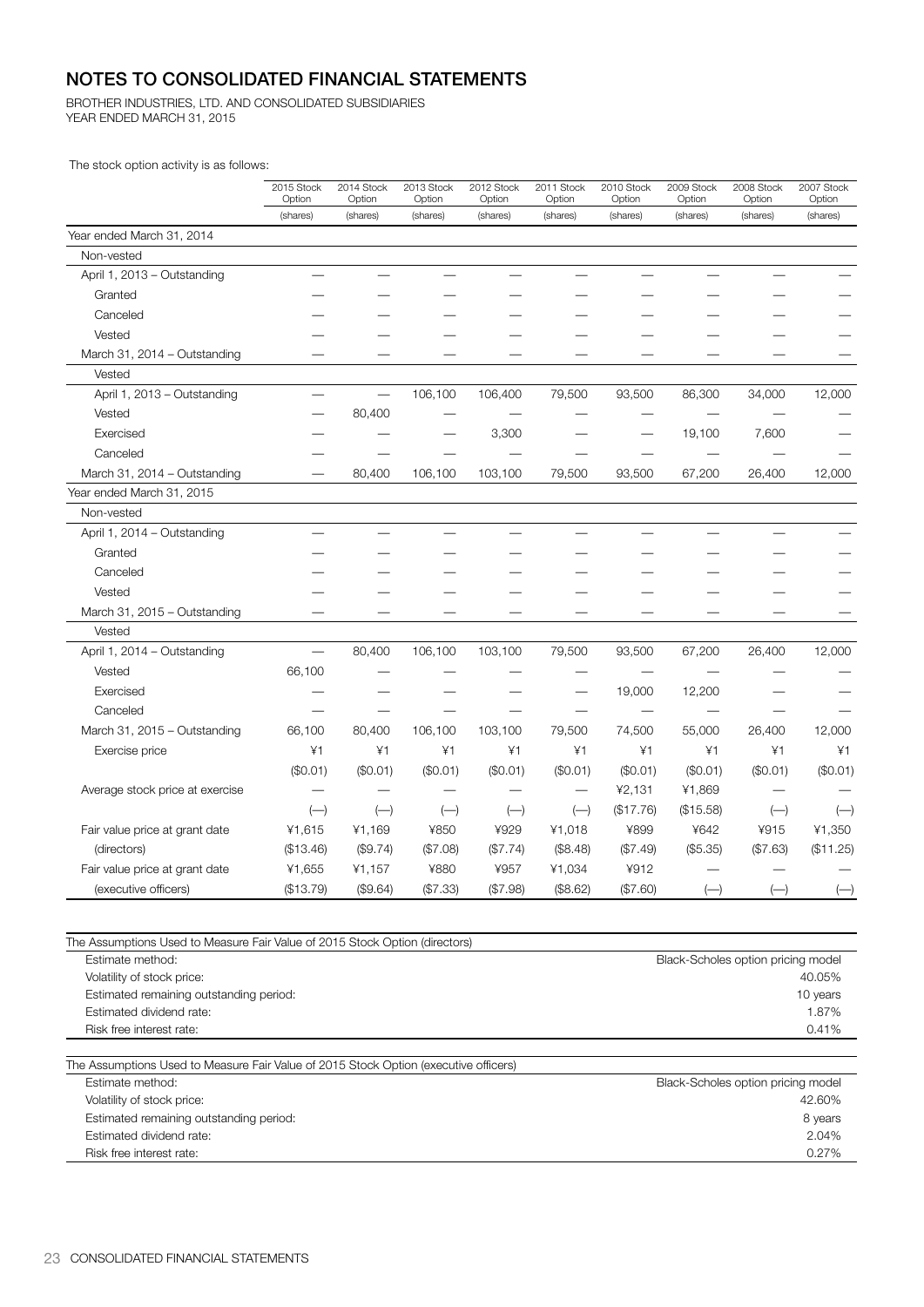# NOTES TO CONSOLIDATED FINANCIAL STATEMENTS

BROTHER INDUSTRIES, LTD. AND CONSOLIDATED SUBSIDIARIES
YEAR ENDED MARCH 31, 2015

The stock option activity is as follows:

| | 2015 Stock Option | 2014 Stock Option | 2013 Stock Option | 2012 Stock Option | 2011 Stock Option | 2010 Stock Option | 2009 Stock Option | 2008 Stock Option | 2007 Stock Option |
|---|---|---|---|---|---|---|---|---|---|
| | (shares) | (shares) | (shares) | (shares) | (shares) | (shares) | (shares) | (shares) | (shares) |
| Year ended March 31, 2014 | | | | | | | | | |
| Non-vested | | | | | | | | | |
| April 1, 2013 – Outstanding | — | — | — | — | — | — | — | — | — |
| Granted | — | — | — | — | — | — | — | — | — |
| Canceled | — | — | — | — | — | — | — | — | — |
| Vested | — | — | — | — | — | — | — | — | — |
| March 31, 2014 – Outstanding | — | — | — | — | — | — | — | — | — |
| Vested | | | | | | | | | |
| April 1, 2013 – Outstanding | — | — | 106,100 | 106,400 | 79,500 | 93,500 | 86,300 | 34,000 | 12,000 |
| Vested | — | 80,400 | — | — | — | — | — | — | — |
| Exercised | — | — | — | 3,300 | — | — | 19,100 | 7,600 | — |
| Canceled | — | — | — | — | — | — | — | — | — |
| March 31, 2014 – Outstanding | — | 80,400 | 106,100 | 103,100 | 79,500 | 93,500 | 67,200 | 26,400 | 12,000 |
| Year ended March 31, 2015 | | | | | | | | | |
| Non-vested | | | | | | | | | |
| April 1, 2014 – Outstanding | — | — | — | — | — | — | — | — | — |
| Granted | — | — | — | — | — | — | — | — | — |
| Canceled | — | — | — | — | — | — | — | — | — |
| Vested | — | — | — | — | — | — | — | — | — |
| March 31, 2015 – Outstanding | — | — | — | — | — | — | — | — | — |
| Vested | | | | | | | | | |
| April 1, 2014 – Outstanding | — | 80,400 | 106,100 | 103,100 | 79,500 | 93,500 | 67,200 | 26,400 | 12,000 |
| Vested | 66,100 | — | — | — | — | — | — | — | — |
| Exercised | — | — | — | — | — | 19,000 | 12,200 | — | — |
| Canceled | — | — | — | — | — | — | — | — | — |
| March 31, 2015 – Outstanding | 66,100 | 80,400 | 106,100 | 103,100 | 79,500 | 74,500 | 55,000 | 26,400 | 12,000 |
| Exercise price | ¥1 | ¥1 | ¥1 | ¥1 | ¥1 | ¥1 | ¥1 | ¥1 | ¥1 |
| | ($0.01) | ($0.01) | ($0.01) | ($0.01) | ($0.01) | ($0.01) | ($0.01) | ($0.01) | ($0.01) |
| Average stock price at exercise | — | — | — | — | — | ¥2,131 | ¥1,869 | — | — |
| | (—) | (—) | (—) | (—) | (—) | ($17.76) | ($15.58) | (—) | (—) |
| Fair value price at grant date | ¥1,615 | ¥1,169 | ¥850 | ¥929 | ¥1,018 | ¥899 | ¥642 | ¥915 | ¥1,350 |
| (directors) | ($13.46) | ($9.74) | ($7.08) | ($7.74) | ($8.48) | ($7.49) | ($5.35) | ($7.63) | ($11.25) |
| Fair value price at grant date | ¥1,655 | ¥1,157 | ¥880 | ¥957 | ¥1,034 | ¥912 | — | — | — |
| (executive officers) | ($13.79) | ($9.64) | ($7.33) | ($7.98) | ($8.62) | ($7.60) | (—) | (—) | (—) |

| The Assumptions Used to Measure Fair Value of 2015 Stock Option (directors) | |
|---|---|
| Estimate method: | Black-Scholes option pricing model |
| Volatility of stock price: | 40.05% |
| Estimated remaining outstanding period: | 10 years |
| Estimated dividend rate: | 1.87% |
| Risk free interest rate: | 0.41% |

| The Assumptions Used to Measure Fair Value of 2015 Stock Option (executive officers) | |
|---|---|
| Estimate method: | Black-Scholes option pricing model |
| Volatility of stock price: | 42.60% |
| Estimated remaining outstanding period: | 8 years |
| Estimated dividend rate: | 2.04% |
| Risk free interest rate: | 0.27% |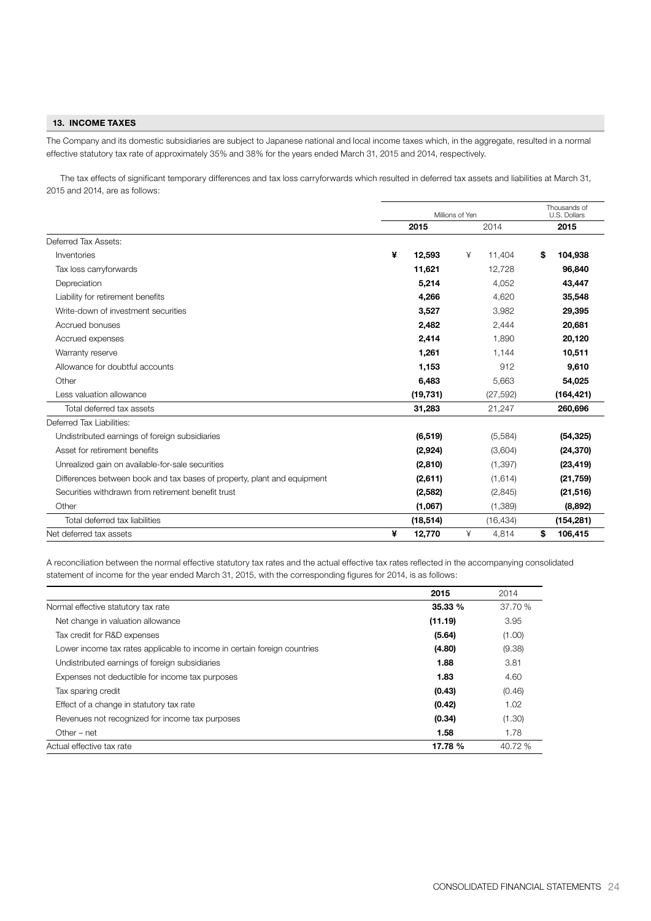## 13. INCOME TAXES

The Company and its domestic subsidiaries are subject to Japanese national and local income taxes which, in the aggregate, resulted in a normal effective statutory tax rate of approximately 35% and 38% for the years ended March 31, 2015 and 2014, respectively.

The tax effects of significant temporary differences and tax loss carryforwards which resulted in deferred tax assets and liabilities at March 31, 2015 and 2014, are as follows:

| | Millions of Yen | | Thousands of U.S. Dollars |
|---|---|---|---|
| | **2015** | 2014 | **2015** |
| Deferred Tax Assets: | | | |
| Inventories | **¥ 12,593** | ¥ 11,404 | **$ 104,938** |
| Tax loss carryforwards | **11,621** | 12,728 | **96,840** |
| Depreciation | **5,214** | 4,052 | **43,447** |
| Liability for retirement benefits | **4,266** | 4,620 | **35,548** |
| Write-down of investment securities | **3,527** | 3,982 | **29,395** |
| Accrued bonuses | **2,482** | 2,444 | **20,681** |
| Accrued expenses | **2,414** | 1,890 | **20,120** |
| Warranty reserve | **1,261** | 1,144 | **10,511** |
| Allowance for doubtful accounts | **1,153** | 912 | **9,610** |
| Other | **6,483** | 5,663 | **54,025** |
| Less valuation allowance | **(19,731)** | (27,592) | **(164,421)** |
| Total deferred tax assets | **31,283** | 21,247 | **260,696** |
| Deferred Tax Liabilities: | | | |
| Undistributed earnings of foreign subsidiaries | **(6,519)** | (5,584) | **(54,325)** |
| Asset for retirement benefits | **(2,924)** | (3,604) | **(24,370)** |
| Unrealized gain on available-for-sale securities | **(2,810)** | (1,397) | **(23,419)** |
| Differences between book and tax bases of property, plant and equipment | **(2,611)** | (1,614) | **(21,759)** |
| Securities withdrawn from retirement benefit trust | **(2,582)** | (2,845) | **(21,516)** |
| Other | **(1,067)** | (1,389) | **(8,892)** |
| Total deferred tax liabilities | **(18,514)** | (16,434) | **(154,281)** |
| Net deferred tax assets | **¥ 12,770** | ¥ 4,814 | **$ 106,415** |

A reconciliation between the normal effective statutory tax rates and the actual effective tax rates reflected in the accompanying consolidated statement of income for the year ended March 31, 2015, with the corresponding figures for 2014, is as follows:

| | **2015** | 2014 |
|---|---|---|
| Normal effective statutory tax rate | **35.33 %** | 37.70 % |
| Net change in valuation allowance | **(11.19)** | 3.95 |
| Tax credit for R&D expenses | **(5.64)** | (1.00) |
| Lower income tax rates applicable to income in certain foreign countries | **(4.80)** | (9.38) |
| Undistributed earnings of foreign subsidiaries | **1.88** | 3.81 |
| Expenses not deductible for income tax purposes | **1.83** | 4.60 |
| Tax sparing credit | **(0.43)** | (0.46) |
| Effect of a change in statutory tax rate | **(0.42)** | 1.02 |
| Revenues not recognized for income tax purposes | **(0.34)** | (1.30) |
| Other – net | **1.58** | 1.78 |
| Actual effective tax rate | **17.78 %** | 40.72 % |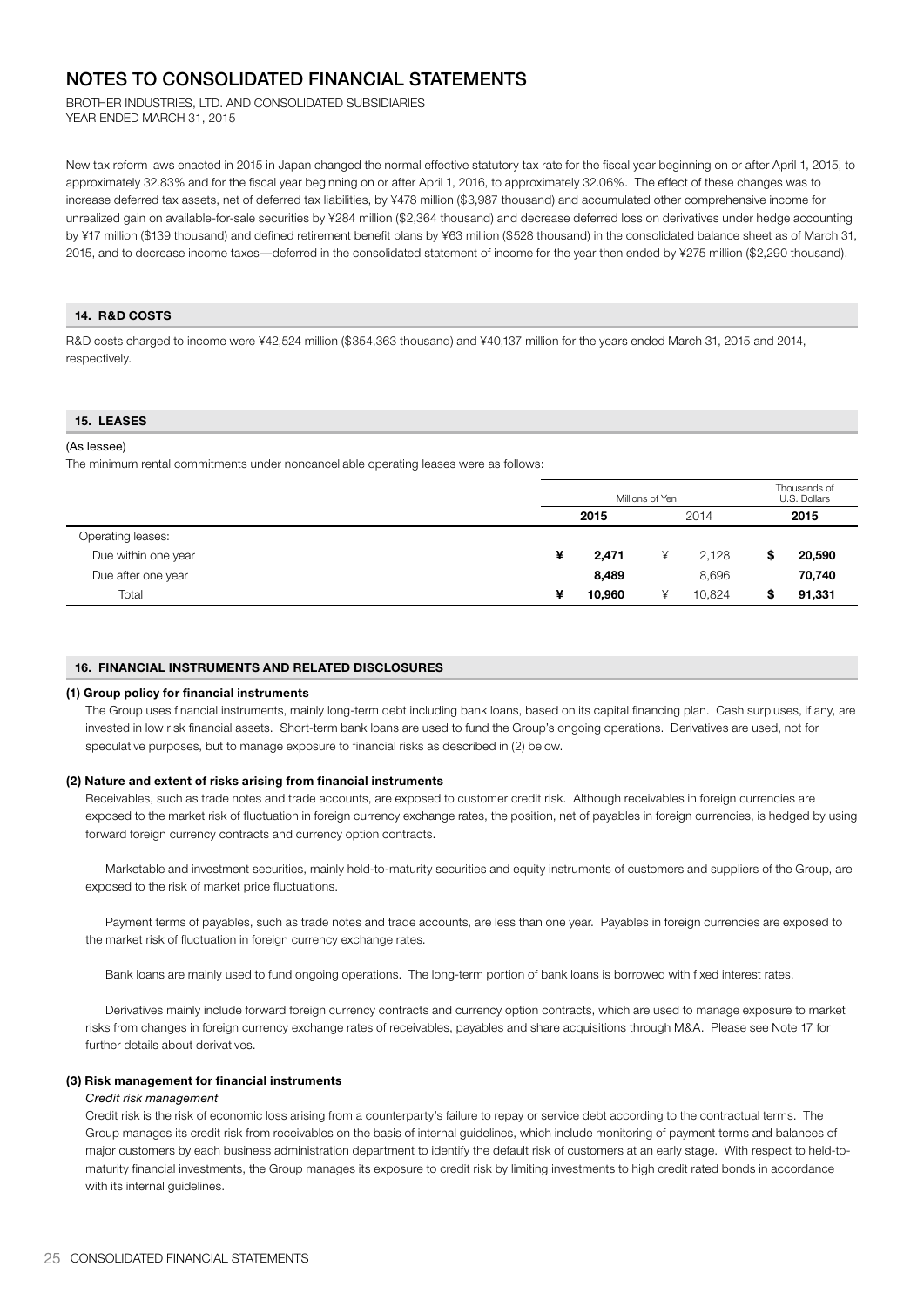# NOTES TO CONSOLIDATED FINANCIAL STATEMENTS

BROTHER INDUSTRIES, LTD. AND CONSOLIDATED SUBSIDIARIES
YEAR ENDED MARCH 31, 2015

New tax reform laws enacted in 2015 in Japan changed the normal effective statutory tax rate for the fiscal year beginning on or after April 1, 2015, to approximately 32.83% and for the fiscal year beginning on or after April 1, 2016, to approximately 32.06%. The effect of these changes was to increase deferred tax assets, net of deferred tax liabilities, by ¥478 million ($3,987 thousand) and accumulated other comprehensive income for unrealized gain on available-for-sale securities by ¥284 million ($2,364 thousand) and decrease deferred loss on derivatives under hedge accounting by ¥17 million ($139 thousand) and defined retirement benefit plans by ¥63 million ($528 thousand) in the consolidated balance sheet as of March 31, 2015, and to decrease income taxes—deferred in the consolidated statement of income for the year then ended by ¥275 million ($2,290 thousand).

## 14. R&D COSTS

R&D costs charged to income were ¥42,524 million ($354,363 thousand) and ¥40,137 million for the years ended March 31, 2015 and 2014, respectively.

## 15. LEASES

(As lessee)

The minimum rental commitments under noncancellable operating leases were as follows:

| | Millions of Yen | | Thousands of U.S. Dollars |
|---|---|---|---|
| | **2015** | 2014 | **2015** |
| Operating leases: | | | |
| Due within one year | **¥ 2,471** | ¥ 2,128 | **$ 20,590** |
| Due after one year | **8,489** | 8,696 | **70,740** |
| Total | **¥ 10,960** | ¥ 10,824 | **$ 91,331** |

## 16. FINANCIAL INSTRUMENTS AND RELATED DISCLOSURES

**(1) Group policy for financial instruments**

The Group uses financial instruments, mainly long-term debt including bank loans, based on its capital financing plan. Cash surpluses, if any, are invested in low risk financial assets. Short-term bank loans are used to fund the Group's ongoing operations. Derivatives are used, not for speculative purposes, but to manage exposure to financial risks as described in (2) below.

**(2) Nature and extent of risks arising from financial instruments**

Receivables, such as trade notes and trade accounts, are exposed to customer credit risk. Although receivables in foreign currencies are exposed to the market risk of fluctuation in foreign currency exchange rates, the position, net of payables in foreign currencies, is hedged by using forward foreign currency contracts and currency option contracts.

Marketable and investment securities, mainly held-to-maturity securities and equity instruments of customers and suppliers of the Group, are exposed to the risk of market price fluctuations.

Payment terms of payables, such as trade notes and trade accounts, are less than one year. Payables in foreign currencies are exposed to the market risk of fluctuation in foreign currency exchange rates.

Bank loans are mainly used to fund ongoing operations. The long-term portion of bank loans is borrowed with fixed interest rates.

Derivatives mainly include forward foreign currency contracts and currency option contracts, which are used to manage exposure to market risks from changes in foreign currency exchange rates of receivables, payables and share acquisitions through M&A. Please see Note 17 for further details about derivatives.

**(3) Risk management for financial instruments**

*Credit risk management*

Credit risk is the risk of economic loss arising from a counterparty's failure to repay or service debt according to the contractual terms. The Group manages its credit risk from receivables on the basis of internal guidelines, which include monitoring of payment terms and balances of major customers by each business administration department to identify the default risk of customers at an early stage. With respect to held-to-maturity financial investments, the Group manages its exposure to credit risk by limiting investments to high credit rated bonds in accordance with its internal guidelines.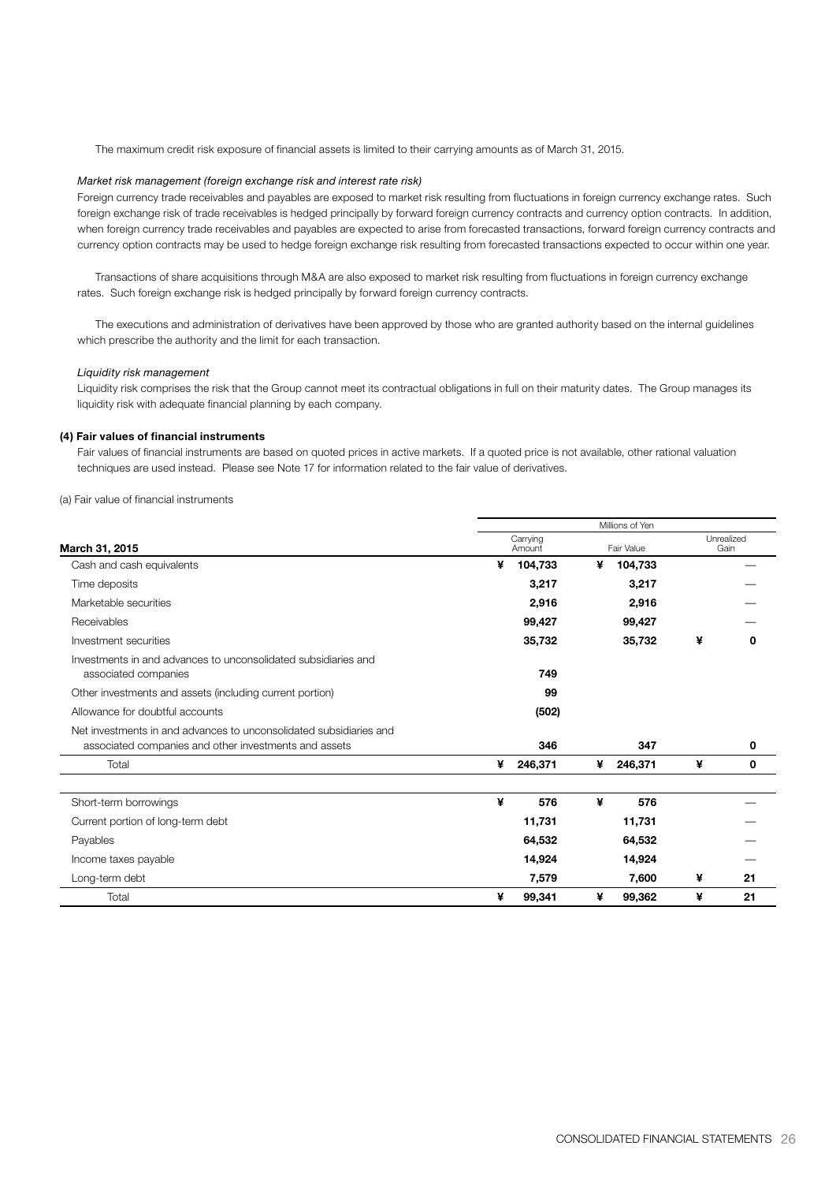The maximum credit risk exposure of financial assets is limited to their carrying amounts as of March 31, 2015.

*Market risk management (foreign exchange risk and interest rate risk)*

Foreign currency trade receivables and payables are exposed to market risk resulting from fluctuations in foreign currency exchange rates. Such foreign exchange risk of trade receivables is hedged principally by forward foreign currency contracts and currency option contracts. In addition, when foreign currency trade receivables and payables are expected to arise from forecasted transactions, forward foreign currency contracts and currency option contracts may be used to hedge foreign exchange risk resulting from forecasted transactions expected to occur within one year.

Transactions of share acquisitions through M&A are also exposed to market risk resulting from fluctuations in foreign currency exchange rates. Such foreign exchange risk is hedged principally by forward foreign currency contracts.

The executions and administration of derivatives have been approved by those who are granted authority based on the internal guidelines which prescribe the authority and the limit for each transaction.

*Liquidity risk management*

Liquidity risk comprises the risk that the Group cannot meet its contractual obligations in full on their maturity dates. The Group manages its liquidity risk with adequate financial planning by each company.

**(4) Fair values of financial instruments**

Fair values of financial instruments are based on quoted prices in active markets. If a quoted price is not available, other rational valuation techniques are used instead. Please see Note 17 for information related to the fair value of derivatives.

(a) Fair value of financial instruments

| | Millions of Yen | | |
|---|---|---|---|
| **March 31, 2015** | Carrying Amount | Fair Value | Unrealized Gain |
| Cash and cash equivalents | ¥ 104,733 | ¥ 104,733 | — |
| Time deposits | 3,217 | 3,217 | — |
| Marketable securities | 2,916 | 2,916 | — |
| Receivables | 99,427 | 99,427 | — |
| Investment securities | 35,732 | 35,732 | ¥ 0 |
| Investments in and advances to unconsolidated subsidiaries and associated companies | 749 | | |
| Other investments and assets (including current portion) | 99 | | |
| Allowance for doubtful accounts | (502) | | |
| Net investments in and advances to unconsolidated subsidiaries and associated companies and other investments and assets | 346 | 347 | 0 |
| Total | ¥ 246,371 | ¥ 246,371 | ¥ 0 |
| | | | |
| Short-term borrowings | ¥ 576 | ¥ 576 | — |
| Current portion of long-term debt | 11,731 | 11,731 | — |
| Payables | 64,532 | 64,532 | — |
| Income taxes payable | 14,924 | 14,924 | — |
| Long-term debt | 7,579 | 7,600 | ¥ 21 |
| Total | ¥ 99,341 | ¥ 99,362 | ¥ 21 |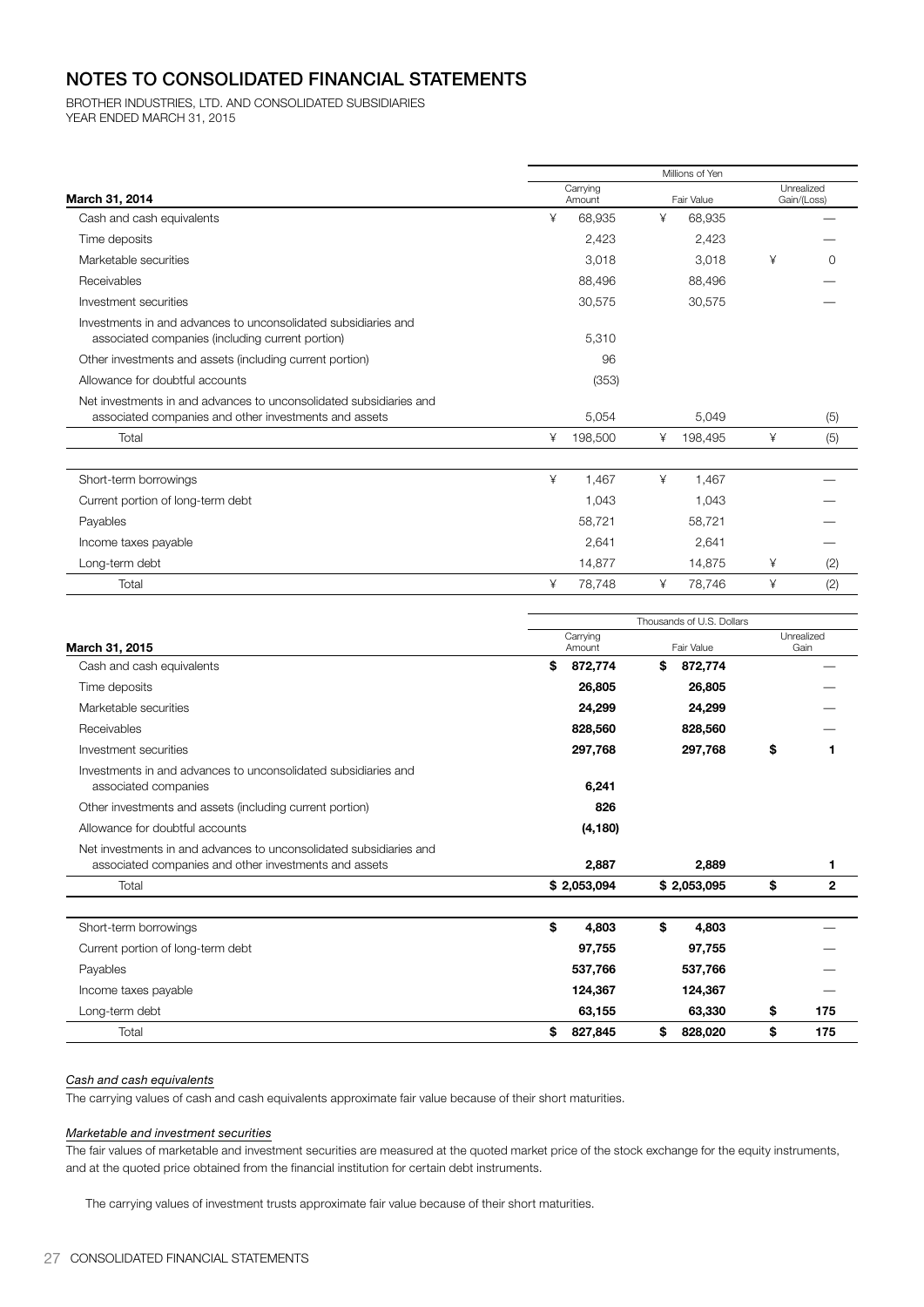# NOTES TO CONSOLIDATED FINANCIAL STATEMENTS

BROTHER INDUSTRIES, LTD. AND CONSOLIDATED SUBSIDIARIES
YEAR ENDED MARCH 31, 2015

| | Millions of Yen | | |
|---|---|---|---|
| March 31, 2014 | Carrying Amount | Fair Value | Unrealized Gain/(Loss) |
| Cash and cash equivalents | ¥ 68,935 | ¥ 68,935 | — |
| Time deposits | 2,423 | 2,423 | — |
| Marketable securities | 3,018 | 3,018 | ¥ 0 |
| Receivables | 88,496 | 88,496 | — |
| Investment securities | 30,575 | 30,575 | — |
| Investments in and advances to unconsolidated subsidiaries and associated companies (including current portion) | 5,310 | | |
| Other investments and assets (including current portion) | 96 | | |
| Allowance for doubtful accounts | (353) | | |
| Net investments in and advances to unconsolidated subsidiaries and associated companies and other investments and assets | 5,054 | 5,049 | (5) |
| Total | ¥ 198,500 | ¥ 198,495 | ¥ (5) |
| | | | |
| Short-term borrowings | ¥ 1,467 | ¥ 1,467 | — |
| Current portion of long-term debt | 1,043 | 1,043 | — |
| Payables | 58,721 | 58,721 | — |
| Income taxes payable | 2,641 | 2,641 | — |
| Long-term debt | 14,877 | 14,875 | ¥ (2) |
| Total | ¥ 78,748 | ¥ 78,746 | ¥ (2) |

| | Thousands of U.S. Dollars | | |
|---|---|---|---|
| March 31, 2015 | Carrying Amount | Fair Value | Unrealized Gain |
| Cash and cash equivalents | **$ 872,774** | **$ 872,774** | — |
| Time deposits | **26,805** | **26,805** | — |
| Marketable securities | **24,299** | **24,299** | — |
| Receivables | **828,560** | **828,560** | — |
| Investment securities | **297,768** | **297,768** | **$ 1** |
| Investments in and advances to unconsolidated subsidiaries and associated companies | **6,241** | | |
| Other investments and assets (including current portion) | **826** | | |
| Allowance for doubtful accounts | **(4,180)** | | |
| Net investments in and advances to unconsolidated subsidiaries and associated companies and other investments and assets | **2,887** | **2,889** | **1** |
| Total | **$ 2,053,094** | **$ 2,053,095** | **$ 2** |
| | | | |
| Short-term borrowings | **$ 4,803** | **$ 4,803** | — |
| Current portion of long-term debt | **97,755** | **97,755** | — |
| Payables | **537,766** | **537,766** | — |
| Income taxes payable | **124,367** | **124,367** | — |
| Long-term debt | **63,155** | **63,330** | **$ 175** |
| Total | **$ 827,845** | **$ 828,020** | **$ 175** |

*Cash and cash equivalents*

The carrying values of cash and cash equivalents approximate fair value because of their short maturities.

*Marketable and investment securities*

The fair values of marketable and investment securities are measured at the quoted market price of the stock exchange for the equity instruments, and at the quoted price obtained from the financial institution for certain debt instruments.

The carrying values of investment trusts approximate fair value because of their short maturities.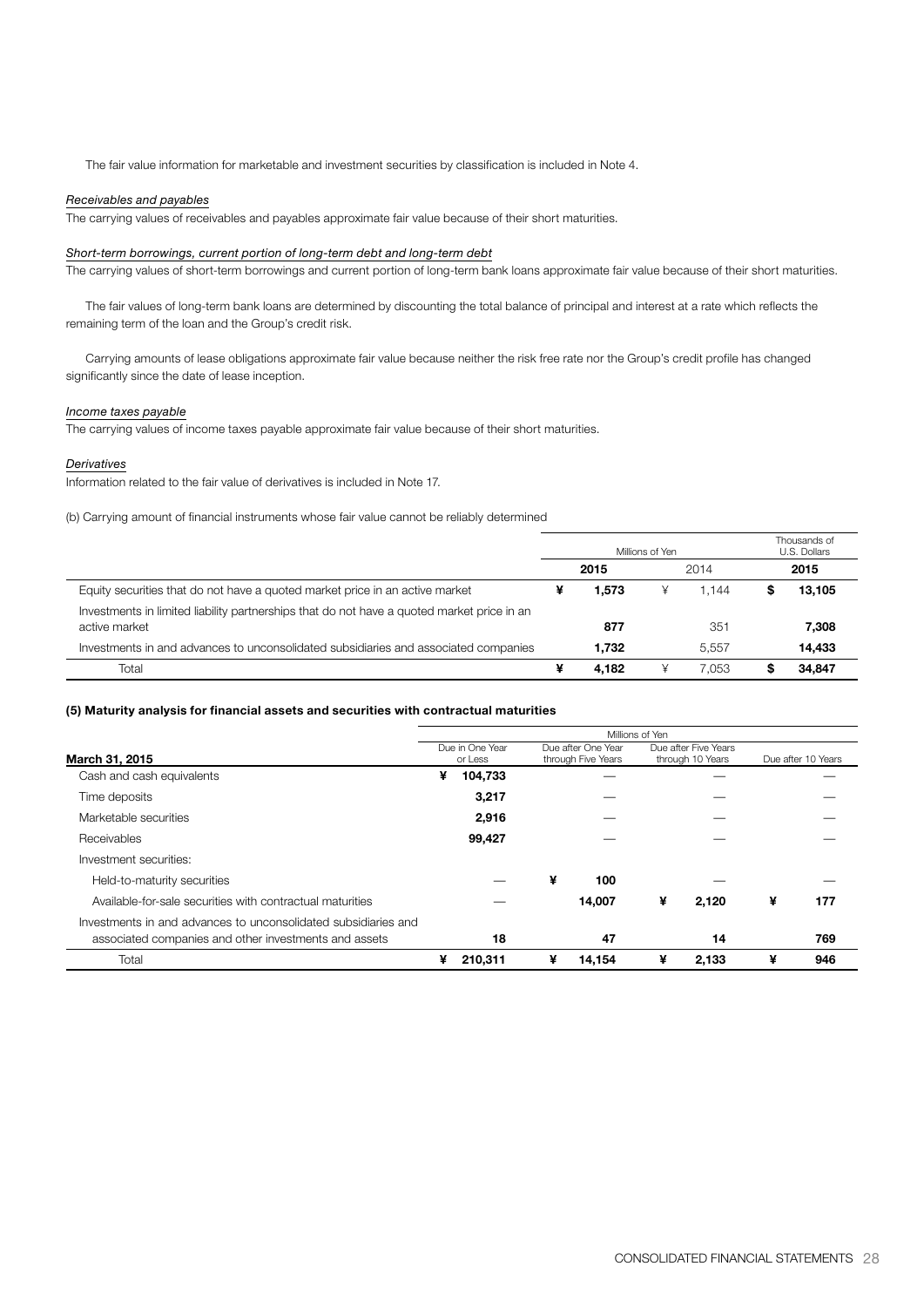The fair value information for marketable and investment securities by classification is included in Note 4.

*Receivables and payables*

The carrying values of receivables and payables approximate fair value because of their short maturities.

*Short-term borrowings, current portion of long-term debt and long-term debt*

The carrying values of short-term borrowings and current portion of long-term bank loans approximate fair value because of their short maturities.

The fair values of long-term bank loans are determined by discounting the total balance of principal and interest at a rate which reflects the remaining term of the loan and the Group's credit risk.

Carrying amounts of lease obligations approximate fair value because neither the risk free rate nor the Group's credit profile has changed significantly since the date of lease inception.

*Income taxes payable*

The carrying values of income taxes payable approximate fair value because of their short maturities.

*Derivatives*

Information related to the fair value of derivatives is included in Note 17.

(b) Carrying amount of financial instruments whose fair value cannot be reliably determined

| | Millions of Yen | | Thousands of U.S. Dollars |
|---|---|---|---|
| | **2015** | 2014 | **2015** |
| Equity securities that do not have a quoted market price in an active market | **¥ 1,573** | ¥ 1,144 | **$ 13,105** |
| Investments in limited liability partnerships that do not have a quoted market price in an active market | **877** | 351 | **7,308** |
| Investments in and advances to unconsolidated subsidiaries and associated companies | **1,732** | 5,557 | **14,433** |
| Total | **¥ 4,182** | ¥ 7,053 | **$ 34,847** |

**(5) Maturity analysis for financial assets and securities with contractual maturities**

| | Millions of Yen | | | |
|---|---|---|---|---|
| **March 31, 2015** | Due in One Year or Less | Due after One Year through Five Years | Due after Five Years through 10 Years | Due after 10 Years |
| Cash and cash equivalents | **¥ 104,733** | — | — | — |
| Time deposits | **3,217** | — | — | — |
| Marketable securities | **2,916** | — | — | — |
| Receivables | **99,427** | — | — | — |
| Investment securities: | | | | |
| Held-to-maturity securities | — | **¥ 100** | — | — |
| Available-for-sale securities with contractual maturities | — | **14,007** | **¥ 2,120** | **¥ 177** |
| Investments in and advances to unconsolidated subsidiaries and associated companies and other investments and assets | **18** | **47** | **14** | **769** |
| Total | **¥ 210,311** | **¥ 14,154** | **¥ 2,133** | **¥ 946** |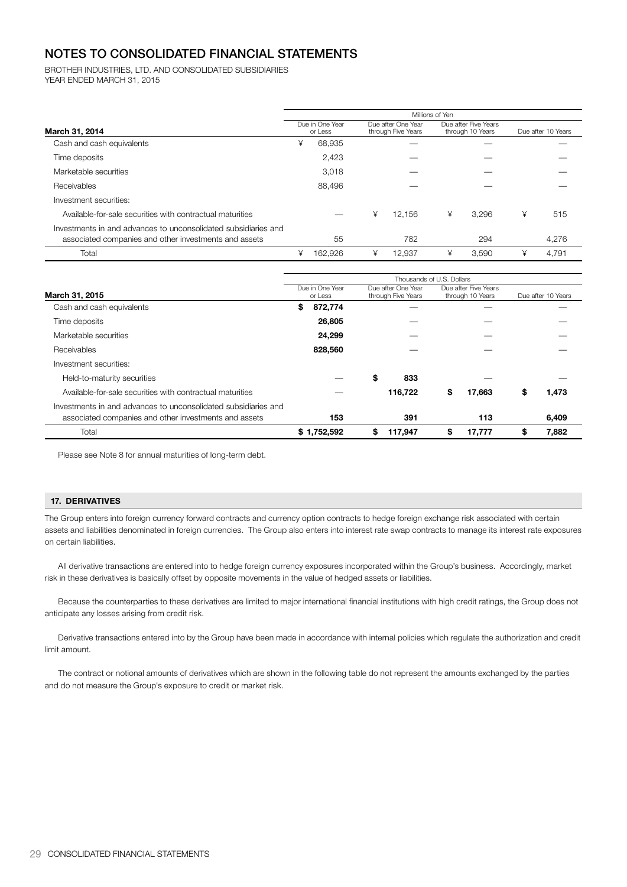# NOTES TO CONSOLIDATED FINANCIAL STATEMENTS

BROTHER INDUSTRIES, LTD. AND CONSOLIDATED SUBSIDIARIES
YEAR ENDED MARCH 31, 2015

| | Millions of Yen | | | |
|---|---|---|---|---|
| **March 31, 2014** | Due in One Year or Less | Due after One Year through Five Years | Due after Five Years through 10 Years | Due after 10 Years |
| Cash and cash equivalents | ¥ 68,935 | — | — | — |
| Time deposits | 2,423 | — | — | — |
| Marketable securities | 3,018 | — | — | — |
| Receivables | 88,496 | — | — | — |
| Investment securities: | | | | |
| Available-for-sale securities with contractual maturities | — | ¥ 12,156 | ¥ 3,296 | ¥ 515 |
| Investments in and advances to unconsolidated subsidiaries and associated companies and other investments and assets | 55 | 782 | 294 | 4,276 |
| Total | ¥ 162,926 | ¥ 12,937 | ¥ 3,590 | ¥ 4,791 |

| | Thousands of U.S. Dollars | | | |
|---|---|---|---|---|
| **March 31, 2015** | Due in One Year or Less | Due after One Year through Five Years | Due after Five Years through 10 Years | Due after 10 Years |
| Cash and cash equivalents | **$ 872,774** | — | — | — |
| Time deposits | **26,805** | — | — | — |
| Marketable securities | **24,299** | — | — | — |
| Receivables | **828,560** | — | — | — |
| Investment securities: | | | | |
| Held-to-maturity securities | — | **$ 833** | — | — |
| Available-for-sale securities with contractual maturities | — | **116,722** | **$ 17,663** | **$ 1,473** |
| Investments in and advances to unconsolidated subsidiaries and associated companies and other investments and assets | **153** | **391** | **113** | **6,409** |
| Total | **$ 1,752,592** | **$ 117,947** | **$ 17,777** | **$ 7,882** |

Please see Note 8 for annual maturities of long-term debt.

## 17. DERIVATIVES

The Group enters into foreign currency forward contracts and currency option contracts to hedge foreign exchange risk associated with certain assets and liabilities denominated in foreign currencies. The Group also enters into interest rate swap contracts to manage its interest rate exposures on certain liabilities.

All derivative transactions are entered into to hedge foreign currency exposures incorporated within the Group's business. Accordingly, market risk in these derivatives is basically offset by opposite movements in the value of hedged assets or liabilities.

Because the counterparties to these derivatives are limited to major international financial institutions with high credit ratings, the Group does not anticipate any losses arising from credit risk.

Derivative transactions entered into by the Group have been made in accordance with internal policies which regulate the authorization and credit limit amount.

The contract or notional amounts of derivatives which are shown in the following table do not represent the amounts exchanged by the parties and do not measure the Group's exposure to credit or market risk.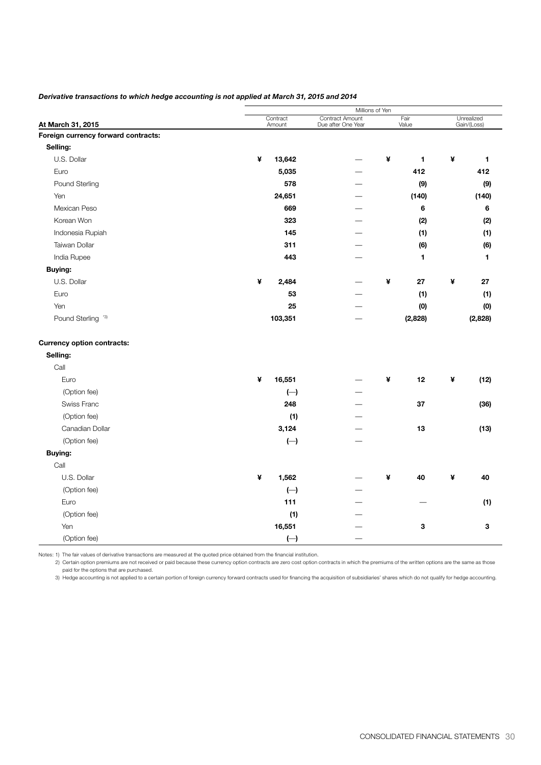***Derivative transactions to which hedge accounting is not applied at March 31, 2015 and 2014***

| At March 31, 2015 | Millions of Yen | | | |
|---|---|---|---|---|
| | Contract Amount | Contract Amount Due after One Year | Fair Value | Unrealized Gain/(Loss) |
| **Foreign currency forward contracts:** | | | | |
| **Selling:** | | | | |
| U.S. Dollar | ¥ **13,642** | — | ¥ **1** | ¥ **1** |
| Euro | **5,035** | — | **412** | **412** |
| Pound Sterling | **578** | — | **(9)** | **(9)** |
| Yen | **24,651** | — | **(140)** | **(140)** |
| Mexican Peso | **669** | — | **6** | **6** |
| Korean Won | **323** | — | **(2)** | **(2)** |
| Indonesia Rupiah | **145** | — | **(1)** | **(1)** |
| Taiwan Dollar | **311** | — | **(6)** | **(6)** |
| India Rupee | **443** | — | **1** | **1** |
| **Buying:** | | | | |
| U.S. Dollar | ¥ **2,484** | — | ¥ **27** | ¥ **27** |
| Euro | **53** | — | **(1)** | **(1)** |
| Yen | **25** | — | **(0)** | **(0)** |
| Pound Sterling *3) | **103,351** | — | **(2,828)** | **(2,828)** |
| **Currency option contracts:** | | | | |
| **Selling:** | | | | |
| Call | | | | |
| Euro | ¥ **16,551** | — | ¥ **12** | ¥ **(12)** |
| (Option fee) | **(—)** | — | | |
| Swiss Franc | **248** | — | **37** | **(36)** |
| (Option fee) | **(1)** | — | | |
| Canadian Dollar | **3,124** | — | **13** | **(13)** |
| (Option fee) | **(—)** | — | | |
| **Buying:** | | | | |
| Call | | | | |
| U.S. Dollar | ¥ **1,562** | — | ¥ **40** | ¥ **40** |
| (Option fee) | **(—)** | — | | |
| Euro | **111** | — | — | **(1)** |
| (Option fee) | **(1)** | — | | |
| Yen | **16,551** | — | **3** | **3** |
| (Option fee) | **(—)** | — | | |

Notes: 1) The fair values of derivative transactions are measured at the quoted price obtained from the financial institution.

2) Certain option premiums are not received or paid because these currency option contracts are zero cost option contracts in which the premiums of the written options are the same as those paid for the options that are purchased.

3) Hedge accounting is not applied to a certain portion of foreign currency forward contracts used for financing the acquisition of subsidiaries' shares which do not qualify for hedge accounting.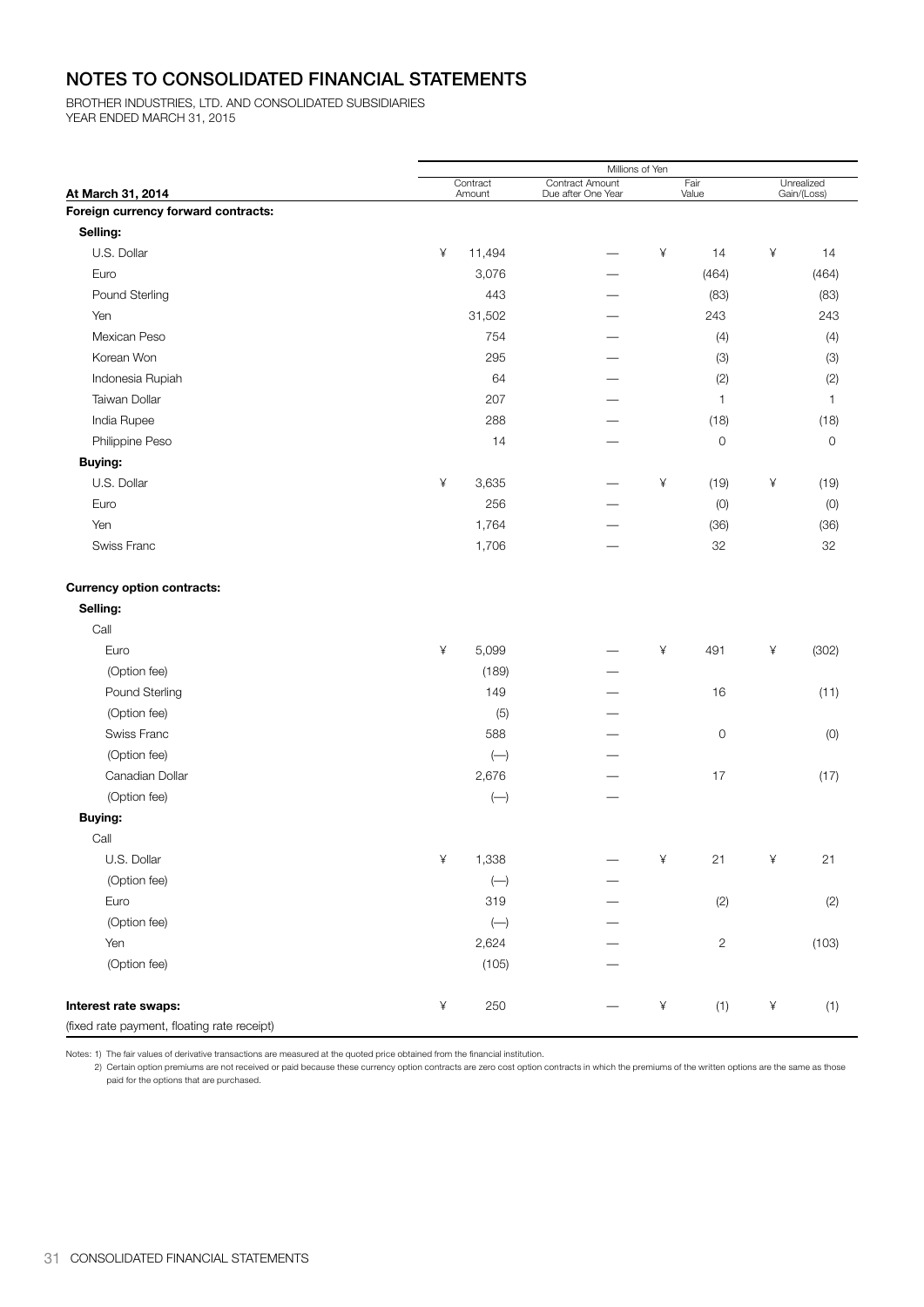# NOTES TO CONSOLIDATED FINANCIAL STATEMENTS

BROTHER INDUSTRIES, LTD. AND CONSOLIDATED SUBSIDIARIES
YEAR ENDED MARCH 31, 2015

| | Millions of Yen | | | |
|---|---|---|---|---|
| **At March 31, 2014** | Contract Amount | Contract Amount Due after One Year | Fair Value | Unrealized Gain/(Loss) |
| **Foreign currency forward contracts:** | | | | |
| **Selling:** | | | | |
| U.S. Dollar | ¥ 11,494 | — | ¥ 14 | ¥ 14 |
| Euro | 3,076 | — | (464) | (464) |
| Pound Sterling | 443 | — | (83) | (83) |
| Yen | 31,502 | — | 243 | 243 |
| Mexican Peso | 754 | — | (4) | (4) |
| Korean Won | 295 | — | (3) | (3) |
| Indonesia Rupiah | 64 | — | (2) | (2) |
| Taiwan Dollar | 207 | — | 1 | 1 |
| India Rupee | 288 | — | (18) | (18) |
| Philippine Peso | 14 | — | 0 | 0 |
| **Buying:** | | | | |
| U.S. Dollar | ¥ 3,635 | — | ¥ (19) | ¥ (19) |
| Euro | 256 | — | (0) | (0) |
| Yen | 1,764 | — | (36) | (36) |
| Swiss Franc | 1,706 | — | 32 | 32 |
| **Currency option contracts:** | | | | |
| **Selling:** | | | | |
| Call | | | | |
| Euro | ¥ 5,099 | — | ¥ 491 | ¥ (302) |
| (Option fee) | (189) | — | | |
| Pound Sterling | 149 | — | 16 | (11) |
| (Option fee) | (5) | — | | |
| Swiss Franc | 588 | — | 0 | (0) |
| (Option fee) | (—) | — | | |
| Canadian Dollar | 2,676 | — | 17 | (17) |
| (Option fee) | (—) | — | | |
| **Buying:** | | | | |
| Call | | | | |
| U.S. Dollar | ¥ 1,338 | — | ¥ 21 | ¥ 21 |
| (Option fee) | (—) | — | | |
| Euro | 319 | — | (2) | (2) |
| (Option fee) | (—) | — | | |
| Yen | 2,624 | — | 2 | (103) |
| (Option fee) | (105) | — | | |
| **Interest rate swaps:** (fixed rate payment, floating rate receipt) | ¥ 250 | — | ¥ (1) | ¥ (1) |

Notes: 1) The fair values of derivative transactions are measured at the quoted price obtained from the financial institution.
2) Certain option premiums are not received or paid because these currency option contracts are zero cost option contracts in which the premiums of the written options are the same as those paid for the options that are purchased.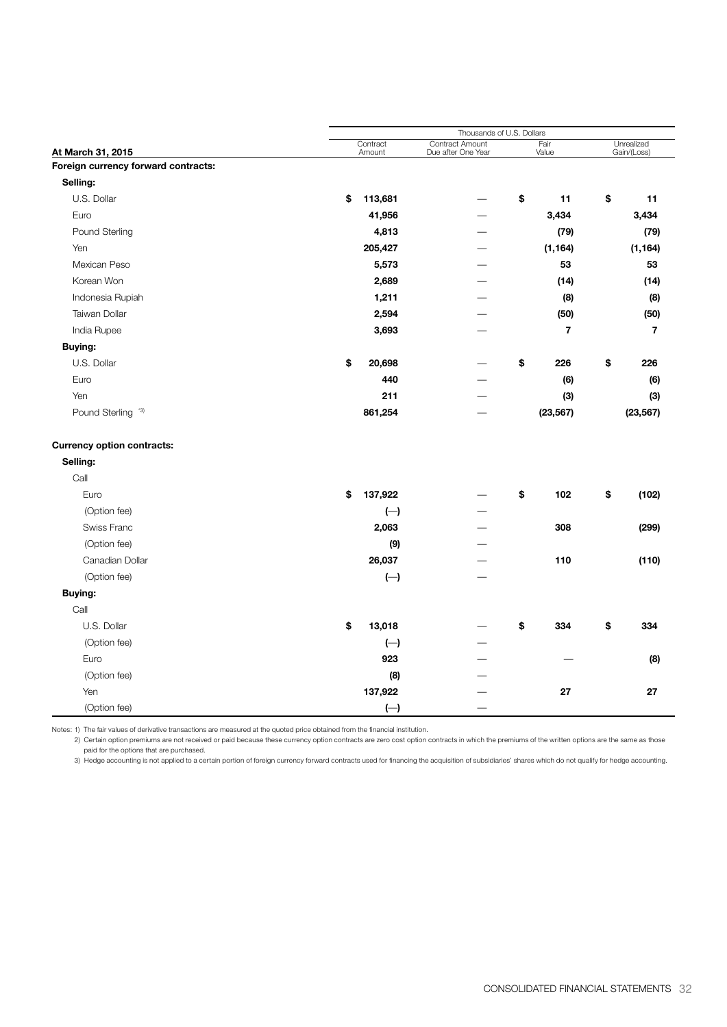| At March 31, 2015 | Thousands of U.S. Dollars | | | |
|---|---|---|---|---|
| | Contract Amount | Contract Amount Due after One Year | Fair Value | Unrealized Gain/(Loss) |
| **Foreign currency forward contracts:** | | | | |
| **Selling:** | | | | |
| U.S. Dollar | **$ 113,681** | — | **$ 11** | **$ 11** |
| Euro | **41,956** | — | **3,434** | **3,434** |
| Pound Sterling | **4,813** | — | **(79)** | **(79)** |
| Yen | **205,427** | — | **(1,164)** | **(1,164)** |
| Mexican Peso | **5,573** | — | **53** | **53** |
| Korean Won | **2,689** | — | **(14)** | **(14)** |
| Indonesia Rupiah | **1,211** | — | **(8)** | **(8)** |
| Taiwan Dollar | **2,594** | — | **(50)** | **(50)** |
| India Rupee | **3,693** | — | **7** | **7** |
| **Buying:** | | | | |
| U.S. Dollar | **$ 20,698** | — | **$ 226** | **$ 226** |
| Euro | **440** | — | **(6)** | **(6)** |
| Yen | **211** | — | **(3)** | **(3)** |
| Pound Sterling *3) | **861,254** | — | **(23,567)** | **(23,567)** |
| **Currency option contracts:** | | | | |
| **Selling:** | | | | |
| Call | | | | |
| Euro | **$ 137,922** | — | **$ 102** | **$ (102)** |
| (Option fee) | **(—)** | — | | |
| Swiss Franc | **2,063** | — | **308** | **(299)** |
| (Option fee) | **(9)** | — | | |
| Canadian Dollar | **26,037** | — | **110** | **(110)** |
| (Option fee) | **(—)** | — | | |
| **Buying:** | | | | |
| Call | | | | |
| U.S. Dollar | **$ 13,018** | — | **$ 334** | **$ 334** |
| (Option fee) | **(—)** | — | | |
| Euro | **923** | — | — | **(8)** |
| (Option fee) | **(8)** | — | | |
| Yen | **137,922** | — | **27** | **27** |
| (Option fee) | **(—)** | — | | |

Notes: 1) The fair values of derivative transactions are measured at the quoted price obtained from the financial institution.

2) Certain option premiums are not received or paid because these currency option contracts are zero cost option contracts in which the premiums of the written options are the same as those paid for the options that are purchased.

3) Hedge accounting is not applied to a certain portion of foreign currency forward contracts used for financing the acquisition of subsidiaries' shares which do not qualify for hedge accounting.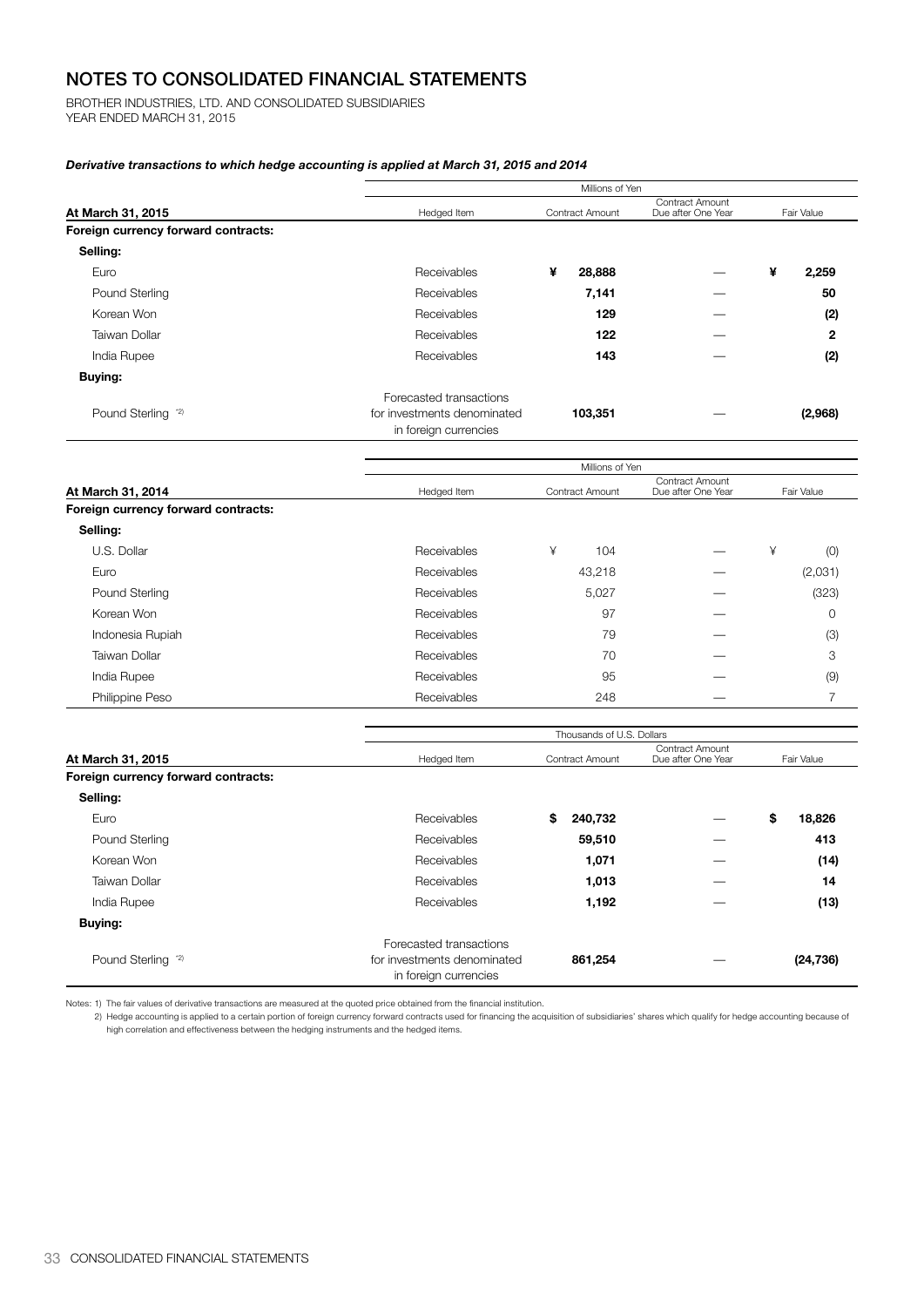# NOTES TO CONSOLIDATED FINANCIAL STATEMENTS

BROTHER INDUSTRIES, LTD. AND CONSOLIDATED SUBSIDIARIES
YEAR ENDED MARCH 31, 2015

***Derivative transactions to which hedge accounting is applied at March 31, 2015 and 2014***

| | Millions of Yen | | | |
|---|---|---|---|---|
| **At March 31, 2015** | Hedged Item | Contract Amount | Contract Amount Due after One Year | Fair Value |
| **Foreign currency forward contracts:** | | | | |
| **Selling:** | | | | |
| Euro | Receivables | **¥ 28,888** | — | **¥ 2,259** |
| Pound Sterling | Receivables | **7,141** | — | **50** |
| Korean Won | Receivables | **129** | — | **(2)** |
| Taiwan Dollar | Receivables | **122** | — | **2** |
| India Rupee | Receivables | **143** | — | **(2)** |
| **Buying:** | | | | |
| Pound Sterling *2) | Forecasted transactions for investments denominated in foreign currencies | **103,351** | — | **(2,968)** |

| | Millions of Yen | | | |
|---|---|---|---|---|
| **At March 31, 2014** | Hedged Item | Contract Amount | Contract Amount Due after One Year | Fair Value |
| **Foreign currency forward contracts:** | | | | |
| **Selling:** | | | | |
| U.S. Dollar | Receivables | ¥ 104 | — | ¥ (0) |
| Euro | Receivables | 43,218 | — | (2,031) |
| Pound Sterling | Receivables | 5,027 | — | (323) |
| Korean Won | Receivables | 97 | — | 0 |
| Indonesia Rupiah | Receivables | 79 | — | (3) |
| Taiwan Dollar | Receivables | 70 | — | 3 |
| India Rupee | Receivables | 95 | — | (9) |
| Philippine Peso | Receivables | 248 | — | 7 |

| | Thousands of U.S. Dollars | | | |
|---|---|---|---|---|
| **At March 31, 2015** | Hedged Item | Contract Amount | Contract Amount Due after One Year | Fair Value |
| **Foreign currency forward contracts:** | | | | |
| **Selling:** | | | | |
| Euro | Receivables | **$ 240,732** | — | **$ 18,826** |
| Pound Sterling | Receivables | **59,510** | — | **413** |
| Korean Won | Receivables | **1,071** | — | **(14)** |
| Taiwan Dollar | Receivables | **1,013** | — | **14** |
| India Rupee | Receivables | **1,192** | — | **(13)** |
| **Buying:** | | | | |
| Pound Sterling *2) | Forecasted transactions for investments denominated in foreign currencies | **861,254** | — | **(24,736)** |

Notes: 1) The fair values of derivative transactions are measured at the quoted price obtained from the financial institution.

2) Hedge accounting is applied to a certain portion of foreign currency forward contracts used for financing the acquisition of subsidiaries' shares which qualify for hedge accounting because of high correlation and effectiveness between the hedging instruments and the hedged items.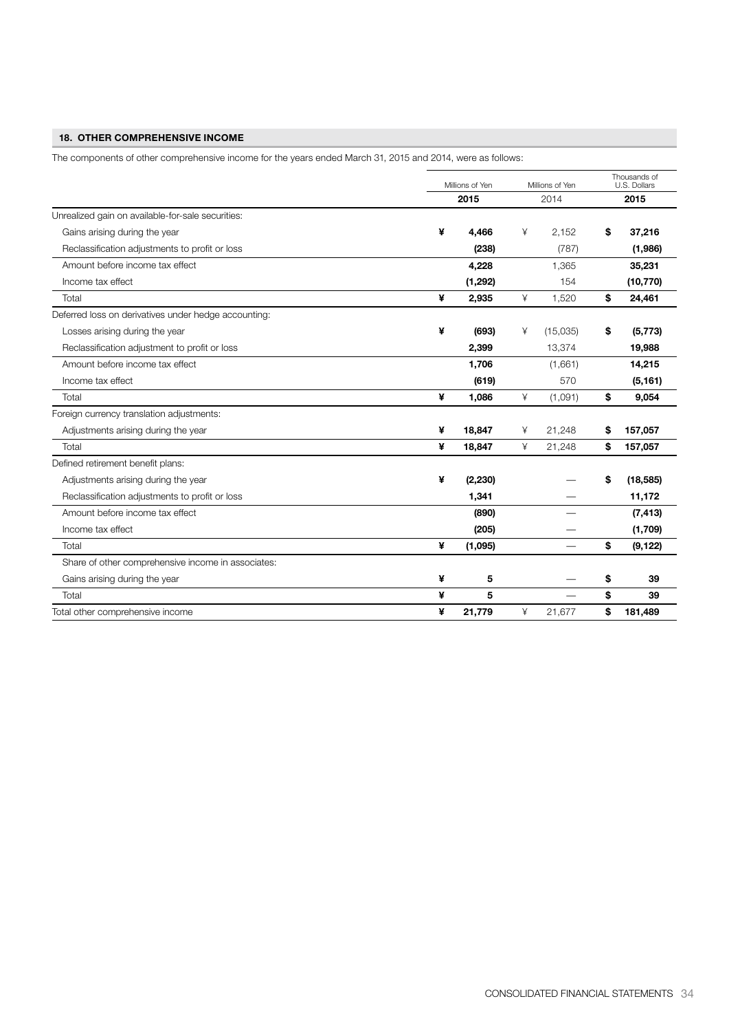## 18. OTHER COMPREHENSIVE INCOME

The components of other comprehensive income for the years ended March 31, 2015 and 2014, were as follows:

| | Millions of Yen | Millions of Yen | Thousands of U.S. Dollars |
|---|---|---|---|
| | **2015** | 2014 | **2015** |
| Unrealized gain on available-for-sale securities: | | | |
| Gains arising during the year | **¥ 4,466** | ¥ 2,152 | **$ 37,216** |
| Reclassification adjustments to profit or loss | **(238)** | (787) | **(1,986)** |
| Amount before income tax effect | **4,228** | 1,365 | **35,231** |
| Income tax effect | **(1,292)** | 154 | **(10,770)** |
| Total | **¥ 2,935** | ¥ 1,520 | **$ 24,461** |
| Deferred loss on derivatives under hedge accounting: | | | |
| Losses arising during the year | **¥ (693)** | ¥ (15,035) | **$ (5,773)** |
| Reclassification adjustment to profit or loss | **2,399** | 13,374 | **19,988** |
| Amount before income tax effect | **1,706** | (1,661) | **14,215** |
| Income tax effect | **(619)** | 570 | **(5,161)** |
| Total | **¥ 1,086** | ¥ (1,091) | **$ 9,054** |
| Foreign currency translation adjustments: | | | |
| Adjustments arising during the year | **¥ 18,847** | ¥ 21,248 | **$ 157,057** |
| Total | **¥ 18,847** | ¥ 21,248 | **$ 157,057** |
| Defined retirement benefit plans: | | | |
| Adjustments arising during the year | **¥ (2,230)** | — | **$ (18,585)** |
| Reclassification adjustments to profit or loss | **1,341** | — | **11,172** |
| Amount before income tax effect | **(890)** | — | **(7,413)** |
| Income tax effect | **(205)** | — | **(1,709)** |
| Total | **¥ (1,095)** | — | **$ (9,122)** |
| Share of other comprehensive income in associates: | | | |
| Gains arising during the year | **¥ 5** | — | **$ 39** |
| Total | **¥ 5** | — | **$ 39** |
| Total other comprehensive income | **¥ 21,779** | ¥ 21,677 | **$ 181,489** |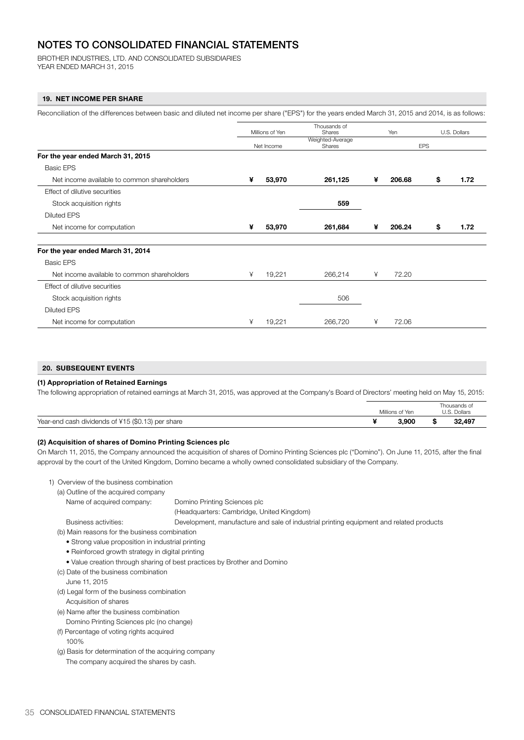# NOTES TO CONSOLIDATED FINANCIAL STATEMENTS

BROTHER INDUSTRIES, LTD. AND CONSOLIDATED SUBSIDIARIES
YEAR ENDED MARCH 31, 2015

## 19. NET INCOME PER SHARE

Reconciliation of the differences between basic and diluted net income per share ("EPS") for the years ended March 31, 2015 and 2014, is as follows:

| | Millions of Yen | Thousands of Shares | Yen | U.S. Dollars |
|---|---|---|---|---|
| | Net Income | Weighted-Average Shares | EPS | |
| **For the year ended March 31, 2015** | | | | |
| Basic EPS | | | | |
| Net income available to common shareholders | **¥ 53,970** | **261,125** | **¥ 206.68** | **$ 1.72** |
| Effect of dilutive securities | | | | |
| Stock acquisition rights | | **559** | | |
| Diluted EPS | | | | |
| Net income for computation | **¥ 53,970** | **261,684** | **¥ 206.24** | **$ 1.72** |
| **For the year ended March 31, 2014** | | | | |
| Basic EPS | | | | |
| Net income available to common shareholders | ¥ 19,221 | 266,214 | ¥ 72.20 | |
| Effect of dilutive securities | | | | |
| Stock acquisition rights | | 506 | | |
| Diluted EPS | | | | |
| Net income for computation | ¥ 19,221 | 266,720 | ¥ 72.06 | |

## 20. SUBSEQUENT EVENTS

### (1) Appropriation of Retained Earnings

The following appropriation of retained earnings at March 31, 2015, was approved at the Company's Board of Directors' meeting held on May 15, 2015:

| | Millions of Yen | Thousands of U.S. Dollars |
|---|---|---|
| Year-end cash dividends of ¥15 ($0.13) per share | **¥ 3,900** | **$ 32,497** |

### (2) Acquisition of shares of Domino Printing Sciences plc

On March 11, 2015, the Company announced the acquisition of shares of Domino Printing Sciences plc ("Domino"). On June 11, 2015, after the final approval by the court of the United Kingdom, Domino became a wholly owned consolidated subsidiary of the Company.

1) Overview of the business combination
   (a) Outline of the acquired company
      Name of acquired company: Domino Printing Sciences plc
      (Headquarters: Cambridge, United Kingdom)
      Business activities: Development, manufacture and sale of industrial printing equipment and related products
   (b) Main reasons for the business combination
      - Strong value proposition in industrial printing
      - Reinforced growth strategy in digital printing
      - Value creation through sharing of best practices by Brother and Domino
   (c) Date of the business combination
      June 11, 2015
   (d) Legal form of the business combination
      Acquisition of shares
   (e) Name after the business combination
      Domino Printing Sciences plc (no change)
   (f) Percentage of voting rights acquired
      100%
   (g) Basis for determination of the acquiring company
      The company acquired the shares by cash.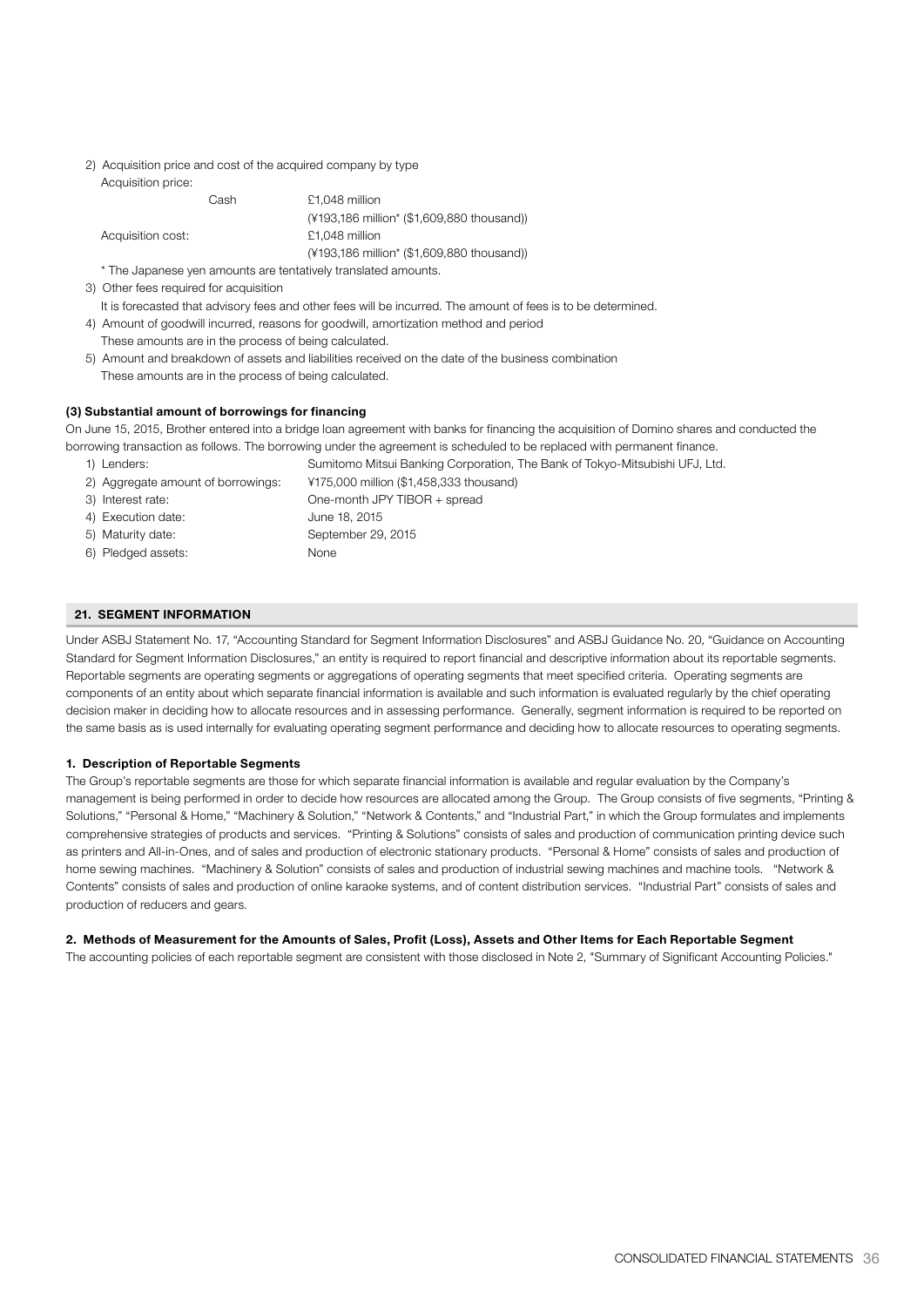2) Acquisition price and cost of the acquired company by type

Acquisition price:

| | | |
|---|---|---|
| | Cash | £1,048 million |
| | | (¥193,186 million* ($1,609,880 thousand)) |
| Acquisition cost: | | £1,048 million |
| | | (¥193,186 million* ($1,609,880 thousand)) |

\* The Japanese yen amounts are tentatively translated amounts.

3) Other fees required for acquisition

It is forecasted that advisory fees and other fees will be incurred. The amount of fees is to be determined.

4) Amount of goodwill incurred, reasons for goodwill, amortization method and period

These amounts are in the process of being calculated.

5) Amount and breakdown of assets and liabilities received on the date of the business combination

These amounts are in the process of being calculated.

**(3) Substantial amount of borrowings for financing**

On June 15, 2015, Brother entered into a bridge loan agreement with banks for financing the acquisition of Domino shares and conducted the borrowing transaction as follows. The borrowing under the agreement is scheduled to be replaced with permanent finance.

| | |
|---|---|
| 1) Lenders: | Sumitomo Mitsui Banking Corporation, The Bank of Tokyo-Mitsubishi UFJ, Ltd. |
| 2) Aggregate amount of borrowings: | ¥175,000 million ($1,458,333 thousand) |
| 3) Interest rate: | One-month JPY TIBOR + spread |
| 4) Execution date: | June 18, 2015 |
| 5) Maturity date: | September 29, 2015 |
| 6) Pledged assets: | None |

## 21. SEGMENT INFORMATION

Under ASBJ Statement No. 17, "Accounting Standard for Segment Information Disclosures" and ASBJ Guidance No. 20, "Guidance on Accounting Standard for Segment Information Disclosures," an entity is required to report financial and descriptive information about its reportable segments. Reportable segments are operating segments or aggregations of operating segments that meet specified criteria. Operating segments are components of an entity about which separate financial information is available and such information is evaluated regularly by the chief operating decision maker in deciding how to allocate resources and in assessing performance. Generally, segment information is required to be reported on the same basis as is used internally for evaluating operating segment performance and deciding how to allocate resources to operating segments.

**1. Description of Reportable Segments**

The Group's reportable segments are those for which separate financial information is available and regular evaluation by the Company's management is being performed in order to decide how resources are allocated among the Group. The Group consists of five segments, "Printing & Solutions," "Personal & Home," "Machinery & Solution," "Network & Contents," and "Industrial Part," in which the Group formulates and implements comprehensive strategies of products and services. "Printing & Solutions" consists of sales and production of communication printing device such as printers and All-in-Ones, and of sales and production of electronic stationary products. "Personal & Home" consists of sales and production of home sewing machines. "Machinery & Solution" consists of sales and production of industrial sewing machines and machine tools. "Network & Contents" consists of sales and production of online karaoke systems, and of content distribution services. "Industrial Part" consists of sales and production of reducers and gears.

**2. Methods of Measurement for the Amounts of Sales, Profit (Loss), Assets and Other Items for Each Reportable Segment**

The accounting policies of each reportable segment are consistent with those disclosed in Note 2, "Summary of Significant Accounting Policies."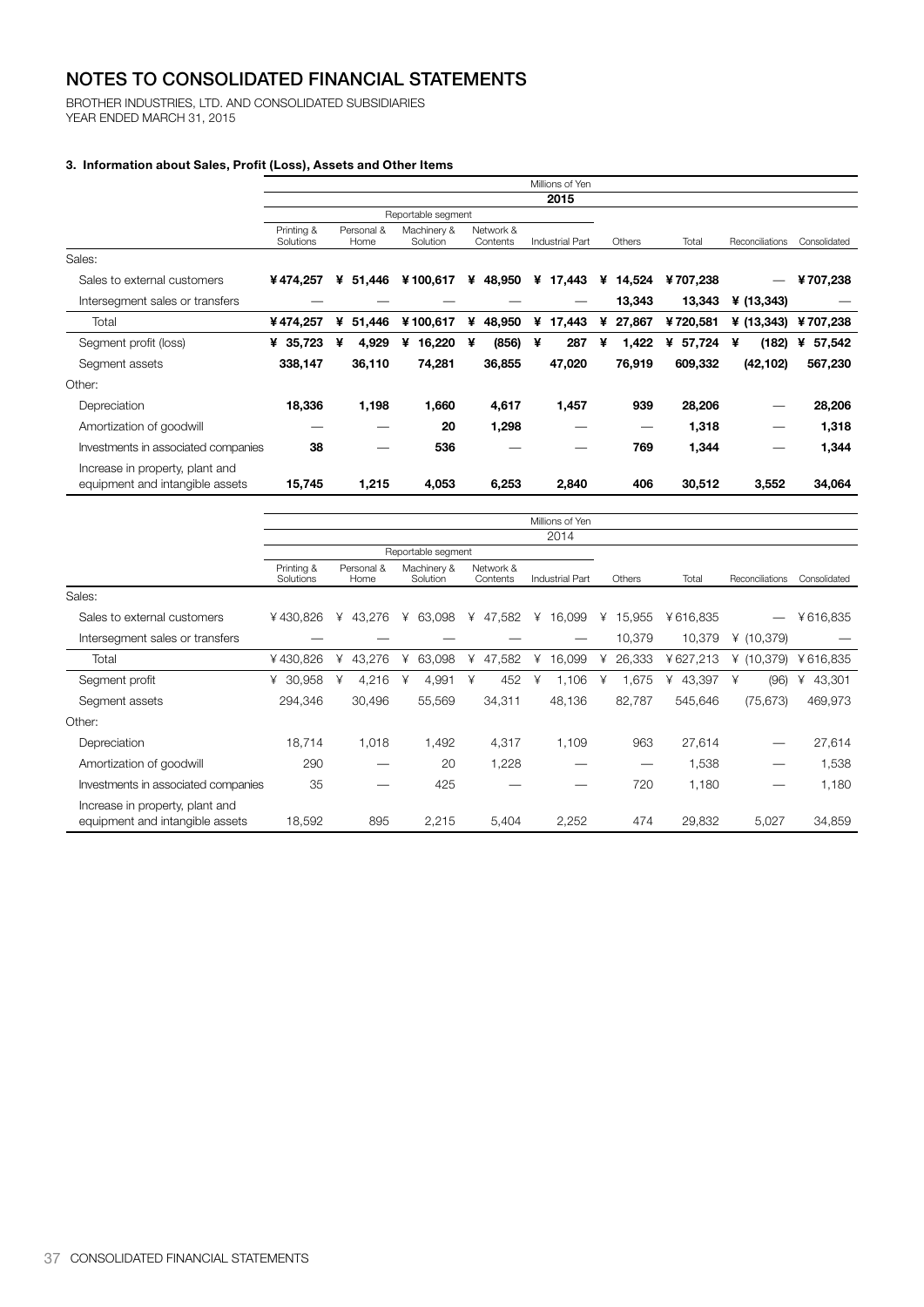# NOTES TO CONSOLIDATED FINANCIAL STATEMENTS

BROTHER INDUSTRIES, LTD. AND CONSOLIDATED SUBSIDIARIES
YEAR ENDED MARCH 31, 2015

### 3. Information about Sales, Profit (Loss), Assets and Other Items

| | Millions of Yen | | | | | | | | |
|---|---|---|---|---|---|---|---|---|---|
| | **2015** | | | | | | | | |
| | Reportable segment | | | | | | | | |
| | Printing & Solutions | Personal & Home | Machinery & Solution | Network & Contents | Industrial Part | Others | Total | Reconciliations | Consolidated |
| Sales: | | | | | | | | | |
| Sales to external customers | **¥474,257** | **¥ 51,446** | **¥100,617** | **¥ 48,950** | **¥ 17,443** | **¥ 14,524** | **¥707,238** | **—** | **¥707,238** |
| Intersegment sales or transfers | **—** | **—** | **—** | **—** | **—** | **13,343** | **13,343** | **¥ (13,343)** | **—** |
| Total | **¥474,257** | **¥ 51,446** | **¥100,617** | **¥ 48,950** | **¥ 17,443** | **¥ 27,867** | **¥720,581** | **¥ (13,343)** | **¥707,238** |
| Segment profit (loss) | **¥ 35,723** | **¥ 4,929** | **¥ 16,220** | **¥ (856)** | **¥ 287** | **¥ 1,422** | **¥ 57,724** | **¥ (182)** | **¥ 57,542** |
| Segment assets | **338,147** | **36,110** | **74,281** | **36,855** | **47,020** | **76,919** | **609,332** | **(42,102)** | **567,230** |
| Other: | | | | | | | | | |
| Depreciation | **18,336** | **1,198** | **1,660** | **4,617** | **1,457** | **939** | **28,206** | **—** | **28,206** |
| Amortization of goodwill | **—** | **—** | **20** | **1,298** | **—** | **—** | **1,318** | **—** | **1,318** |
| Investments in associated companies | **38** | **—** | **536** | **—** | **—** | **769** | **1,344** | **—** | **1,344** |
| Increase in property, plant and equipment and intangible assets | **15,745** | **1,215** | **4,053** | **6,253** | **2,840** | **406** | **30,512** | **3,552** | **34,064** |

| | Millions of Yen | | | | | | | | |
|---|---|---|---|---|---|---|---|---|---|
| | 2014 | | | | | | | | |
| | Reportable segment | | | | | | | | |
| | Printing & Solutions | Personal & Home | Machinery & Solution | Network & Contents | Industrial Part | Others | Total | Reconciliations | Consolidated |
| Sales: | | | | | | | | | |
| Sales to external customers | ¥430,826 | ¥ 43,276 | ¥ 63,098 | ¥ 47,582 | ¥ 16,099 | ¥ 15,955 | ¥616,835 | — | ¥616,835 |
| Intersegment sales or transfers | — | — | — | — | — | 10,379 | 10,379 | ¥ (10,379) | — |
| Total | ¥430,826 | ¥ 43,276 | ¥ 63,098 | ¥ 47,582 | ¥ 16,099 | ¥ 26,333 | ¥627,213 | ¥ (10,379) | ¥616,835 |
| Segment profit | ¥ 30,958 | ¥ 4,216 | ¥ 4,991 | ¥ 452 | ¥ 1,106 | ¥ 1,675 | ¥ 43,397 | ¥ (96) | ¥ 43,301 |
| Segment assets | 294,346 | 30,496 | 55,569 | 34,311 | 48,136 | 82,787 | 545,646 | (75,673) | 469,973 |
| Other: | | | | | | | | | |
| Depreciation | 18,714 | 1,018 | 1,492 | 4,317 | 1,109 | 963 | 27,614 | — | 27,614 |
| Amortization of goodwill | 290 | — | 20 | 1,228 | — | — | 1,538 | — | 1,538 |
| Investments in associated companies | 35 | — | 425 | — | — | 720 | 1,180 | — | 1,180 |
| Increase in property, plant and equipment and intangible assets | 18,592 | 895 | 2,215 | 5,404 | 2,252 | 474 | 29,832 | 5,027 | 34,859 |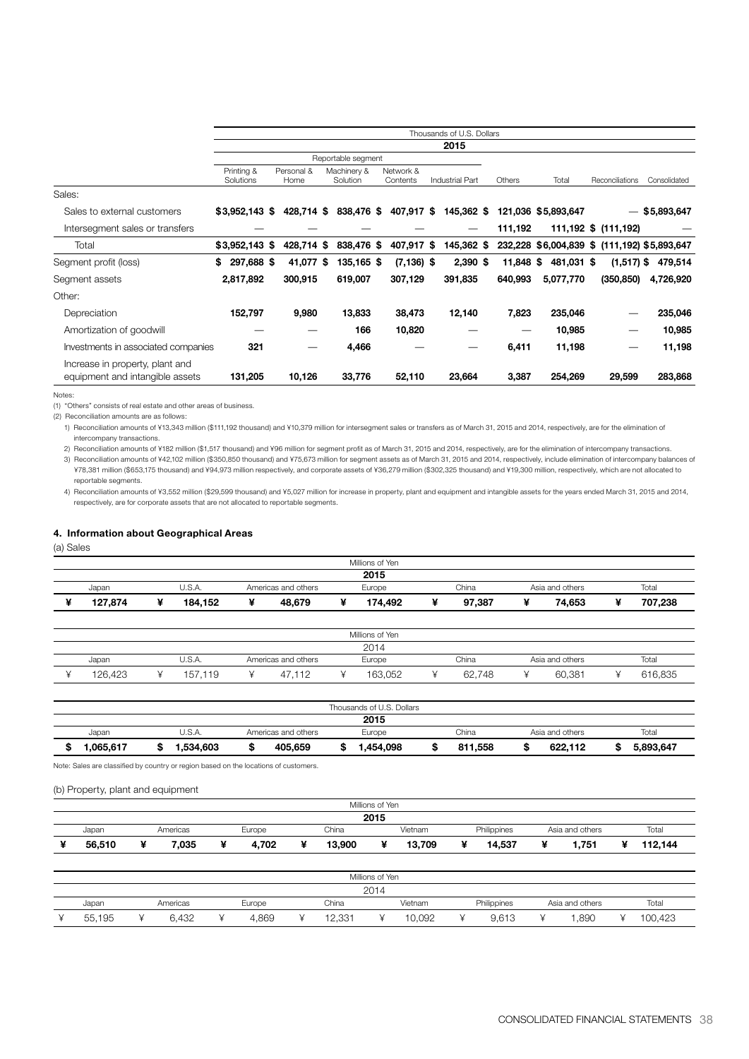| | Thousands of U.S. Dollars | | | | | | | | |
|---|---|---|---|---|---|---|---|---|---|
| | 2015 | | | | | | | | |
| | Reportable segment | | | | | | | | |
| | Printing & Solutions | Personal & Home | Machinery & Solution | Network & Contents | Industrial Part | Others | Total | Reconciliations | Consolidated |
| Sales: | | | | | | | | | |
| Sales to external customers | $3,952,143 | $ 428,714 | $ 838,476 | $ 407,917 | $ 145,362 | $ 121,036 | $5,893,647 | — | $5,893,647 |
| Intersegment sales or transfers | — | — | — | — | — | 111,192 | 111,192 | $ (111,192) | — |
| Total | $3,952,143 | $ 428,714 | $ 838,476 | $ 407,917 | $ 145,362 | $ 232,228 | $6,004,839 | $ (111,192) | $5,893,647 |
| Segment profit (loss) | $ 297,688 | $ 41,077 | $ 135,165 | $ (7,136) | $ 2,390 | $ 11,848 | $ 481,031 | $ (1,517) | $ 479,514 |
| Segment assets | 2,817,892 | 300,915 | 619,007 | 307,129 | 391,835 | 640,993 | 5,077,770 | (350,850) | 4,726,920 |
| Other: | | | | | | | | | |
| Depreciation | 152,797 | 9,980 | 13,833 | 38,473 | 12,140 | 7,823 | 235,046 | — | 235,046 |
| Amortization of goodwill | — | — | 166 | 10,820 | — | — | 10,985 | — | 10,985 |
| Investments in associated companies | 321 | — | 4,466 | — | — | 6,411 | 11,198 | — | 11,198 |
| Increase in property, plant and equipment and intangible assets | 131,205 | 10,126 | 33,776 | 52,110 | 23,664 | 3,387 | 254,269 | 29,599 | 283,868 |

Notes:

(1) "Others" consists of real estate and other areas of business.

(2) Reconciliation amounts are as follows:

1) Reconciliation amounts of ¥13,343 million ($111,192 thousand) and ¥10,379 million for intersegment sales or transfers as of March 31, 2015 and 2014, respectively, are for the elimination of intercompany transactions.

2) Reconciliation amounts of ¥182 million ($1,517 thousand) and ¥96 million for segment profit as of March 31, 2015 and 2014, respectively, are for the elimination of intercompany transactions.

3) Reconciliation amounts of ¥42,102 million ($350,850 thousand) and ¥75,673 million for segment assets as of March 31, 2015 and 2014, respectively, include elimination of intercompany balances of ¥78,381 million ($653,175 thousand) and ¥94,973 million respectively, and corporate assets of ¥36,279 million ($302,325 thousand) and ¥19,300 million, respectively, which are not allocated to reportable segments.

4) Reconciliation amounts of ¥3,552 million ($29,599 thousand) and ¥5,027 million for increase in property, plant and equipment and intangible assets for the years ended March 31, 2015 and 2014, respectively, are for corporate assets that are not allocated to reportable segments.

#### 4. Information about Geographical Areas

(a) Sales

| Millions of Yen | | | | | | |
|---|---|---|---|---|---|---|
| 2015 | | | | | | |
| Japan | U.S.A. | Americas and others | Europe | China | Asia and others | Total |
| ¥ 127,874 | ¥ 184,152 | ¥ 48,679 | ¥ 174,492 | ¥ 97,387 | ¥ 74,653 | ¥ 707,238 |

| Millions of Yen | | | | | | |
|---|---|---|---|---|---|---|
| 2014 | | | | | | |
| Japan | U.S.A. | Americas and others | Europe | China | Asia and others | Total |
| ¥ 126,423 | ¥ 157,119 | ¥ 47,112 | ¥ 163,052 | ¥ 62,748 | ¥ 60,381 | ¥ 616,835 |

| Thousands of U.S. Dollars | | | | | | |
|---|---|---|---|---|---|---|
| 2015 | | | | | | |
| Japan | U.S.A. | Americas and others | Europe | China | Asia and others | Total |
| $ 1,065,617 | $ 1,534,603 | $ 405,659 | $ 1,454,098 | $ 811,558 | $ 622,112 | $ 5,893,647 |

Note: Sales are classified by country or region based on the locations of customers.

(b) Property, plant and equipment

| Millions of Yen | | | | | | | |
|---|---|---|---|---|---|---|---|
| 2015 | | | | | | | |
| Japan | Americas | Europe | China | Vietnam | Philippines | Asia and others | Total |
| ¥ 56,510 | ¥ 7,035 | ¥ 4,702 | ¥ 13,900 | ¥ 13,709 | ¥ 14,537 | ¥ 1,751 | ¥ 112,144 |

| Millions of Yen | | | | | | | |
|---|---|---|---|---|---|---|---|
| 2014 | | | | | | | |
| Japan | Americas | Europe | China | Vietnam | Philippines | Asia and others | Total |
| ¥ 55,195 | ¥ 6,432 | ¥ 4,869 | ¥ 12,331 | ¥ 10,092 | ¥ 9,613 | ¥ 1,890 | ¥ 100,423 |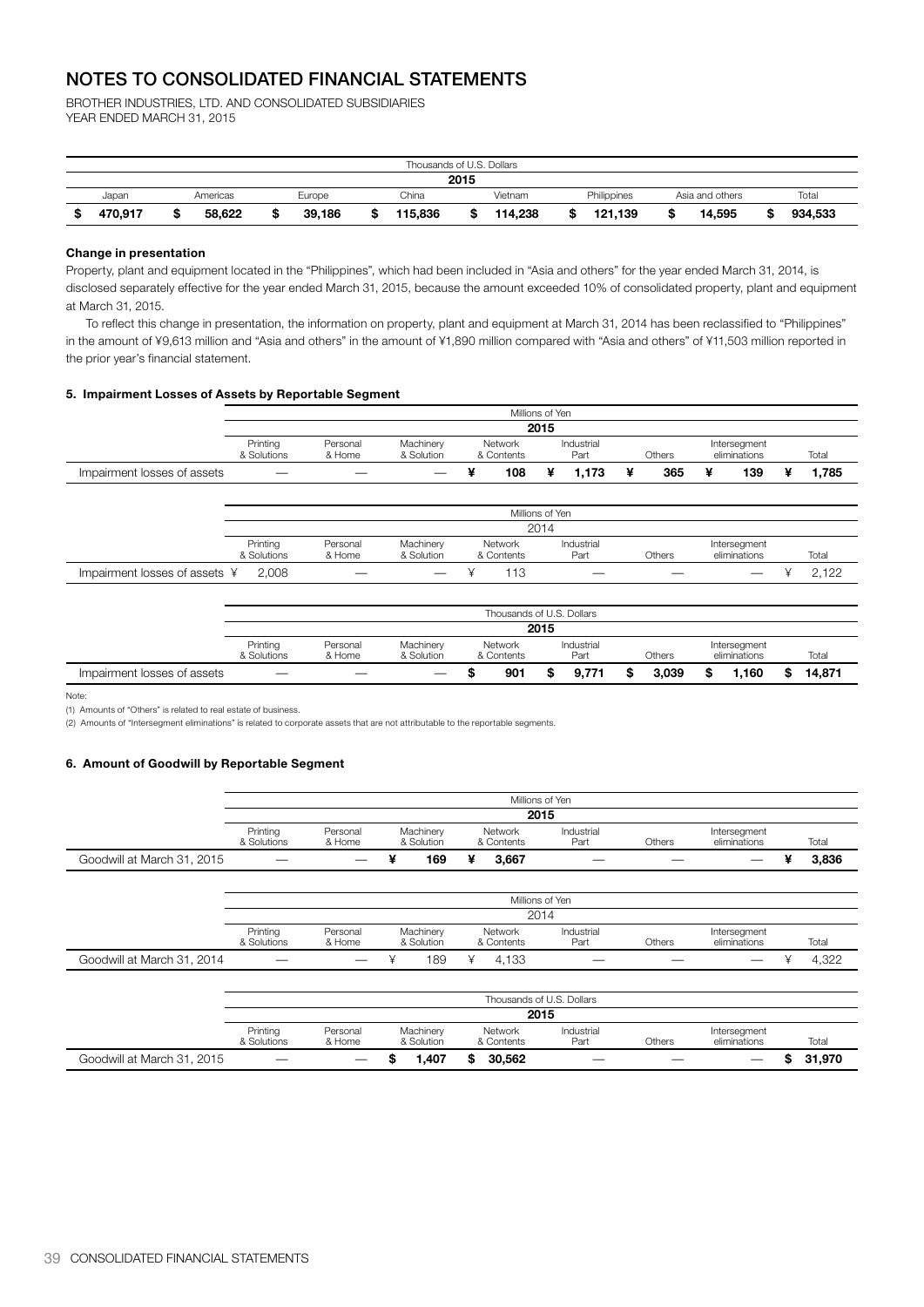# NOTES TO CONSOLIDATED FINANCIAL STATEMENTS

BROTHER INDUSTRIES, LTD. AND CONSOLIDATED SUBSIDIARIES
YEAR ENDED MARCH 31, 2015

| Thousands of U.S. Dollars | | | | | | | |
|---|---|---|---|---|---|---|---|
| 2015 | | | | | | | |
| Japan | Americas | Europe | China | Vietnam | Philippines | Asia and others | Total |
| **$ 470,917** | **$ 58,622** | **$ 39,186** | **$ 115,836** | **$ 114,238** | **$ 121,139** | **$ 14,595** | **$ 934,533** |

**Change in presentation**

Property, plant and equipment located in the "Philippines", which had been included in "Asia and others" for the year ended March 31, 2014, is disclosed separately effective for the year ended March 31, 2015, because the amount exceeded 10% of consolidated property, plant and equipment at March 31, 2015.

To reflect this change in presentation, the information on property, plant and equipment at March 31, 2014 has been reclassified to "Philippines" in the amount of ¥9,613 million and "Asia and others" in the amount of ¥1,890 million compared with "Asia and others" of ¥11,503 million reported in the prior year's financial statement.

**5. Impairment Losses of Assets by Reportable Segment**

| | Millions of Yen | | | | | | | |
|---|---|---|---|---|---|---|---|---|
| | 2015 | | | | | | | |
| | Printing & Solutions | Personal & Home | Machinery & Solution | Network & Contents | Industrial Part | Others | Intersegment eliminations | Total |
| Impairment losses of assets | — | — | — | **¥ 108** | **¥ 1,173** | **¥ 365** | **¥ 139** | **¥ 1,785** |

| | Millions of Yen | | | | | | | |
|---|---|---|---|---|---|---|---|---|
| | 2014 | | | | | | | |
| | Printing & Solutions | Personal & Home | Machinery & Solution | Network & Contents | Industrial Part | Others | Intersegment eliminations | Total |
| Impairment losses of assets | ¥ 2,008 | — | — | ¥ 113 | — | — | — | ¥ 2,122 |

| | Thousands of U.S. Dollars | | | | | | | |
|---|---|---|---|---|---|---|---|---|
| | 2015 | | | | | | | |
| | Printing & Solutions | Personal & Home | Machinery & Solution | Network & Contents | Industrial Part | Others | Intersegment eliminations | Total |
| Impairment losses of assets | — | — | — | **$ 901** | **$ 9,771** | **$ 3,039** | **$ 1,160** | **$ 14,871** |

Note:

(1) Amounts of "Others" is related to real estate of business.

(2) Amounts of "Intersegment eliminations" is related to corporate assets that are not attributable to the reportable segments.

**6. Amount of Goodwill by Reportable Segment**

| | Millions of Yen | | | | | | | |
|---|---|---|---|---|---|---|---|---|
| | 2015 | | | | | | | |
| | Printing & Solutions | Personal & Home | Machinery & Solution | Network & Contents | Industrial Part | Others | Intersegment eliminations | Total |
| Goodwill at March 31, 2015 | — | — | **¥ 169** | **¥ 3,667** | — | — | — | **¥ 3,836** |

| | Millions of Yen | | | | | | | |
|---|---|---|---|---|---|---|---|---|
| | 2014 | | | | | | | |
| | Printing & Solutions | Personal & Home | Machinery & Solution | Network & Contents | Industrial Part | Others | Intersegment eliminations | Total |
| Goodwill at March 31, 2014 | — | — | ¥ 189 | ¥ 4,133 | — | — | — | ¥ 4,322 |

| | Thousands of U.S. Dollars | | | | | | | |
|---|---|---|---|---|---|---|---|---|
| | 2015 | | | | | | | |
| | Printing & Solutions | Personal & Home | Machinery & Solution | Network & Contents | Industrial Part | Others | Intersegment eliminations | Total |
| Goodwill at March 31, 2015 | — | — | **$ 1,407** | **$ 30,562** | — | — | — | **$ 31,970** |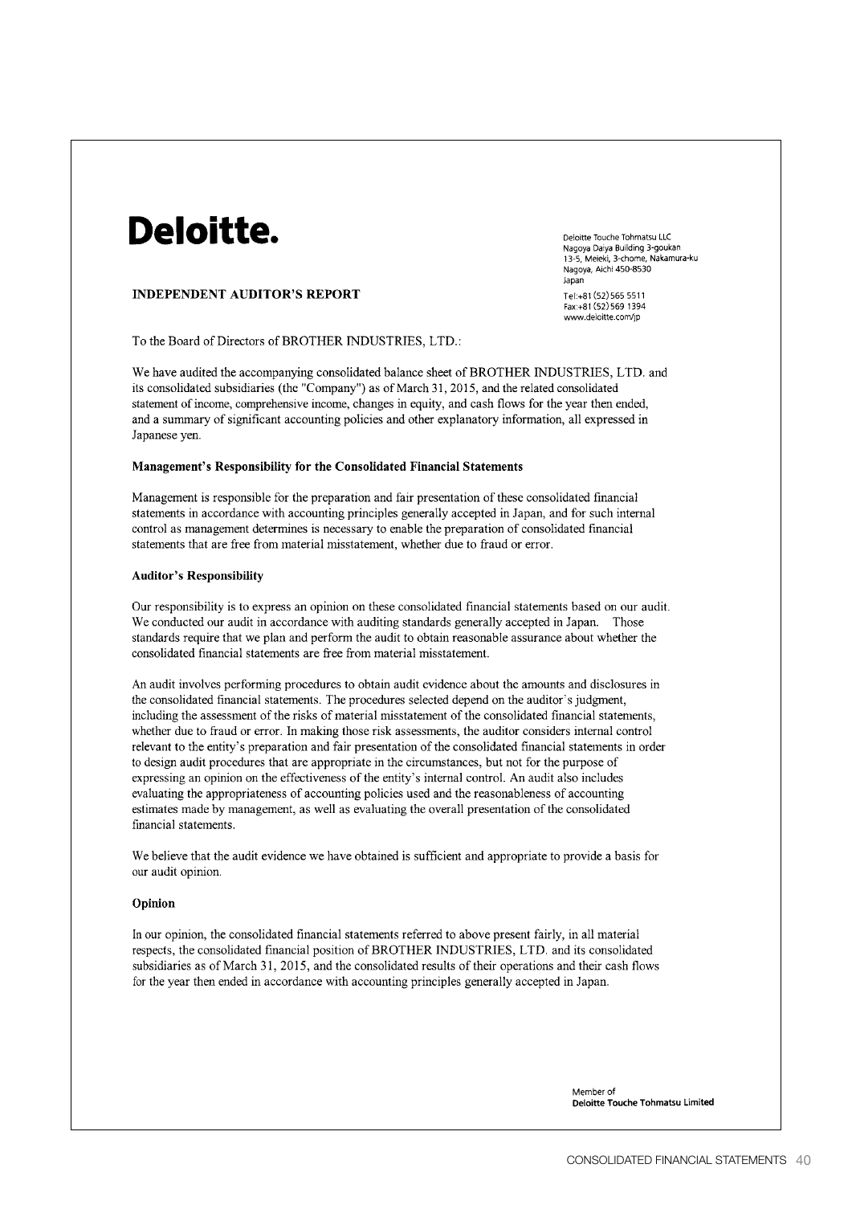# Deloitte.

Deloitte Touche Tohmatsu LLC
Nagoya Daiya Building 3-goukan
13-5, Meieki, 3-chome, Nakamura-ku
Nagoya, Aichi 450-8530
Japan

Tel:+81 (52) 565 5511
Fax:+81 (52) 569 1394
www.deloitte.com/jp

## INDEPENDENT AUDITOR'S REPORT

To the Board of Directors of BROTHER INDUSTRIES, LTD.:

We have audited the accompanying consolidated balance sheet of BROTHER INDUSTRIES, LTD. and its consolidated subsidiaries (the "Company") as of March 31, 2015, and the related consolidated statement of income, comprehensive income, changes in equity, and cash flows for the year then ended, and a summary of significant accounting policies and other explanatory information, all expressed in Japanese yen.

### Management's Responsibility for the Consolidated Financial Statements

Management is responsible for the preparation and fair presentation of these consolidated financial statements in accordance with accounting principles generally accepted in Japan, and for such internal control as management determines is necessary to enable the preparation of consolidated financial statements that are free from material misstatement, whether due to fraud or error.

### Auditor's Responsibility

Our responsibility is to express an opinion on these consolidated financial statements based on our audit. We conducted our audit in accordance with auditing standards generally accepted in Japan. Those standards require that we plan and perform the audit to obtain reasonable assurance about whether the consolidated financial statements are free from material misstatement.

An audit involves performing procedures to obtain audit evidence about the amounts and disclosures in the consolidated financial statements. The procedures selected depend on the auditor's judgment, including the assessment of the risks of material misstatement of the consolidated financial statements, whether due to fraud or error. In making those risk assessments, the auditor considers internal control relevant to the entity's preparation and fair presentation of the consolidated financial statements in order to design audit procedures that are appropriate in the circumstances, but not for the purpose of expressing an opinion on the effectiveness of the entity's internal control. An audit also includes evaluating the appropriateness of accounting policies used and the reasonableness of accounting estimates made by management, as well as evaluating the overall presentation of the consolidated financial statements.

We believe that the audit evidence we have obtained is sufficient and appropriate to provide a basis for our audit opinion.

### Opinion

In our opinion, the consolidated financial statements referred to above present fairly, in all material respects, the consolidated financial position of BROTHER INDUSTRIES, LTD. and its consolidated subsidiaries as of March 31, 2015, and the consolidated results of their operations and their cash flows for the year then ended in accordance with accounting principles generally accepted in Japan.

Member of
**Deloitte Touche Tohmatsu Limited**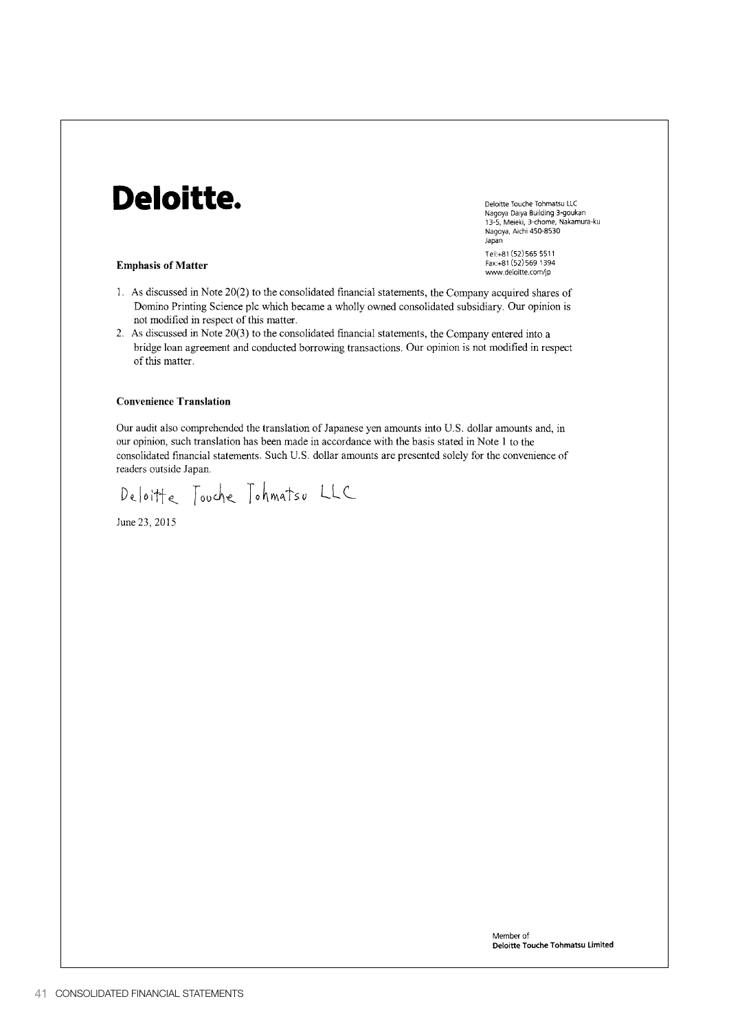**Deloitte.**

Deloitte Touche Tohmatsu LLC
Nagoya Daiya Building 3-goukan
13-5, Meieki, 3-chome, Nakamura-ku
Nagoya, Aichi 450-8530
Japan

Tel:+81 (52) 565 5511
Fax:+81 (52) 569 1394
www.deloitte.com/jp

**Emphasis of Matter**

1. As discussed in Note 20(2) to the consolidated financial statements, the Company acquired shares of Domino Printing Science plc which became a wholly owned consolidated subsidiary. Our opinion is not modified in respect of this matter.
2. As discussed in Note 20(3) to the consolidated financial statements, the Company entered into a bridge loan agreement and conducted borrowing transactions. Our opinion is not modified in respect of this matter.

**Convenience Translation**

Our audit also comprehended the translation of Japanese yen amounts into U.S. dollar amounts and, in our opinion, such translation has been made in accordance with the basis stated in Note 1 to the consolidated financial statements. Such U.S. dollar amounts are presented solely for the convenience of readers outside Japan.

Deloitte Touche Tohmatsu LLC

June 23, 2015

Member of
**Deloitte Touche Tohmatsu Limited**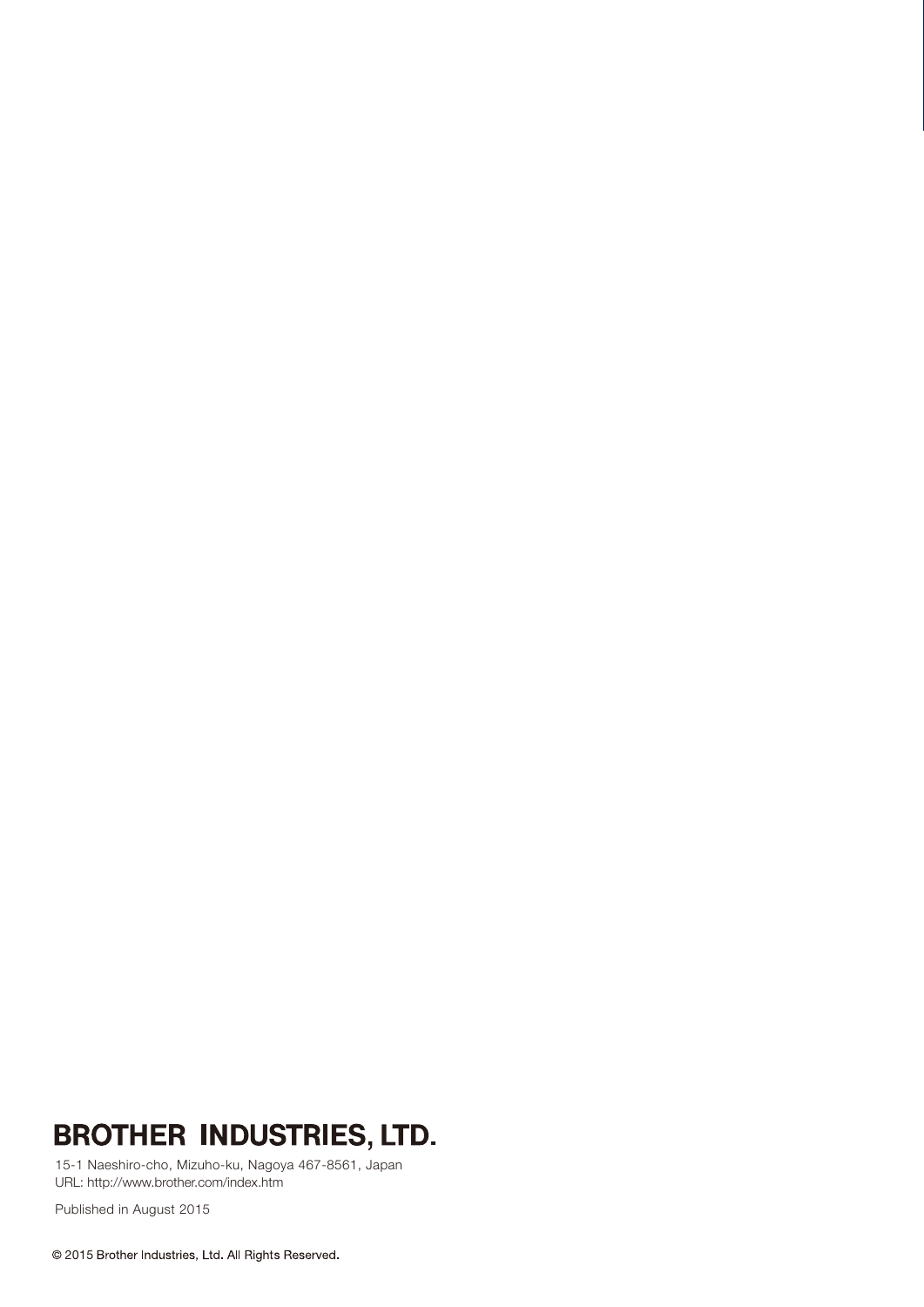**BROTHER INDUSTRIES, LTD.**

15-1 Naeshiro-cho, Mizuho-ku, Nagoya 467-8561, Japan
URL: http://www.brother.com/index.htm

Published in August 2015

© 2015 Brother Industries, Ltd. All Rights Reserved.